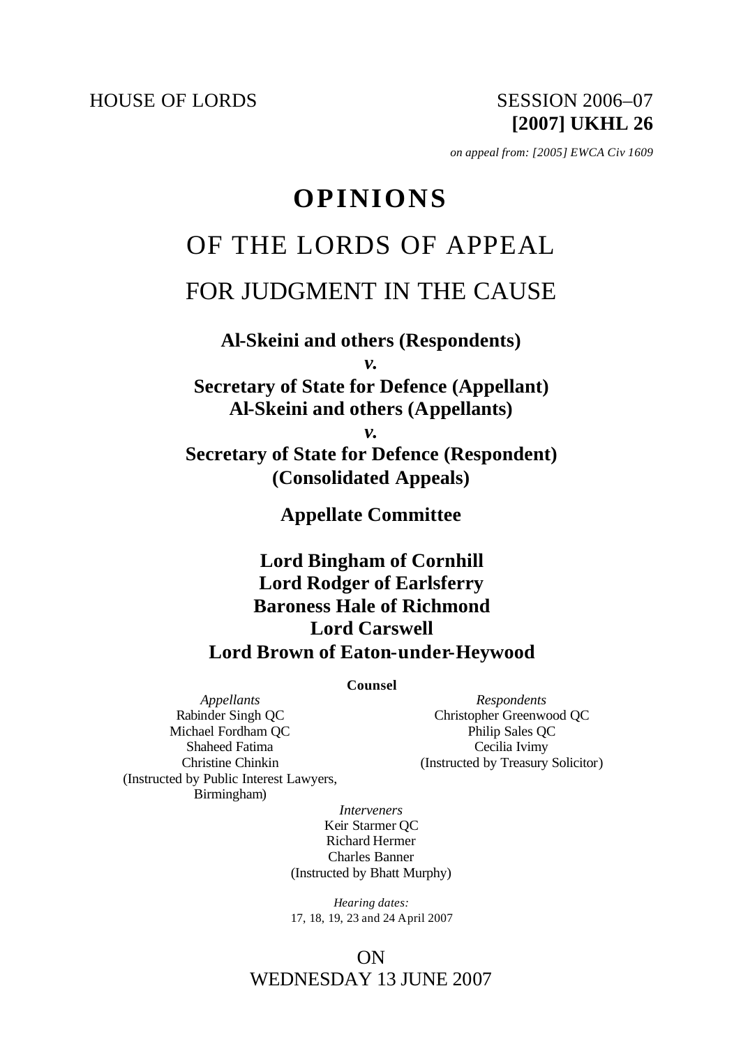HOUSE OF LORDS SESSION 2006–07

**[2007] UKHL 26**

*on appeal from: [2005] EWCA Civ 1609*

# OPINIONS

## OF THE LORDS OF APPEAL

## FOR JUDGMENT IN THE CAUSE

**Al-Skeini and others (Respondents)**

***v.***

**Secretary of State for Defence (Appellant)**

**Al-Skeini and others (Appellants)**

***v.***

**Secretary of State for Defence (Respondent)**

**(Consolidated Appeals)**

**Appellate Committee**

**Lord Bingham of Cornhill**
**Lord Rodger of Earlsferry**
**Baroness Hale of Richmond**
**Lord Carswell**
**Lord Brown of Eaton-under-Heywood**

**Counsel**

*Appellants*
Rabinder Singh QC
Michael Fordham QC
Shaheed Fatima
Christine Chinkin
(Instructed by Public Interest Lawyers, Birmingham)

*Respondents*
Christopher Greenwood QC
Philip Sales QC
Cecilia Ivimy
(Instructed by Treasury Solicitor)

*Interveners*
Keir Starmer QC
Richard Hermer
Charles Banner
(Instructed by Bhatt Murphy)

*Hearing dates:*
17, 18, 19, 23 and 24 April 2007

ON
WEDNESDAY 13 JUNE 2007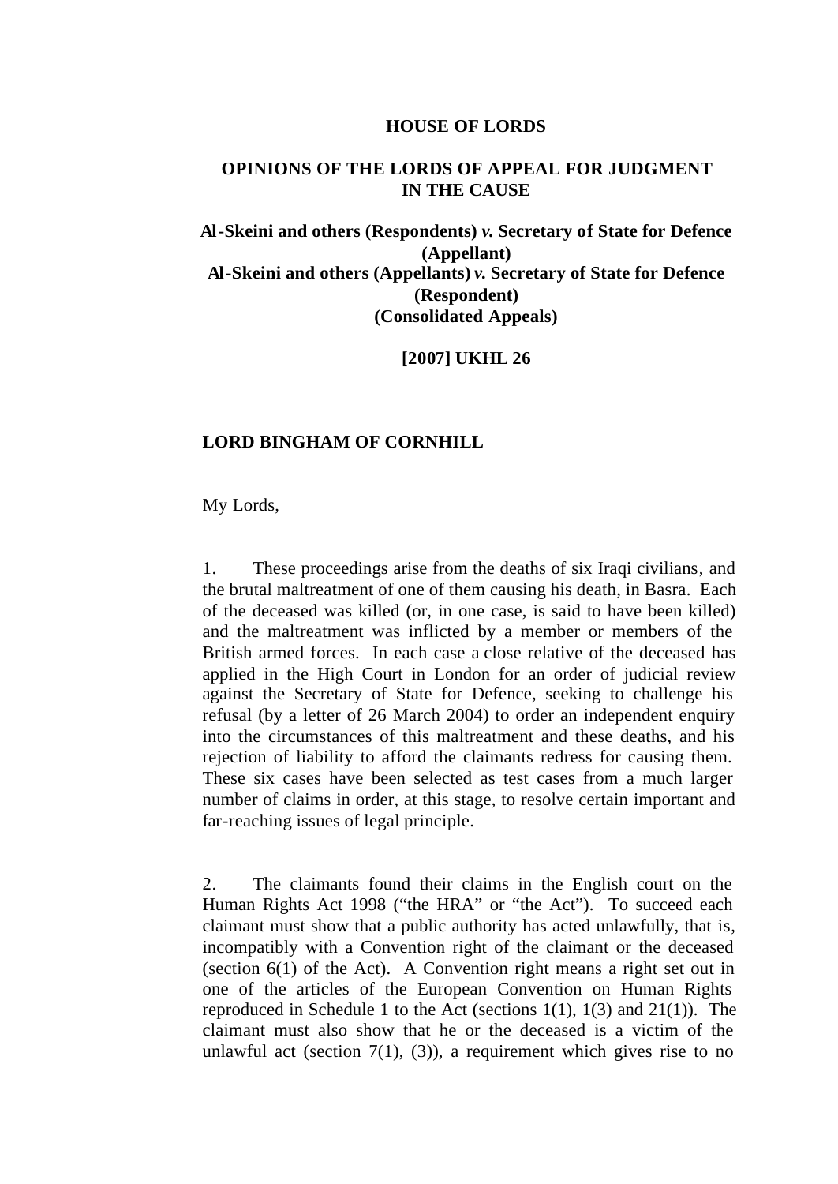**HOUSE OF LORDS**

**OPINIONS OF THE LORDS OF APPEAL FOR JUDGMENT IN THE CAUSE**

**Al-Skeini and others (Respondents) *v.* Secretary of State for Defence (Appellant)**
**Al-Skeini and others (Appellants) *v.* Secretary of State for Defence (Respondent)**
**(Consolidated Appeals)**

**[2007] UKHL 26**

**LORD BINGHAM OF CORNHILL**

My Lords,

1. These proceedings arise from the deaths of six Iraqi civilians, and the brutal maltreatment of one of them causing his death, in Basra. Each of the deceased was killed (or, in one case, is said to have been killed) and the maltreatment was inflicted by a member or members of the British armed forces. In each case a close relative of the deceased has applied in the High Court in London for an order of judicial review against the Secretary of State for Defence, seeking to challenge his refusal (by a letter of 26 March 2004) to order an independent enquiry into the circumstances of this maltreatment and these deaths, and his rejection of liability to afford the claimants redress for causing them. These six cases have been selected as test cases from a much larger number of claims in order, at this stage, to resolve certain important and far-reaching issues of legal principle.

2. The claimants found their claims in the English court on the Human Rights Act 1998 ("the HRA" or "the Act"). To succeed each claimant must show that a public authority has acted unlawfully, that is, incompatibly with a Convention right of the claimant or the deceased (section 6(1) of the Act). A Convention right means a right set out in one of the articles of the European Convention on Human Rights reproduced in Schedule 1 to the Act (sections 1(1), 1(3) and 21(1)). The claimant must also show that he or the deceased is a victim of the unlawful act (section 7(1), (3)), a requirement which gives rise to no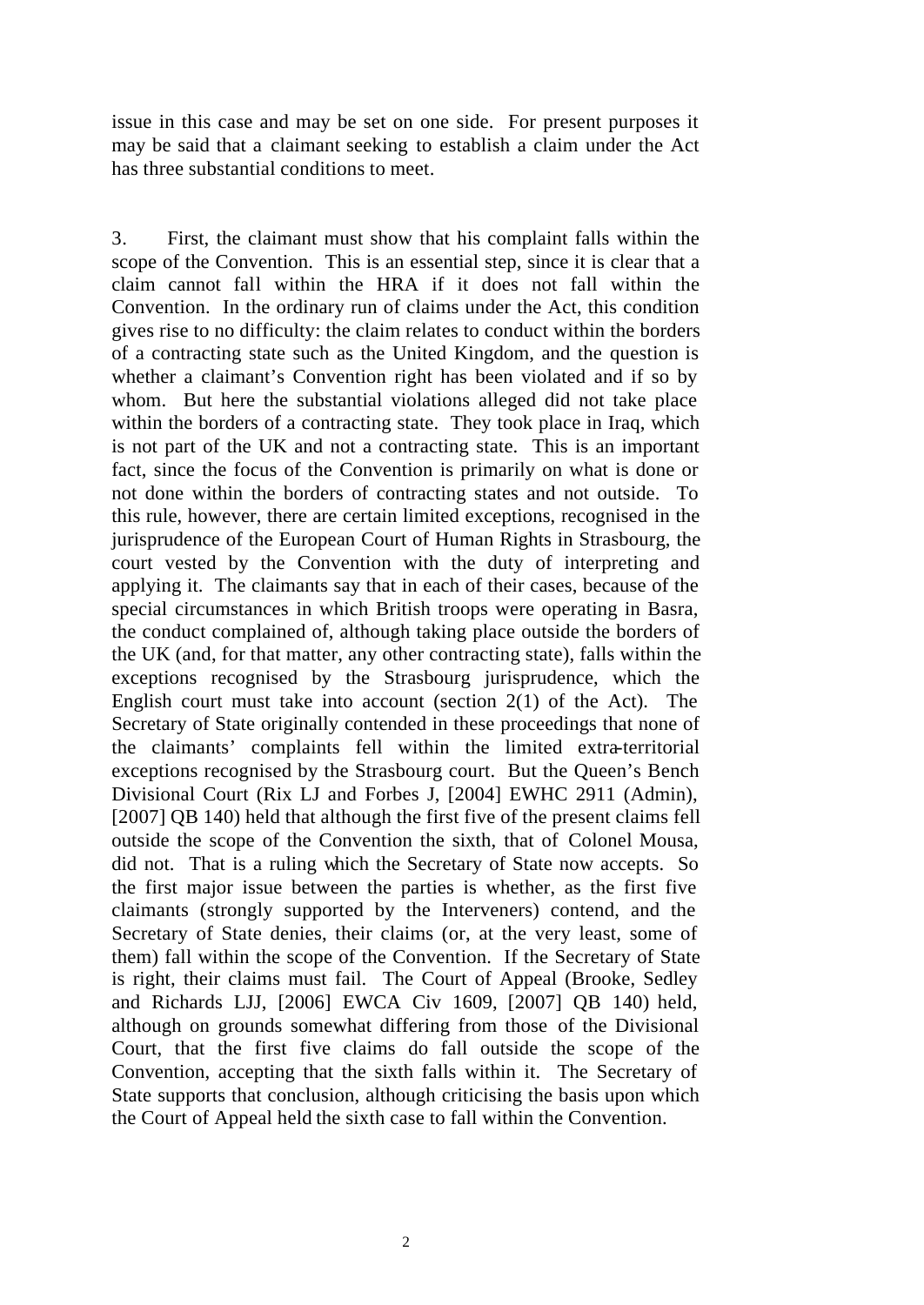issue in this case and may be set on one side. For present purposes it may be said that a claimant seeking to establish a claim under the Act has three substantial conditions to meet.

3. First, the claimant must show that his complaint falls within the scope of the Convention. This is an essential step, since it is clear that a claim cannot fall within the HRA if it does not fall within the Convention. In the ordinary run of claims under the Act, this condition gives rise to no difficulty: the claim relates to conduct within the borders of a contracting state such as the United Kingdom, and the question is whether a claimant's Convention right has been violated and if so by whom. But here the substantial violations alleged did not take place within the borders of a contracting state. They took place in Iraq, which is not part of the UK and not a contracting state. This is an important fact, since the focus of the Convention is primarily on what is done or not done within the borders of contracting states and not outside. To this rule, however, there are certain limited exceptions, recognised in the jurisprudence of the European Court of Human Rights in Strasbourg, the court vested by the Convention with the duty of interpreting and applying it. The claimants say that in each of their cases, because of the special circumstances in which British troops were operating in Basra, the conduct complained of, although taking place outside the borders of the UK (and, for that matter, any other contracting state), falls within the exceptions recognised by the Strasbourg jurisprudence, which the English court must take into account (section 2(1) of the Act). The Secretary of State originally contended in these proceedings that none of the claimants' complaints fell within the limited extra-territorial exceptions recognised by the Strasbourg court. But the Queen's Bench Divisional Court (Rix LJ and Forbes J, [2004] EWHC 2911 (Admin), [2007] QB 140) held that although the first five of the present claims fell outside the scope of the Convention the sixth, that of Colonel Mousa, did not. That is a ruling which the Secretary of State now accepts. So the first major issue between the parties is whether, as the first five claimants (strongly supported by the Interveners) contend, and the Secretary of State denies, their claims (or, at the very least, some of them) fall within the scope of the Convention. If the Secretary of State is right, their claims must fail. The Court of Appeal (Brooke, Sedley and Richards LJJ, [2006] EWCA Civ 1609, [2007] QB 140) held, although on grounds somewhat differing from those of the Divisional Court, that the first five claims do fall outside the scope of the Convention, accepting that the sixth falls within it. The Secretary of State supports that conclusion, although criticising the basis upon which the Court of Appeal held the sixth case to fall within the Convention.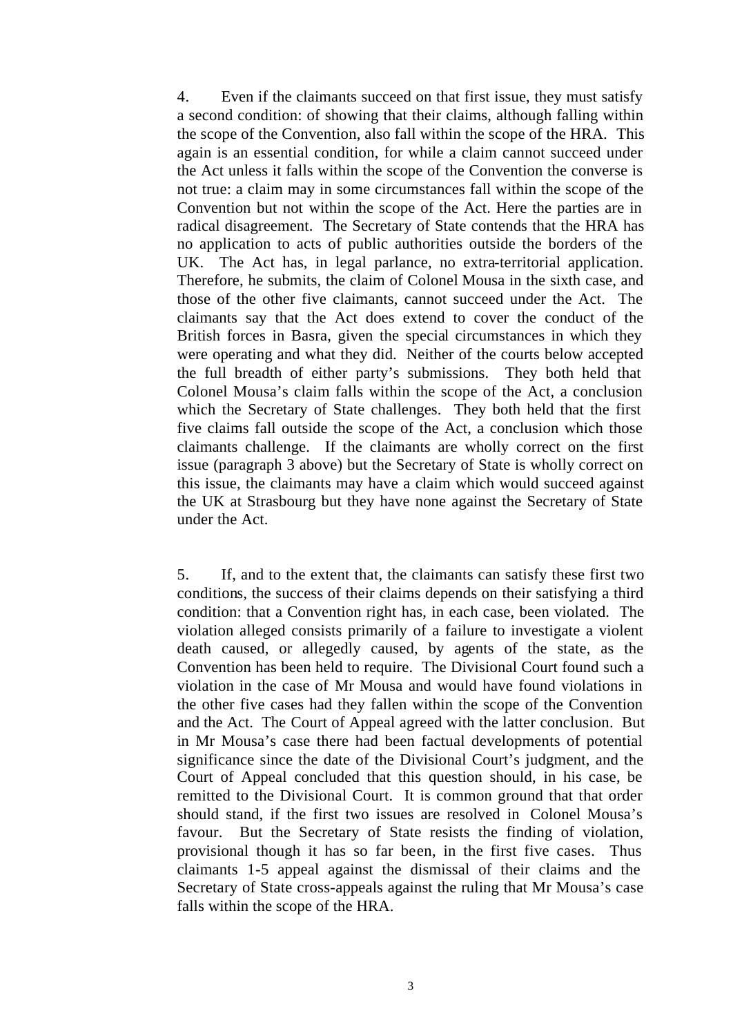4. Even if the claimants succeed on that first issue, they must satisfy a second condition: of showing that their claims, although falling within the scope of the Convention, also fall within the scope of the HRA. This again is an essential condition, for while a claim cannot succeed under the Act unless it falls within the scope of the Convention the converse is not true: a claim may in some circumstances fall within the scope of the Convention but not within the scope of the Act. Here the parties are in radical disagreement. The Secretary of State contends that the HRA has no application to acts of public authorities outside the borders of the UK. The Act has, in legal parlance, no extra-territorial application. Therefore, he submits, the claim of Colonel Mousa in the sixth case, and those of the other five claimants, cannot succeed under the Act. The claimants say that the Act does extend to cover the conduct of the British forces in Basra, given the special circumstances in which they were operating and what they did. Neither of the courts below accepted the full breadth of either party's submissions. They both held that Colonel Mousa's claim falls within the scope of the Act, a conclusion which the Secretary of State challenges. They both held that the first five claims fall outside the scope of the Act, a conclusion which those claimants challenge. If the claimants are wholly correct on the first issue (paragraph 3 above) but the Secretary of State is wholly correct on this issue, the claimants may have a claim which would succeed against the UK at Strasbourg but they have none against the Secretary of State under the Act.

5. If, and to the extent that, the claimants can satisfy these first two conditions, the success of their claims depends on their satisfying a third condition: that a Convention right has, in each case, been violated. The violation alleged consists primarily of a failure to investigate a violent death caused, or allegedly caused, by agents of the state, as the Convention has been held to require. The Divisional Court found such a violation in the case of Mr Mousa and would have found violations in the other five cases had they fallen within the scope of the Convention and the Act. The Court of Appeal agreed with the latter conclusion. But in Mr Mousa's case there had been factual developments of potential significance since the date of the Divisional Court's judgment, and the Court of Appeal concluded that this question should, in his case, be remitted to the Divisional Court. It is common ground that that order should stand, if the first two issues are resolved in Colonel Mousa's favour. But the Secretary of State resists the finding of violation, provisional though it has so far been, in the first five cases. Thus claimants 1-5 appeal against the dismissal of their claims and the Secretary of State cross-appeals against the ruling that Mr Mousa's case falls within the scope of the HRA.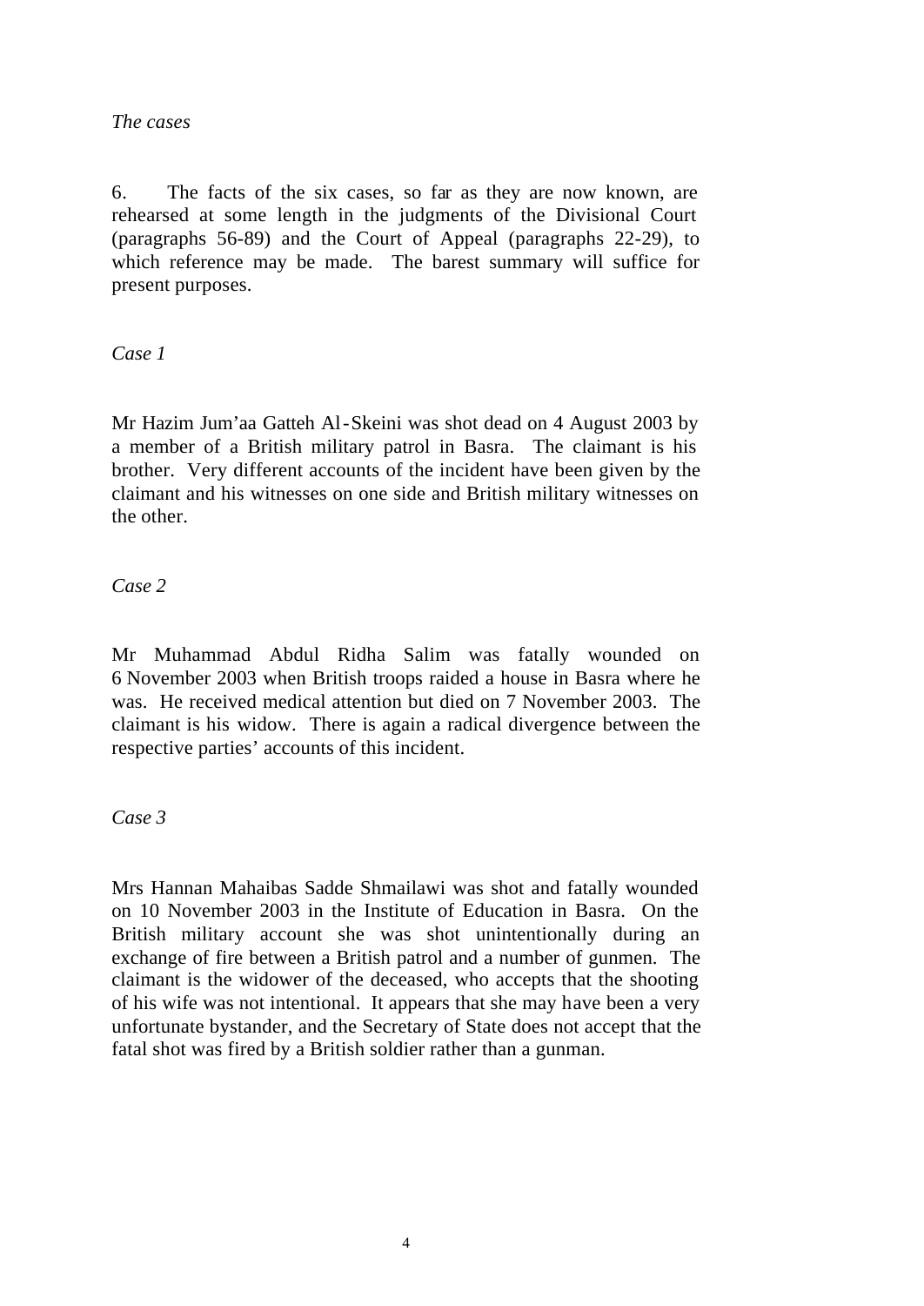*The cases*

6. The facts of the six cases, so far as they are now known, are rehearsed at some length in the judgments of the Divisional Court (paragraphs 56-89) and the Court of Appeal (paragraphs 22-29), to which reference may be made. The barest summary will suffice for present purposes.

*Case 1*

Mr Hazim Jum'aa Gatteh Al-Skeini was shot dead on 4 August 2003 by a member of a British military patrol in Basra. The claimant is his brother. Very different accounts of the incident have been given by the claimant and his witnesses on one side and British military witnesses on the other.

*Case 2*

Mr Muhammad Abdul Ridha Salim was fatally wounded on 6 November 2003 when British troops raided a house in Basra where he was. He received medical attention but died on 7 November 2003. The claimant is his widow. There is again a radical divergence between the respective parties' accounts of this incident.

*Case 3*

Mrs Hannan Mahaibas Sadde Shmailawi was shot and fatally wounded on 10 November 2003 in the Institute of Education in Basra. On the British military account she was shot unintentionally during an exchange of fire between a British patrol and a number of gunmen. The claimant is the widower of the deceased, who accepts that the shooting of his wife was not intentional. It appears that she may have been a very unfortunate bystander, and the Secretary of State does not accept that the fatal shot was fired by a British soldier rather than a gunman.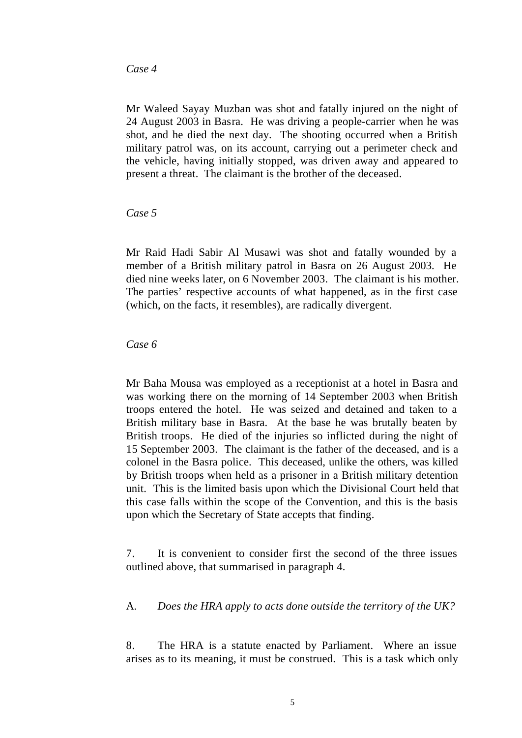*Case 4*

Mr Waleed Sayay Muzban was shot and fatally injured on the night of 24 August 2003 in Basra. He was driving a people-carrier when he was shot, and he died the next day. The shooting occurred when a British military patrol was, on its account, carrying out a perimeter check and the vehicle, having initially stopped, was driven away and appeared to present a threat. The claimant is the brother of the deceased.

*Case 5*

Mr Raid Hadi Sabir Al Musawi was shot and fatally wounded by a member of a British military patrol in Basra on 26 August 2003. He died nine weeks later, on 6 November 2003. The claimant is his mother. The parties' respective accounts of what happened, as in the first case (which, on the facts, it resembles), are radically divergent.

*Case 6*

Mr Baha Mousa was employed as a receptionist at a hotel in Basra and was working there on the morning of 14 September 2003 when British troops entered the hotel. He was seized and detained and taken to a British military base in Basra. At the base he was brutally beaten by British troops. He died of the injuries so inflicted during the night of 15 September 2003. The claimant is the father of the deceased, and is a colonel in the Basra police. This deceased, unlike the others, was killed by British troops when held as a prisoner in a British military detention unit. This is the limited basis upon which the Divisional Court held that this case falls within the scope of the Convention, and this is the basis upon which the Secretary of State accepts that finding.

7. It is convenient to consider first the second of the three issues outlined above, that summarised in paragraph 4.

A. *Does the HRA apply to acts done outside the territory of the UK?*

8. The HRA is a statute enacted by Parliament. Where an issue arises as to its meaning, it must be construed. This is a task which only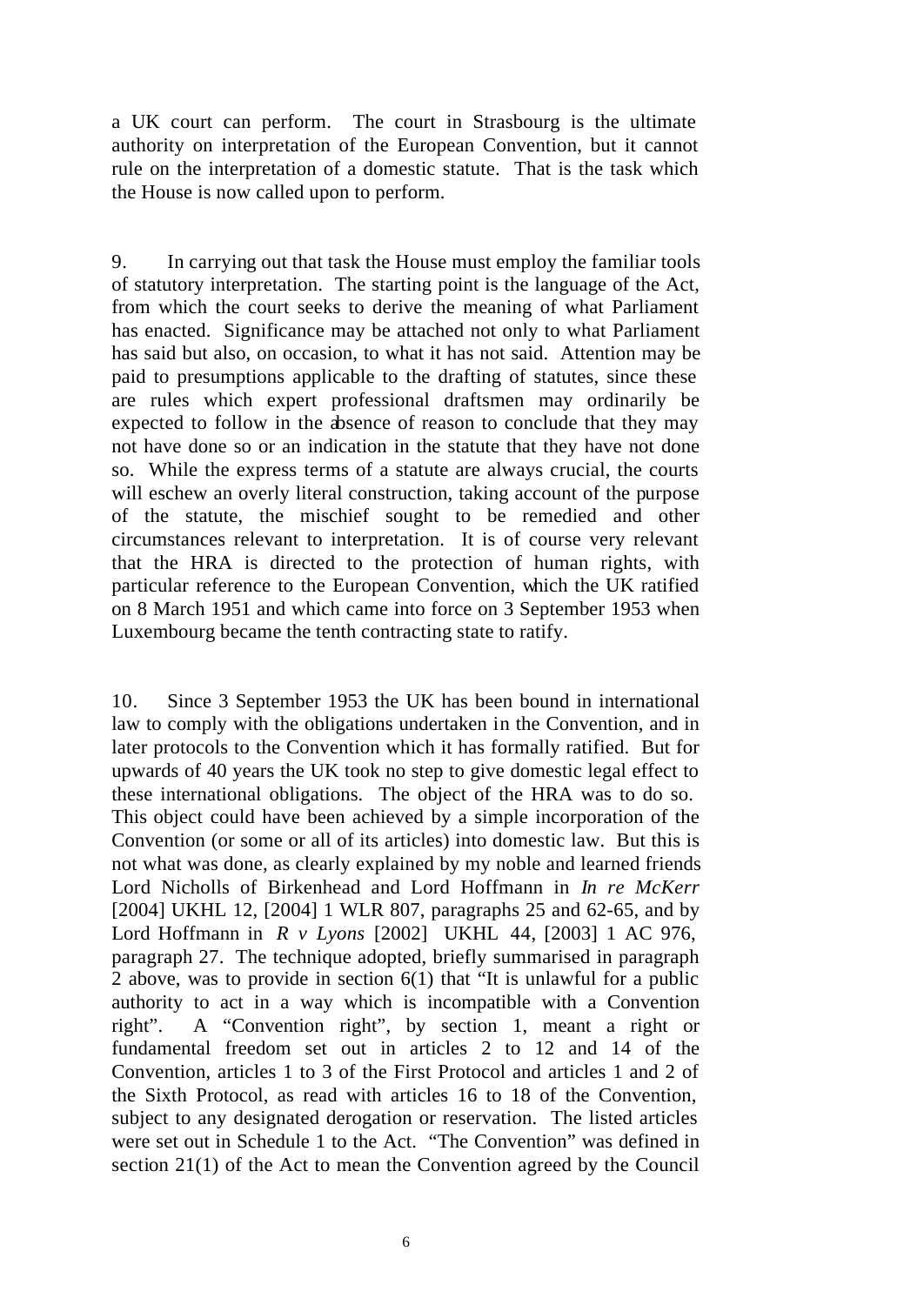a UK court can perform. The court in Strasbourg is the ultimate authority on interpretation of the European Convention, but it cannot rule on the interpretation of a domestic statute. That is the task which the House is now called upon to perform.

9. In carrying out that task the House must employ the familiar tools of statutory interpretation. The starting point is the language of the Act, from which the court seeks to derive the meaning of what Parliament has enacted. Significance may be attached not only to what Parliament has said but also, on occasion, to what it has not said. Attention may be paid to presumptions applicable to the drafting of statutes, since these are rules which expert professional draftsmen may ordinarily be expected to follow in the absence of reason to conclude that they may not have done so or an indication in the statute that they have not done so. While the express terms of a statute are always crucial, the courts will eschew an overly literal construction, taking account of the purpose of the statute, the mischief sought to be remedied and other circumstances relevant to interpretation. It is of course very relevant that the HRA is directed to the protection of human rights, with particular reference to the European Convention, which the UK ratified on 8 March 1951 and which came into force on 3 September 1953 when Luxembourg became the tenth contracting state to ratify.

10. Since 3 September 1953 the UK has been bound in international law to comply with the obligations undertaken in the Convention, and in later protocols to the Convention which it has formally ratified. But for upwards of 40 years the UK took no step to give domestic legal effect to these international obligations. The object of the HRA was to do so. This object could have been achieved by a simple incorporation of the Convention (or some or all of its articles) into domestic law. But this is not what was done, as clearly explained by my noble and learned friends Lord Nicholls of Birkenhead and Lord Hoffmann in *In re McKerr* [2004] UKHL 12, [2004] 1 WLR 807, paragraphs 25 and 62-65, and by Lord Hoffmann in *R v Lyons* [2002] UKHL 44, [2003] 1 AC 976, paragraph 27. The technique adopted, briefly summarised in paragraph 2 above, was to provide in section 6(1) that "It is unlawful for a public authority to act in a way which is incompatible with a Convention right". A "Convention right", by section 1, meant a right or fundamental freedom set out in articles 2 to 12 and 14 of the Convention, articles 1 to 3 of the First Protocol and articles 1 and 2 of the Sixth Protocol, as read with articles 16 to 18 of the Convention, subject to any designated derogation or reservation. The listed articles were set out in Schedule 1 to the Act. "The Convention" was defined in section 21(1) of the Act to mean the Convention agreed by the Council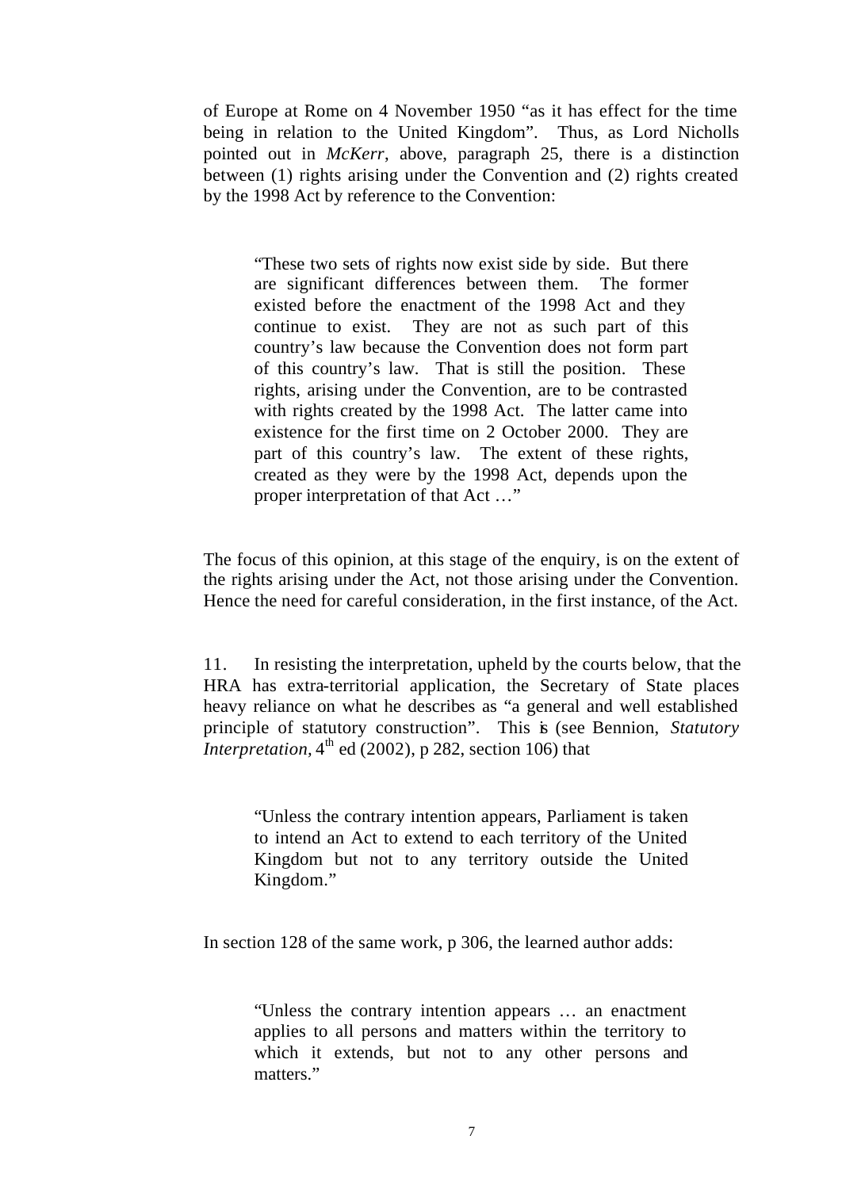of Europe at Rome on 4 November 1950 "as it has effect for the time being in relation to the United Kingdom". Thus, as Lord Nicholls pointed out in *McKerr*, above, paragraph 25, there is a distinction between (1) rights arising under the Convention and (2) rights created by the 1998 Act by reference to the Convention:

> "These two sets of rights now exist side by side. But there are significant differences between them. The former existed before the enactment of the 1998 Act and they continue to exist. They are not as such part of this country's law because the Convention does not form part of this country's law. That is still the position. These rights, arising under the Convention, are to be contrasted with rights created by the 1998 Act. The latter came into existence for the first time on 2 October 2000. They are part of this country's law. The extent of these rights, created as they were by the 1998 Act, depends upon the proper interpretation of that Act …"

The focus of this opinion, at this stage of the enquiry, is on the extent of the rights arising under the Act, not those arising under the Convention. Hence the need for careful consideration, in the first instance, of the Act.

11. In resisting the interpretation, upheld by the courts below, that the HRA has extra-territorial application, the Secretary of State places heavy reliance on what he describes as "a general and well established principle of statutory construction". This is (see Bennion, *Statutory Interpretation,* 4th ed (2002), p 282, section 106) that

> "Unless the contrary intention appears, Parliament is taken to intend an Act to extend to each territory of the United Kingdom but not to any territory outside the United Kingdom."

In section 128 of the same work, p 306, the learned author adds:

> "Unless the contrary intention appears … an enactment applies to all persons and matters within the territory to which it extends, but not to any other persons and matters."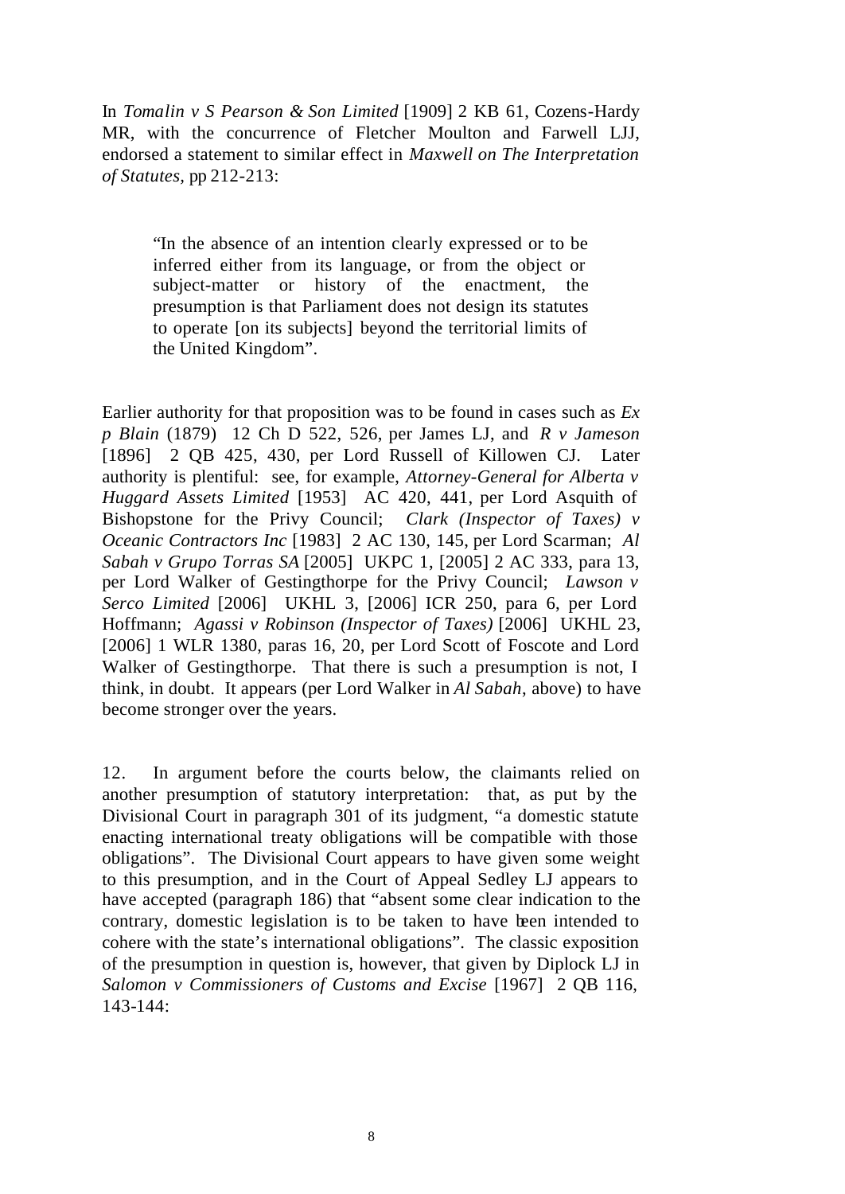In *Tomalin v S Pearson & Son Limited* [1909] 2 KB 61, Cozens-Hardy MR, with the concurrence of Fletcher Moulton and Farwell LJJ, endorsed a statement to similar effect in *Maxwell on The Interpretation of Statutes*, pp 212-213:

> "In the absence of an intention clearly expressed or to be inferred either from its language, or from the object or subject-matter or history of the enactment, the presumption is that Parliament does not design its statutes to operate [on its subjects] beyond the territorial limits of the United Kingdom".

Earlier authority for that proposition was to be found in cases such as *Ex p Blain* (1879) 12 Ch D 522, 526, per James LJ, and *R v Jameson* [1896] 2 QB 425, 430, per Lord Russell of Killowen CJ. Later authority is plentiful: see, for example, *Attorney-General for Alberta v Huggard Assets Limited* [1953] AC 420, 441, per Lord Asquith of Bishopstone for the Privy Council; *Clark (Inspector of Taxes) v Oceanic Contractors Inc* [1983] 2 AC 130, 145, per Lord Scarman; *Al Sabah v Grupo Torras SA* [2005] UKPC 1, [2005] 2 AC 333, para 13, per Lord Walker of Gestingthorpe for the Privy Council; *Lawson v Serco Limited* [2006] UKHL 3, [2006] ICR 250, para 6, per Lord Hoffmann; *Agassi v Robinson (Inspector of Taxes)* [2006] UKHL 23, [2006] 1 WLR 1380, paras 16, 20, per Lord Scott of Foscote and Lord Walker of Gestingthorpe. That there is such a presumption is not, I think, in doubt. It appears (per Lord Walker in *Al Sabah*, above) to have become stronger over the years.

12. In argument before the courts below, the claimants relied on another presumption of statutory interpretation: that, as put by the Divisional Court in paragraph 301 of its judgment, "a domestic statute enacting international treaty obligations will be compatible with those obligations". The Divisional Court appears to have given some weight to this presumption, and in the Court of Appeal Sedley LJ appears to have accepted (paragraph 186) that "absent some clear indication to the contrary, domestic legislation is to be taken to have been intended to cohere with the state's international obligations". The classic exposition of the presumption in question is, however, that given by Diplock LJ in *Salomon v Commissioners of Customs and Excise* [1967] 2 QB 116, 143-144: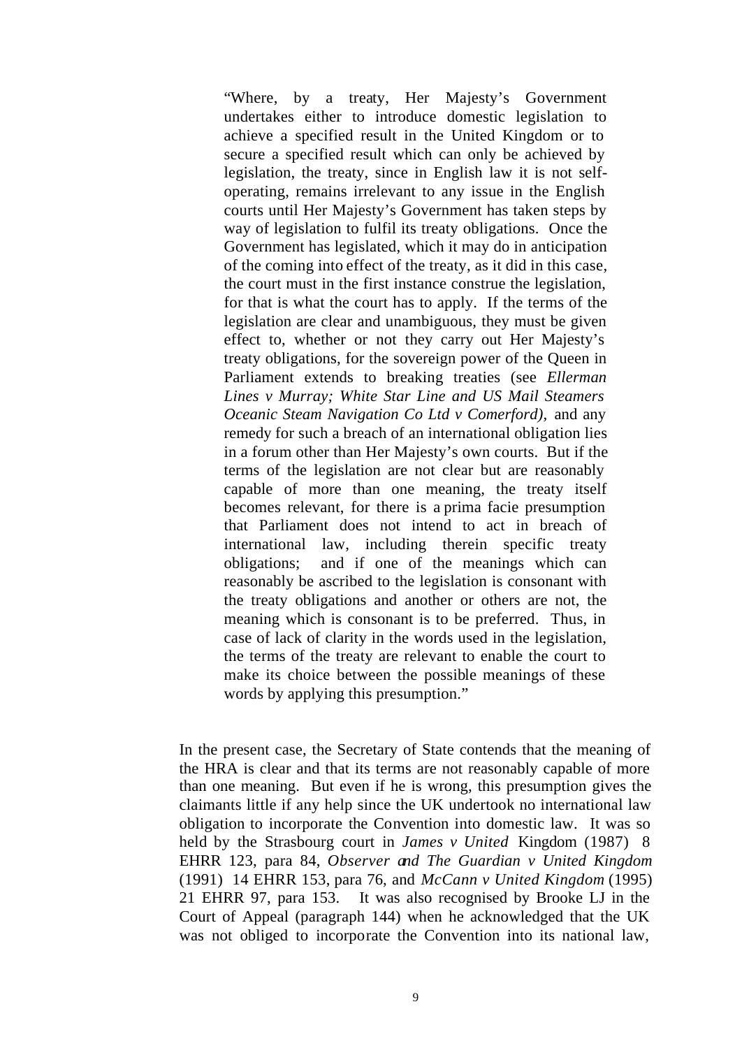> "Where, by a treaty, Her Majesty's Government undertakes either to introduce domestic legislation to achieve a specified result in the United Kingdom or to secure a specified result which can only be achieved by legislation, the treaty, since in English law it is not self-operating, remains irrelevant to any issue in the English courts until Her Majesty's Government has taken steps by way of legislation to fulfil its treaty obligations. Once the Government has legislated, which it may do in anticipation of the coming into effect of the treaty, as it did in this case, the court must in the first instance construe the legislation, for that is what the court has to apply. If the terms of the legislation are clear and unambiguous, they must be given effect to, whether or not they carry out Her Majesty's treaty obligations, for the sovereign power of the Queen in Parliament extends to breaking treaties (see *Ellerman Lines v Murray; White Star Line and US Mail Steamers Oceanic Steam Navigation Co Ltd v Comerford)*, and any remedy for such a breach of an international obligation lies in a forum other than Her Majesty's own courts. But if the terms of the legislation are not clear but are reasonably capable of more than one meaning, the treaty itself becomes relevant, for there is a prima facie presumption that Parliament does not intend to act in breach of international law, including therein specific treaty obligations; and if one of the meanings which can reasonably be ascribed to the legislation is consonant with the treaty obligations and another or others are not, the meaning which is consonant is to be preferred. Thus, in case of lack of clarity in the words used in the legislation, the terms of the treaty are relevant to enable the court to make its choice between the possible meanings of these words by applying this presumption."

In the present case, the Secretary of State contends that the meaning of the HRA is clear and that its terms are not reasonably capable of more than one meaning. But even if he is wrong, this presumption gives the claimants little if any help since the UK undertook no international law obligation to incorporate the Convention into domestic law. It was so held by the Strasbourg court in *James v United* Kingdom (1987) 8 EHRR 123, para 84, *Observer and The Guardian v United Kingdom* (1991) 14 EHRR 153, para 76, and *McCann v United Kingdom* (1995) 21 EHRR 97, para 153. It was also recognised by Brooke LJ in the Court of Appeal (paragraph 144) when he acknowledged that the UK was not obliged to incorporate the Convention into its national law,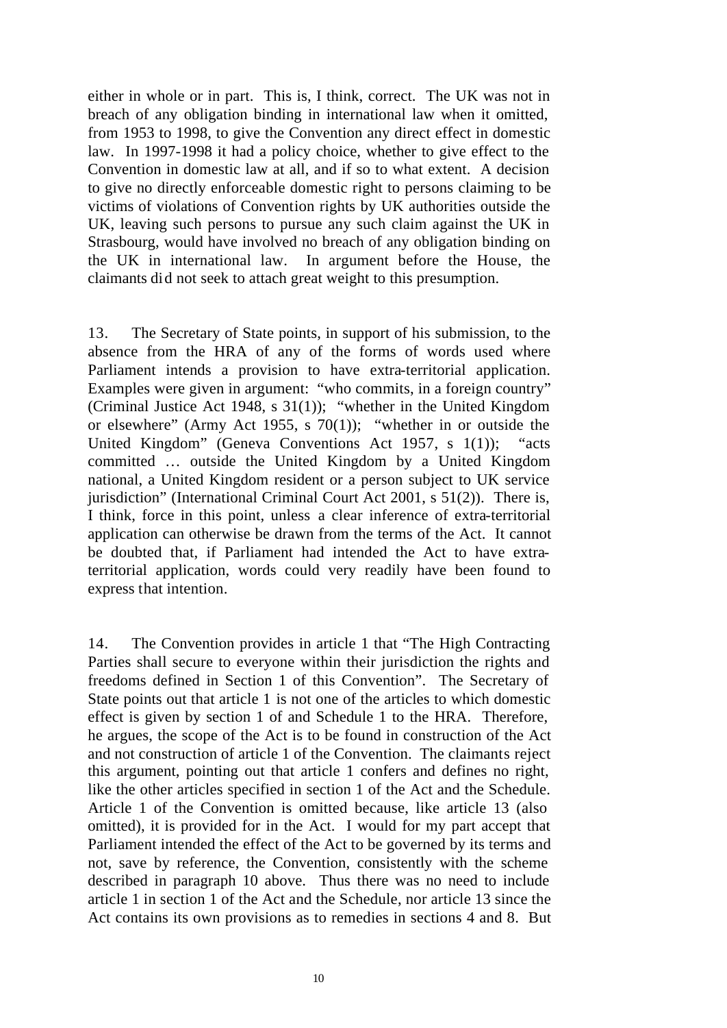either in whole or in part. This is, I think, correct. The UK was not in breach of any obligation binding in international law when it omitted, from 1953 to 1998, to give the Convention any direct effect in domestic law. In 1997-1998 it had a policy choice, whether to give effect to the Convention in domestic law at all, and if so to what extent. A decision to give no directly enforceable domestic right to persons claiming to be victims of violations of Convention rights by UK authorities outside the UK, leaving such persons to pursue any such claim against the UK in Strasbourg, would have involved no breach of any obligation binding on the UK in international law. In argument before the House, the claimants did not seek to attach great weight to this presumption.

13. The Secretary of State points, in support of his submission, to the absence from the HRA of any of the forms of words used where Parliament intends a provision to have extra-territorial application. Examples were given in argument: "who commits, in a foreign country" (Criminal Justice Act 1948, s 31(1)); "whether in the United Kingdom or elsewhere" (Army Act 1955, s 70(1)); "whether in or outside the United Kingdom" (Geneva Conventions Act 1957, s 1(1)); "acts committed … outside the United Kingdom by a United Kingdom national, a United Kingdom resident or a person subject to UK service jurisdiction" (International Criminal Court Act 2001, s 51(2)). There is, I think, force in this point, unless a clear inference of extra-territorial application can otherwise be drawn from the terms of the Act. It cannot be doubted that, if Parliament had intended the Act to have extra-territorial application, words could very readily have been found to express that intention.

14. The Convention provides in article 1 that "The High Contracting Parties shall secure to everyone within their jurisdiction the rights and freedoms defined in Section 1 of this Convention". The Secretary of State points out that article 1 is not one of the articles to which domestic effect is given by section 1 of and Schedule 1 to the HRA. Therefore, he argues, the scope of the Act is to be found in construction of the Act and not construction of article 1 of the Convention. The claimants reject this argument, pointing out that article 1 confers and defines no right, like the other articles specified in section 1 of the Act and the Schedule. Article 1 of the Convention is omitted because, like article 13 (also omitted), it is provided for in the Act. I would for my part accept that Parliament intended the effect of the Act to be governed by its terms and not, save by reference, the Convention, consistently with the scheme described in paragraph 10 above. Thus there was no need to include article 1 in section 1 of the Act and the Schedule, nor article 13 since the Act contains its own provisions as to remedies in sections 4 and 8. But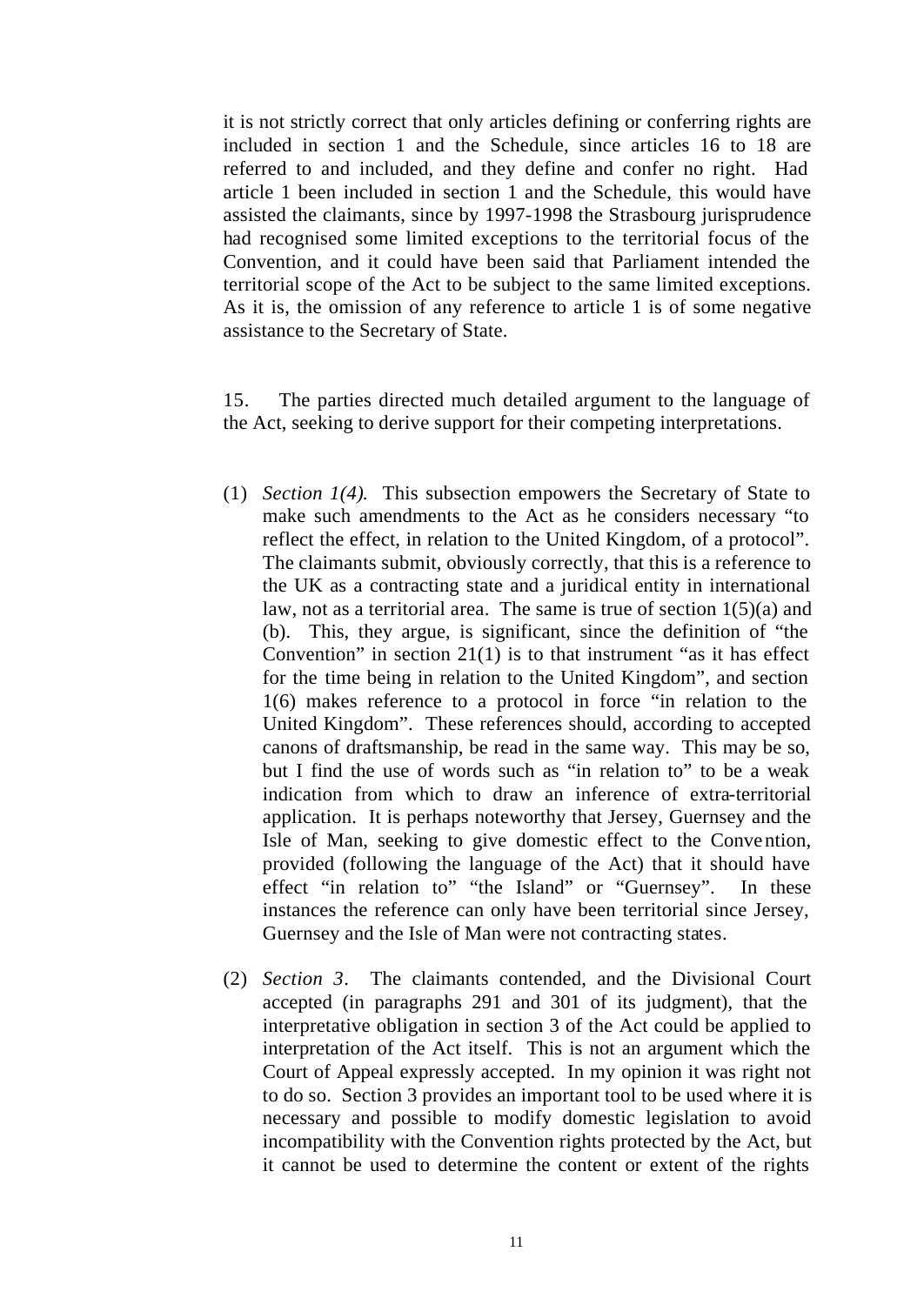it is not strictly correct that only articles defining or conferring rights are included in section 1 and the Schedule, since articles 16 to 18 are referred to and included, and they define and confer no right. Had article 1 been included in section 1 and the Schedule, this would have assisted the claimants, since by 1997-1998 the Strasbourg jurisprudence had recognised some limited exceptions to the territorial focus of the Convention, and it could have been said that Parliament intended the territorial scope of the Act to be subject to the same limited exceptions. As it is, the omission of any reference to article 1 is of some negative assistance to the Secretary of State.

15. The parties directed much detailed argument to the language of the Act, seeking to derive support for their competing interpretations.

(1) *Section 1(4).* This subsection empowers the Secretary of State to make such amendments to the Act as he considers necessary "to reflect the effect, in relation to the United Kingdom, of a protocol". The claimants submit, obviously correctly, that this is a reference to the UK as a contracting state and a juridical entity in international law, not as a territorial area. The same is true of section 1(5)(a) and (b). This, they argue, is significant, since the definition of "the Convention" in section 21(1) is to that instrument "as it has effect for the time being in relation to the United Kingdom", and section 1(6) makes reference to a protocol in force "in relation to the United Kingdom". These references should, according to accepted canons of draftsmanship, be read in the same way. This may be so, but I find the use of words such as "in relation to" to be a weak indication from which to draw an inference of extra-territorial application. It is perhaps noteworthy that Jersey, Guernsey and the Isle of Man, seeking to give domestic effect to the Convention, provided (following the language of the Act) that it should have effect "in relation to" "the Island" or "Guernsey". In these instances the reference can only have been territorial since Jersey, Guernsey and the Isle of Man were not contracting states.

(2) *Section 3.* The claimants contended, and the Divisional Court accepted (in paragraphs 291 and 301 of its judgment), that the interpretative obligation in section 3 of the Act could be applied to interpretation of the Act itself. This is not an argument which the Court of Appeal expressly accepted. In my opinion it was right not to do so. Section 3 provides an important tool to be used where it is necessary and possible to modify domestic legislation to avoid incompatibility with the Convention rights protected by the Act, but it cannot be used to determine the content or extent of the rights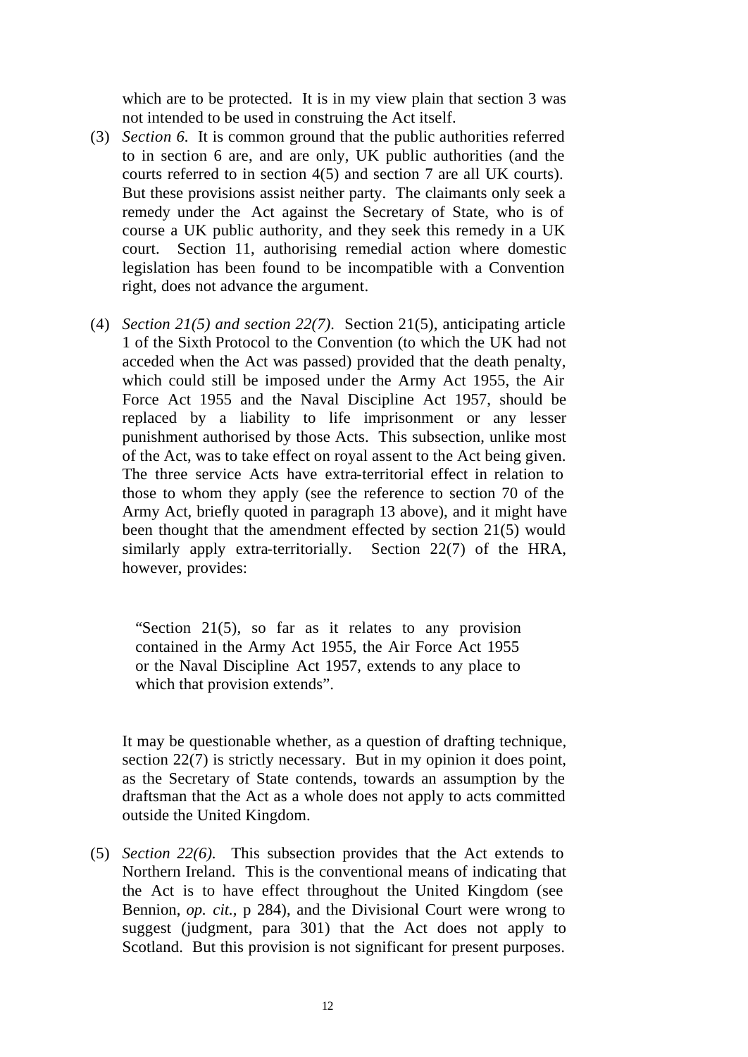which are to be protected. It is in my view plain that section 3 was not intended to be used in construing the Act itself.

(3) *Section 6.* It is common ground that the public authorities referred to in section 6 are, and are only, UK public authorities (and the courts referred to in section 4(5) and section 7 are all UK courts). But these provisions assist neither party. The claimants only seek a remedy under the Act against the Secretary of State, who is of course a UK public authority, and they seek this remedy in a UK court. Section 11, authorising remedial action where domestic legislation has been found to be incompatible with a Convention right, does not advance the argument.

(4) *Section 21(5) and section 22(7).* Section 21(5), anticipating article 1 of the Sixth Protocol to the Convention (to which the UK had not acceded when the Act was passed) provided that the death penalty, which could still be imposed under the Army Act 1955, the Air Force Act 1955 and the Naval Discipline Act 1957, should be replaced by a liability to life imprisonment or any lesser punishment authorised by those Acts. This subsection, unlike most of the Act, was to take effect on royal assent to the Act being given. The three service Acts have extra-territorial effect in relation to those to whom they apply (see the reference to section 70 of the Army Act, briefly quoted in paragraph 13 above), and it might have been thought that the amendment effected by section 21(5) would similarly apply extra-territorially. Section 22(7) of the HRA, however, provides:

> "Section 21(5), so far as it relates to any provision contained in the Army Act 1955, the Air Force Act 1955 or the Naval Discipline Act 1957, extends to any place to which that provision extends".

It may be questionable whether, as a question of drafting technique, section 22(7) is strictly necessary. But in my opinion it does point, as the Secretary of State contends, towards an assumption by the draftsman that the Act as a whole does not apply to acts committed outside the United Kingdom.

(5) *Section 22(6).* This subsection provides that the Act extends to Northern Ireland. This is the conventional means of indicating that the Act is to have effect throughout the United Kingdom (see Bennion, *op. cit.,* p 284), and the Divisional Court were wrong to suggest (judgment, para 301) that the Act does not apply to Scotland. But this provision is not significant for present purposes.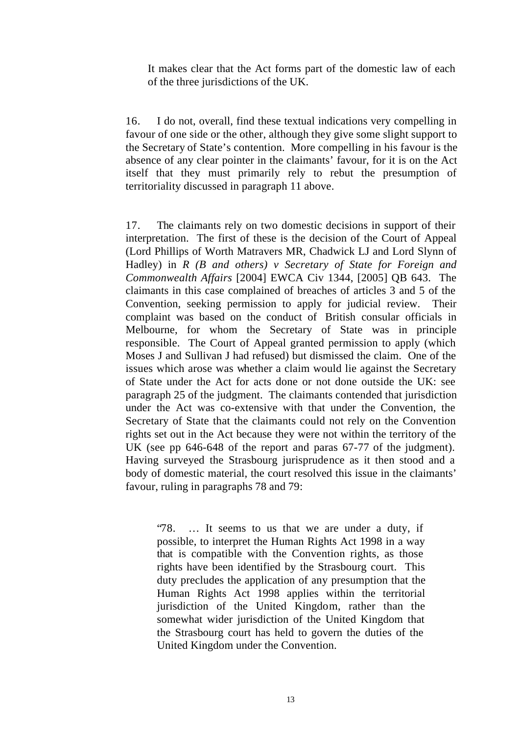It makes clear that the Act forms part of the domestic law of each of the three jurisdictions of the UK.

16. I do not, overall, find these textual indications very compelling in favour of one side or the other, although they give some slight support to the Secretary of State's contention. More compelling in his favour is the absence of any clear pointer in the claimants' favour, for it is on the Act itself that they must primarily rely to rebut the presumption of territoriality discussed in paragraph 11 above.

17. The claimants rely on two domestic decisions in support of their interpretation. The first of these is the decision of the Court of Appeal (Lord Phillips of Worth Matravers MR, Chadwick LJ and Lord Slynn of Hadley) in *R (B and others) v Secretary of State for Foreign and Commonwealth Affairs* [2004] EWCA Civ 1344, [2005] QB 643. The claimants in this case complained of breaches of articles 3 and 5 of the Convention, seeking permission to apply for judicial review. Their complaint was based on the conduct of British consular officials in Melbourne, for whom the Secretary of State was in principle responsible. The Court of Appeal granted permission to apply (which Moses J and Sullivan J had refused) but dismissed the claim. One of the issues which arose was whether a claim would lie against the Secretary of State under the Act for acts done or not done outside the UK: see paragraph 25 of the judgment. The claimants contended that jurisdiction under the Act was co-extensive with that under the Convention, the Secretary of State that the claimants could not rely on the Convention rights set out in the Act because they were not within the territory of the UK (see pp 646-648 of the report and paras 67-77 of the judgment). Having surveyed the Strasbourg jurisprudence as it then stood and a body of domestic material, the court resolved this issue in the claimants' favour, ruling in paragraphs 78 and 79:

> "78. … It seems to us that we are under a duty, if possible, to interpret the Human Rights Act 1998 in a way that is compatible with the Convention rights, as those rights have been identified by the Strasbourg court. This duty precludes the application of any presumption that the Human Rights Act 1998 applies within the territorial jurisdiction of the United Kingdom, rather than the somewhat wider jurisdiction of the United Kingdom that the Strasbourg court has held to govern the duties of the United Kingdom under the Convention.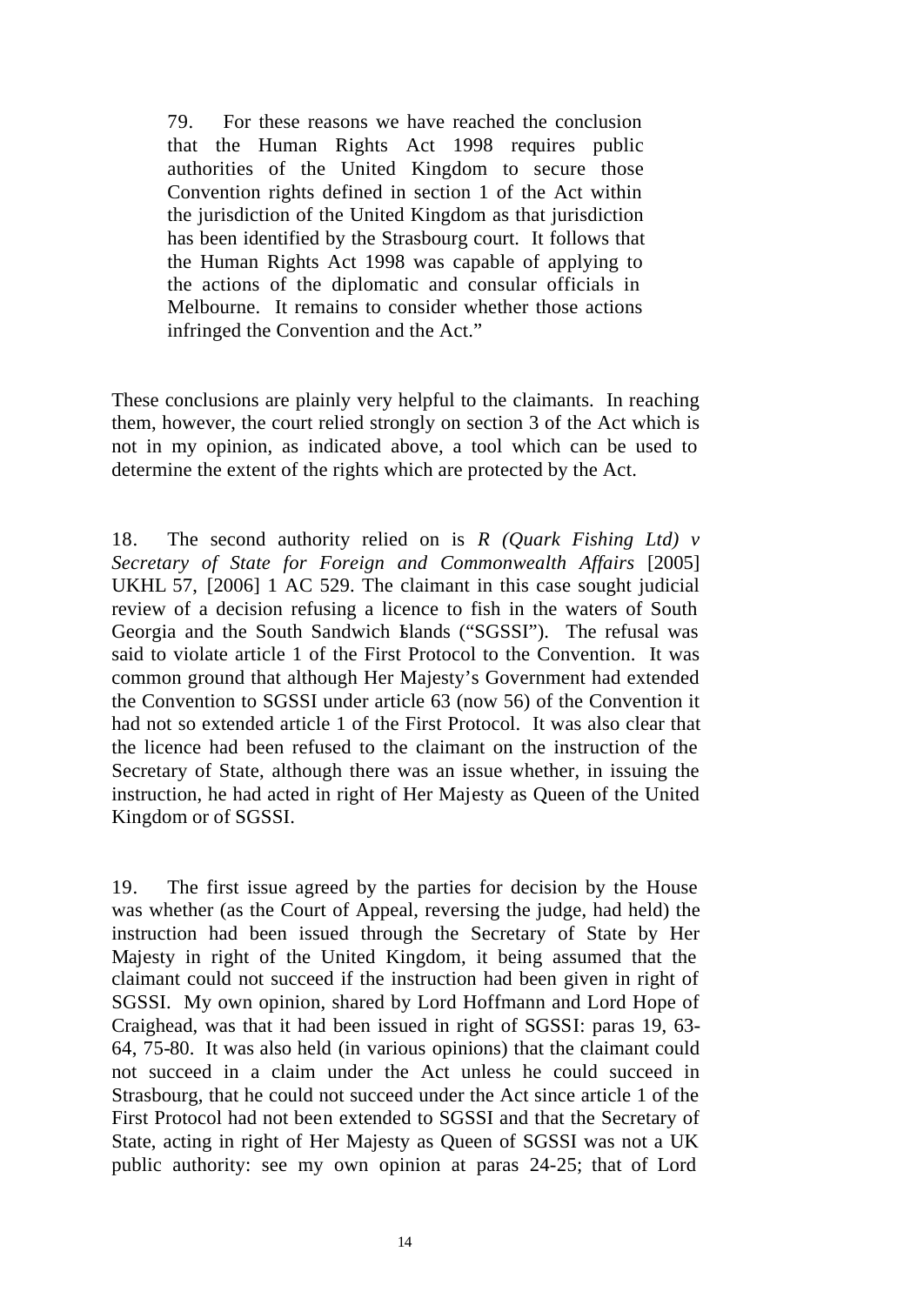> 79. For these reasons we have reached the conclusion that the Human Rights Act 1998 requires public authorities of the United Kingdom to secure those Convention rights defined in section 1 of the Act within the jurisdiction of the United Kingdom as that jurisdiction has been identified by the Strasbourg court. It follows that the Human Rights Act 1998 was capable of applying to the actions of the diplomatic and consular officials in Melbourne. It remains to consider whether those actions infringed the Convention and the Act."

These conclusions are plainly very helpful to the claimants. In reaching them, however, the court relied strongly on section 3 of the Act which is not in my opinion, as indicated above, a tool which can be used to determine the extent of the rights which are protected by the Act.

18. The second authority relied on is *R (Quark Fishing Ltd) v Secretary of State for Foreign and Commonwealth Affairs* [2005] UKHL 57, [2006] 1 AC 529. The claimant in this case sought judicial review of a decision refusing a licence to fish in the waters of South Georgia and the South Sandwich Islands ("SGSSI"). The refusal was said to violate article 1 of the First Protocol to the Convention. It was common ground that although Her Majesty's Government had extended the Convention to SGSSI under article 63 (now 56) of the Convention it had not so extended article 1 of the First Protocol. It was also clear that the licence had been refused to the claimant on the instruction of the Secretary of State, although there was an issue whether, in issuing the instruction, he had acted in right of Her Majesty as Queen of the United Kingdom or of SGSSI.

19. The first issue agreed by the parties for decision by the House was whether (as the Court of Appeal, reversing the judge, had held) the instruction had been issued through the Secretary of State by Her Majesty in right of the United Kingdom, it being assumed that the claimant could not succeed if the instruction had been given in right of SGSSI. My own opinion, shared by Lord Hoffmann and Lord Hope of Craighead, was that it had been issued in right of SGSSI: paras 19, 63-64, 75-80. It was also held (in various opinions) that the claimant could not succeed in a claim under the Act unless he could succeed in Strasbourg, that he could not succeed under the Act since article 1 of the First Protocol had not been extended to SGSSI and that the Secretary of State, acting in right of Her Majesty as Queen of SGSSI was not a UK public authority: see my own opinion at paras 24-25; that of Lord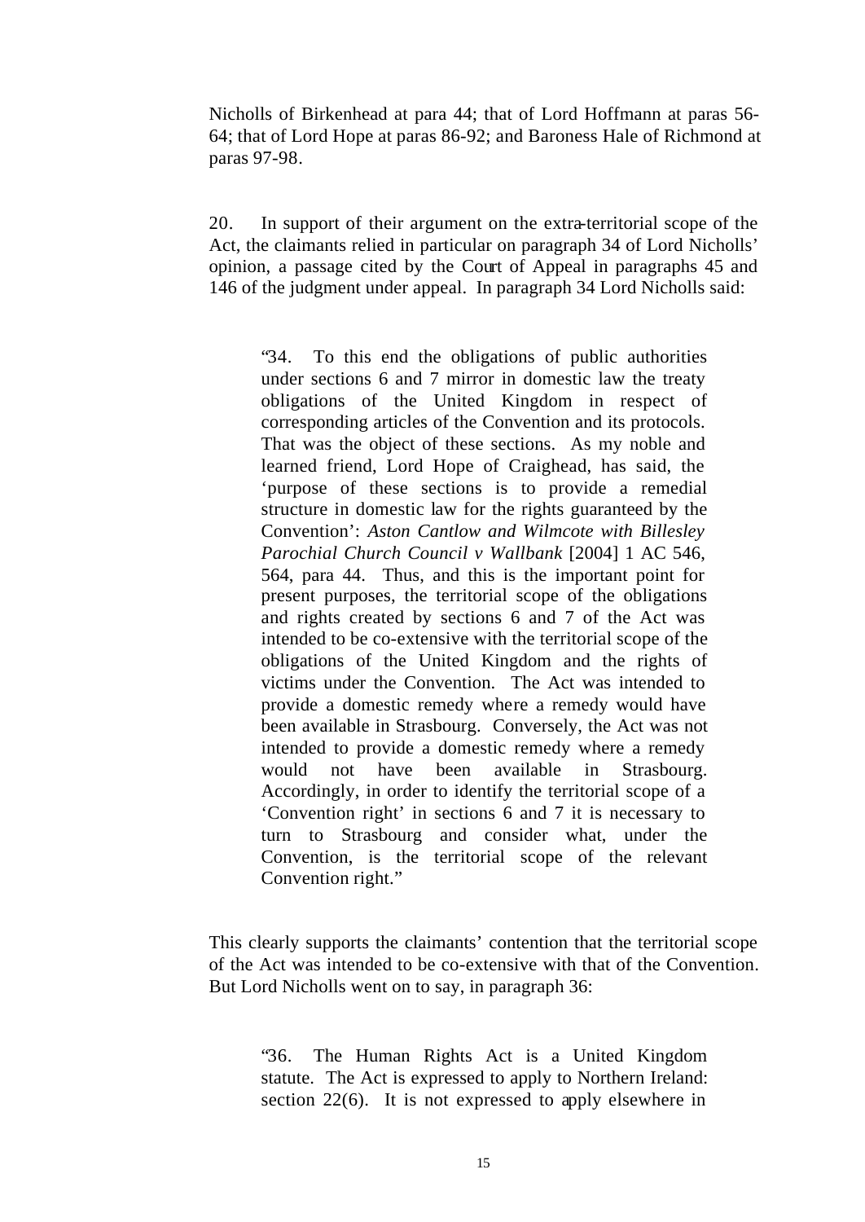Nicholls of Birkenhead at para 44; that of Lord Hoffmann at paras 56-64; that of Lord Hope at paras 86-92; and Baroness Hale of Richmond at paras 97-98.

20. In support of their argument on the extra-territorial scope of the Act, the claimants relied in particular on paragraph 34 of Lord Nicholls' opinion, a passage cited by the Court of Appeal in paragraphs 45 and 146 of the judgment under appeal. In paragraph 34 Lord Nicholls said:

> "34. To this end the obligations of public authorities under sections 6 and 7 mirror in domestic law the treaty obligations of the United Kingdom in respect of corresponding articles of the Convention and its protocols. That was the object of these sections. As my noble and learned friend, Lord Hope of Craighead, has said, the 'purpose of these sections is to provide a remedial structure in domestic law for the rights guaranteed by the Convention': *Aston Cantlow and Wilmcote with Billesley Parochial Church Council v Wallbank* [2004] 1 AC 546, 564, para 44. Thus, and this is the important point for present purposes, the territorial scope of the obligations and rights created by sections 6 and 7 of the Act was intended to be co-extensive with the territorial scope of the obligations of the United Kingdom and the rights of victims under the Convention. The Act was intended to provide a domestic remedy where a remedy would have been available in Strasbourg. Conversely, the Act was not intended to provide a domestic remedy where a remedy would not have been available in Strasbourg. Accordingly, in order to identify the territorial scope of a 'Convention right' in sections 6 and 7 it is necessary to turn to Strasbourg and consider what, under the Convention, is the territorial scope of the relevant Convention right."

This clearly supports the claimants' contention that the territorial scope of the Act was intended to be co-extensive with that of the Convention. But Lord Nicholls went on to say, in paragraph 36:

> "36. The Human Rights Act is a United Kingdom statute. The Act is expressed to apply to Northern Ireland: section 22(6). It is not expressed to apply elsewhere in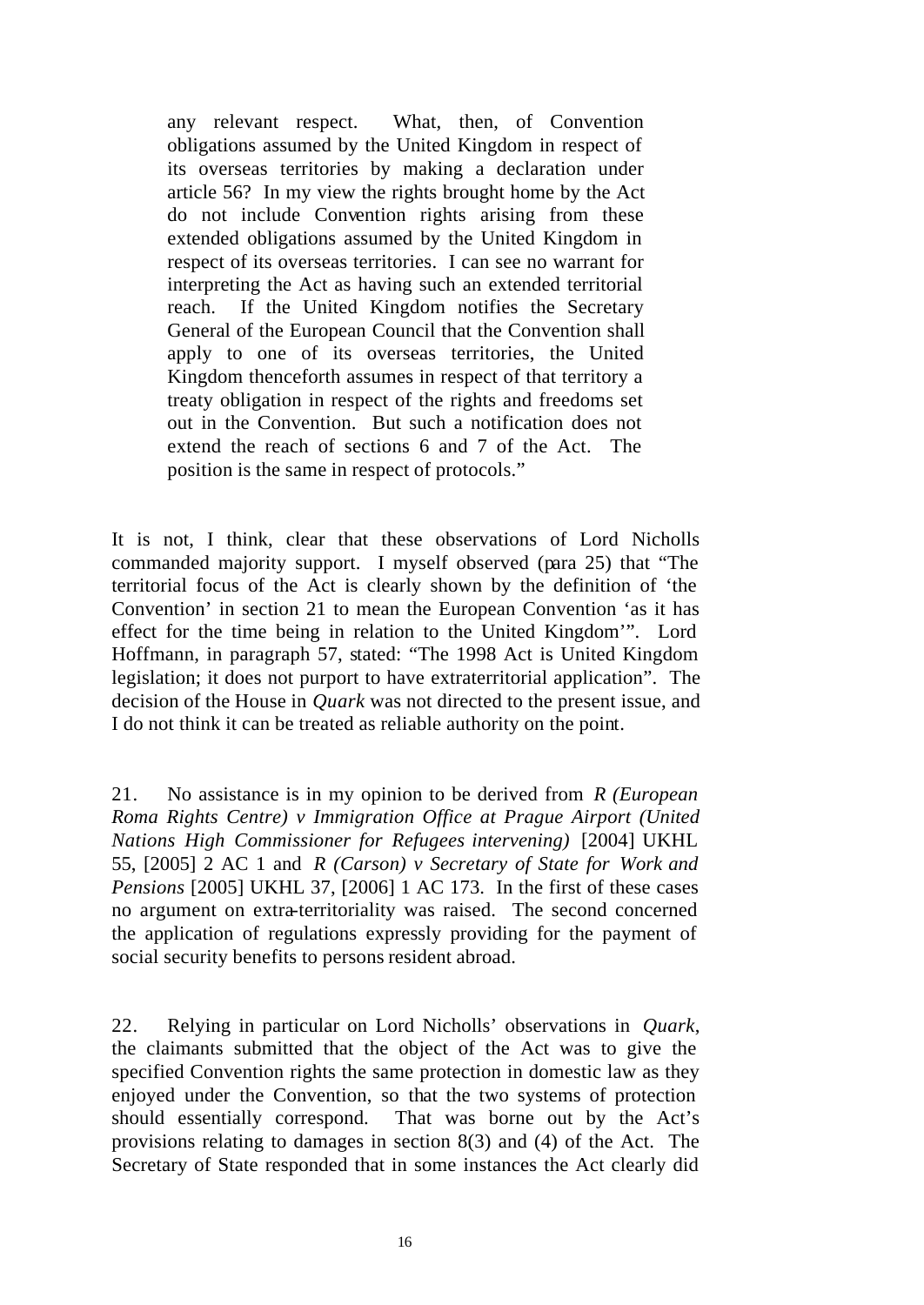> any relevant respect. What, then, of Convention obligations assumed by the United Kingdom in respect of its overseas territories by making a declaration under article 56? In my view the rights brought home by the Act do not include Convention rights arising from these extended obligations assumed by the United Kingdom in respect of its overseas territories. I can see no warrant for interpreting the Act as having such an extended territorial reach. If the United Kingdom notifies the Secretary General of the European Council that the Convention shall apply to one of its overseas territories, the United Kingdom thenceforth assumes in respect of that territory a treaty obligation in respect of the rights and freedoms set out in the Convention. But such a notification does not extend the reach of sections 6 and 7 of the Act. The position is the same in respect of protocols."

It is not, I think, clear that these observations of Lord Nicholls commanded majority support. I myself observed (para 25) that "The territorial focus of the Act is clearly shown by the definition of 'the Convention' in section 21 to mean the European Convention 'as it has effect for the time being in relation to the United Kingdom'". Lord Hoffmann, in paragraph 57, stated: "The 1998 Act is United Kingdom legislation; it does not purport to have extraterritorial application". The decision of the House in *Quark* was not directed to the present issue, and I do not think it can be treated as reliable authority on the point.

21. No assistance is in my opinion to be derived from *R (European Roma Rights Centre) v Immigration Office at Prague Airport (United Nations High Commissioner for Refugees intervening)* [2004] UKHL 55, [2005] 2 AC 1 and *R (Carson) v Secretary of State for Work and Pensions* [2005] UKHL 37, [2006] 1 AC 173. In the first of these cases no argument on extra-territoriality was raised. The second concerned the application of regulations expressly providing for the payment of social security benefits to persons resident abroad.

22. Relying in particular on Lord Nicholls' observations in *Quark*, the claimants submitted that the object of the Act was to give the specified Convention rights the same protection in domestic law as they enjoyed under the Convention, so that the two systems of protection should essentially correspond. That was borne out by the Act's provisions relating to damages in section 8(3) and (4) of the Act. The Secretary of State responded that in some instances the Act clearly did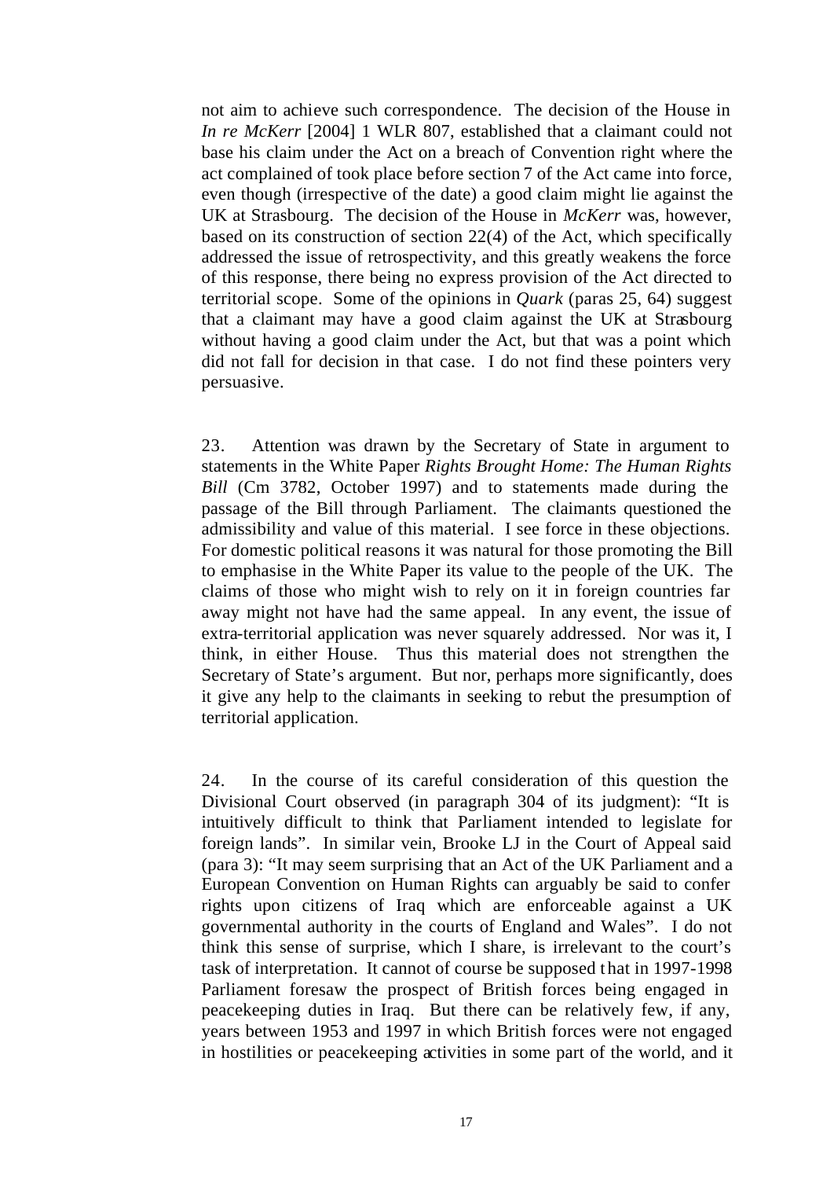not aim to achieve such correspondence. The decision of the House in *In re McKerr* [2004] 1 WLR 807, established that a claimant could not base his claim under the Act on a breach of Convention right where the act complained of took place before section 7 of the Act came into force, even though (irrespective of the date) a good claim might lie against the UK at Strasbourg. The decision of the House in *McKerr* was, however, based on its construction of section 22(4) of the Act, which specifically addressed the issue of retrospectivity, and this greatly weakens the force of this response, there being no express provision of the Act directed to territorial scope. Some of the opinions in *Quark* (paras 25, 64) suggest that a claimant may have a good claim against the UK at Strasbourg without having a good claim under the Act, but that was a point which did not fall for decision in that case. I do not find these pointers very persuasive.

23. Attention was drawn by the Secretary of State in argument to statements in the White Paper *Rights Brought Home: The Human Rights Bill* (Cm 3782, October 1997) and to statements made during the passage of the Bill through Parliament. The claimants questioned the admissibility and value of this material. I see force in these objections. For domestic political reasons it was natural for those promoting the Bill to emphasise in the White Paper its value to the people of the UK. The claims of those who might wish to rely on it in foreign countries far away might not have had the same appeal. In any event, the issue of extra-territorial application was never squarely addressed. Nor was it, I think, in either House. Thus this material does not strengthen the Secretary of State's argument. But nor, perhaps more significantly, does it give any help to the claimants in seeking to rebut the presumption of territorial application.

24. In the course of its careful consideration of this question the Divisional Court observed (in paragraph 304 of its judgment): "It is intuitively difficult to think that Parliament intended to legislate for foreign lands". In similar vein, Brooke LJ in the Court of Appeal said (para 3): "It may seem surprising that an Act of the UK Parliament and a European Convention on Human Rights can arguably be said to confer rights upon citizens of Iraq which are enforceable against a UK governmental authority in the courts of England and Wales". I do not think this sense of surprise, which I share, is irrelevant to the court's task of interpretation. It cannot of course be supposed that in 1997-1998 Parliament foresaw the prospect of British forces being engaged in peacekeeping duties in Iraq. But there can be relatively few, if any, years between 1953 and 1997 in which British forces were not engaged in hostilities or peacekeeping activities in some part of the world, and it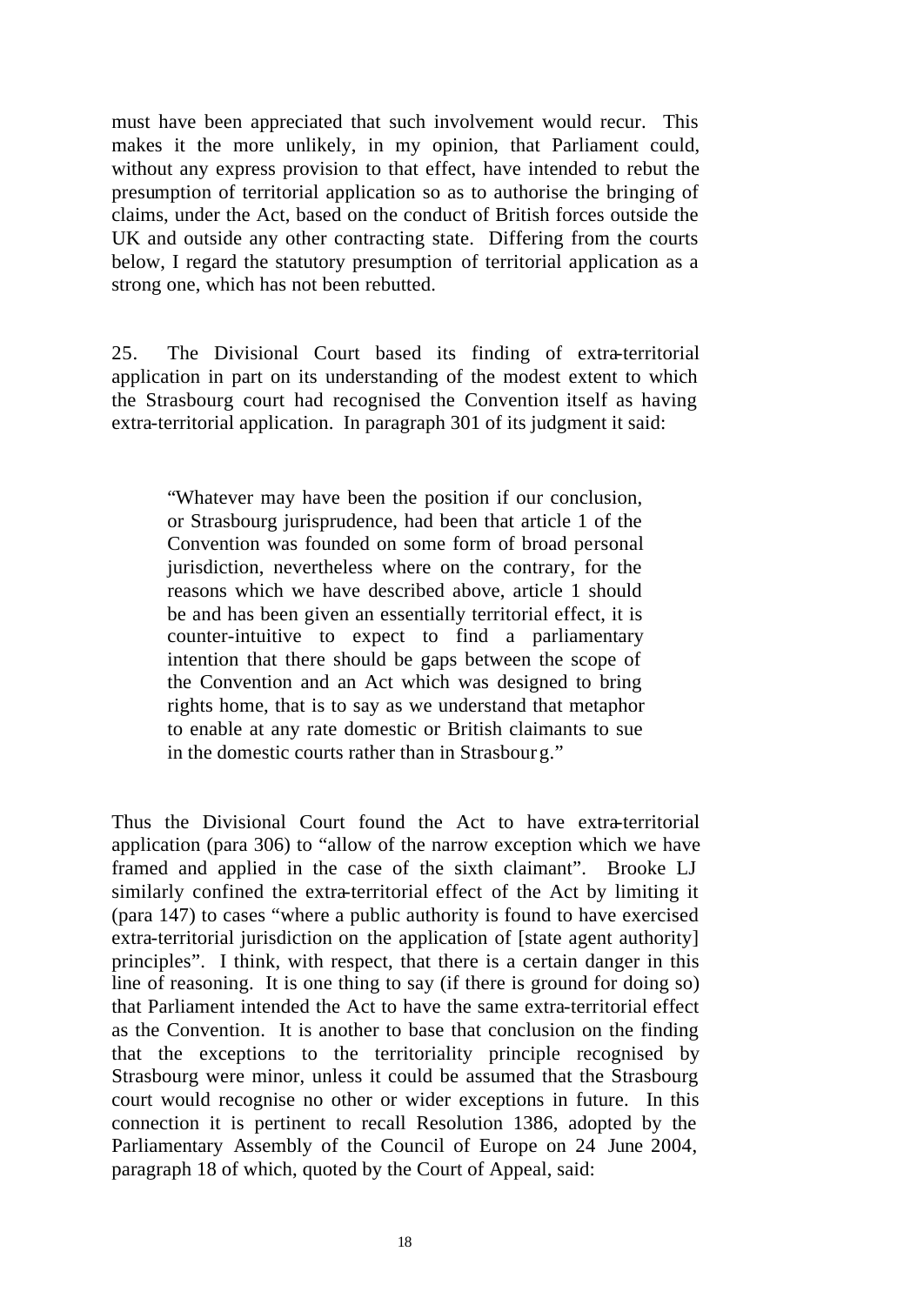must have been appreciated that such involvement would recur. This makes it the more unlikely, in my opinion, that Parliament could, without any express provision to that effect, have intended to rebut the presumption of territorial application so as to authorise the bringing of claims, under the Act, based on the conduct of British forces outside the UK and outside any other contracting state. Differing from the courts below, I regard the statutory presumption of territorial application as a strong one, which has not been rebutted.

25. The Divisional Court based its finding of extra-territorial application in part on its understanding of the modest extent to which the Strasbourg court had recognised the Convention itself as having extra-territorial application. In paragraph 301 of its judgment it said:

> "Whatever may have been the position if our conclusion, or Strasbourg jurisprudence, had been that article 1 of the Convention was founded on some form of broad personal jurisdiction, nevertheless where on the contrary, for the reasons which we have described above, article 1 should be and has been given an essentially territorial effect, it is counter-intuitive to expect to find a parliamentary intention that there should be gaps between the scope of the Convention and an Act which was designed to bring rights home, that is to say as we understand that metaphor to enable at any rate domestic or British claimants to sue in the domestic courts rather than in Strasbourg."

Thus the Divisional Court found the Act to have extra-territorial application (para 306) to "allow of the narrow exception which we have framed and applied in the case of the sixth claimant". Brooke LJ similarly confined the extra-territorial effect of the Act by limiting it (para 147) to cases "where a public authority is found to have exercised extra-territorial jurisdiction on the application of [state agent authority] principles". I think, with respect, that there is a certain danger in this line of reasoning. It is one thing to say (if there is ground for doing so) that Parliament intended the Act to have the same extra-territorial effect as the Convention. It is another to base that conclusion on the finding that the exceptions to the territoriality principle recognised by Strasbourg were minor, unless it could be assumed that the Strasbourg court would recognise no other or wider exceptions in future. In this connection it is pertinent to recall Resolution 1386, adopted by the Parliamentary Assembly of the Council of Europe on 24 June 2004, paragraph 18 of which, quoted by the Court of Appeal, said: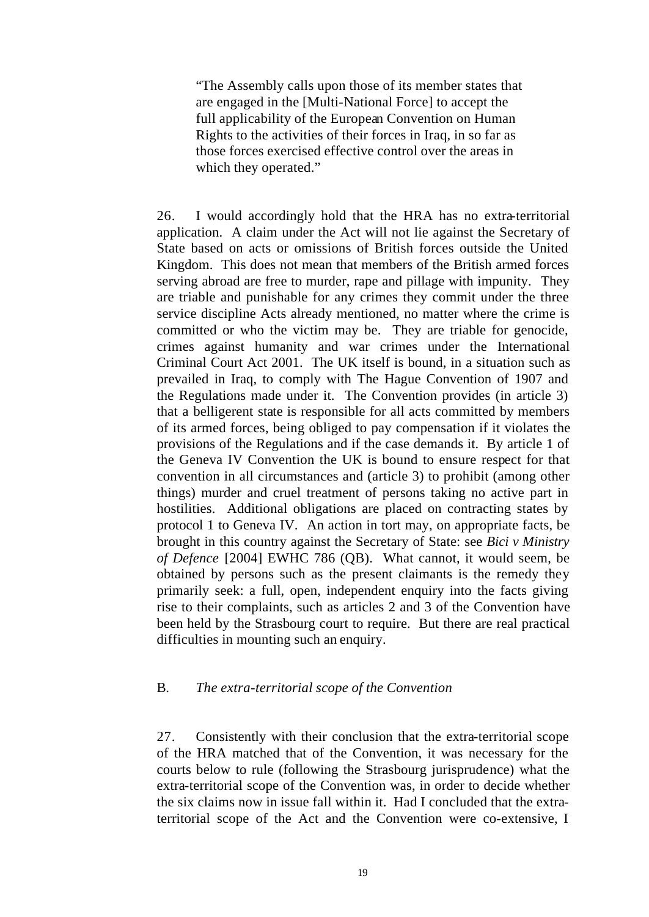> "The Assembly calls upon those of its member states that are engaged in the [Multi-National Force] to accept the full applicability of the European Convention on Human Rights to the activities of their forces in Iraq, in so far as those forces exercised effective control over the areas in which they operated."

26. I would accordingly hold that the HRA has no extra-territorial application. A claim under the Act will not lie against the Secretary of State based on acts or omissions of British forces outside the United Kingdom. This does not mean that members of the British armed forces serving abroad are free to murder, rape and pillage with impunity. They are triable and punishable for any crimes they commit under the three service discipline Acts already mentioned, no matter where the crime is committed or who the victim may be. They are triable for genocide, crimes against humanity and war crimes under the International Criminal Court Act 2001. The UK itself is bound, in a situation such as prevailed in Iraq, to comply with The Hague Convention of 1907 and the Regulations made under it. The Convention provides (in article 3) that a belligerent state is responsible for all acts committed by members of its armed forces, being obliged to pay compensation if it violates the provisions of the Regulations and if the case demands it. By article 1 of the Geneva IV Convention the UK is bound to ensure respect for that convention in all circumstances and (article 3) to prohibit (among other things) murder and cruel treatment of persons taking no active part in hostilities. Additional obligations are placed on contracting states by protocol 1 to Geneva IV. An action in tort may, on appropriate facts, be brought in this country against the Secretary of State: see *Bici v Ministry of Defence* [2004] EWHC 786 (QB). What cannot, it would seem, be obtained by persons such as the present claimants is the remedy they primarily seek: a full, open, independent enquiry into the facts giving rise to their complaints, such as articles 2 and 3 of the Convention have been held by the Strasbourg court to require. But there are real practical difficulties in mounting such an enquiry.

## B. *The extra-territorial scope of the Convention*

27. Consistently with their conclusion that the extra-territorial scope of the HRA matched that of the Convention, it was necessary for the courts below to rule (following the Strasbourg jurisprudence) what the extra-territorial scope of the Convention was, in order to decide whether the six claims now in issue fall within it. Had I concluded that the extra-territorial scope of the Act and the Convention were co-extensive, I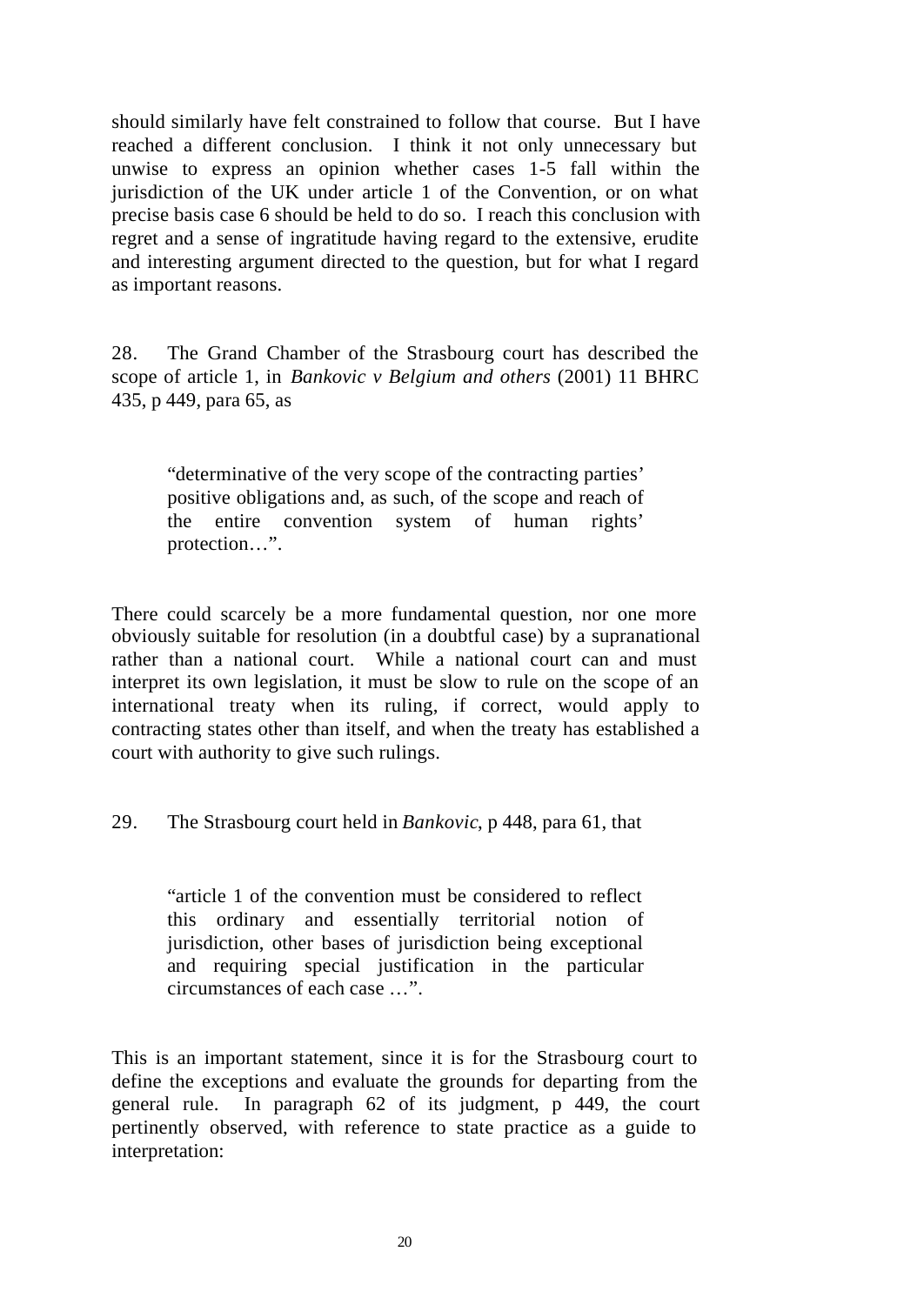should similarly have felt constrained to follow that course. But I have reached a different conclusion. I think it not only unnecessary but unwise to express an opinion whether cases 1-5 fall within the jurisdiction of the UK under article 1 of the Convention, or on what precise basis case 6 should be held to do so. I reach this conclusion with regret and a sense of ingratitude having regard to the extensive, erudite and interesting argument directed to the question, but for what I regard as important reasons.

28. The Grand Chamber of the Strasbourg court has described the scope of article 1, in *Bankovic v Belgium and others* (2001) 11 BHRC 435, p 449, para 65, as

> "determinative of the very scope of the contracting parties' positive obligations and, as such, of the scope and reach of the entire convention system of human rights' protection…".

There could scarcely be a more fundamental question, nor one more obviously suitable for resolution (in a doubtful case) by a supranational rather than a national court. While a national court can and must interpret its own legislation, it must be slow to rule on the scope of an international treaty when its ruling, if correct, would apply to contracting states other than itself, and when the treaty has established a court with authority to give such rulings.

29. The Strasbourg court held in *Bankovic*, p 448, para 61, that

> "article 1 of the convention must be considered to reflect this ordinary and essentially territorial notion of jurisdiction, other bases of jurisdiction being exceptional and requiring special justification in the particular circumstances of each case …".

This is an important statement, since it is for the Strasbourg court to define the exceptions and evaluate the grounds for departing from the general rule. In paragraph 62 of its judgment, p 449, the court pertinently observed, with reference to state practice as a guide to interpretation: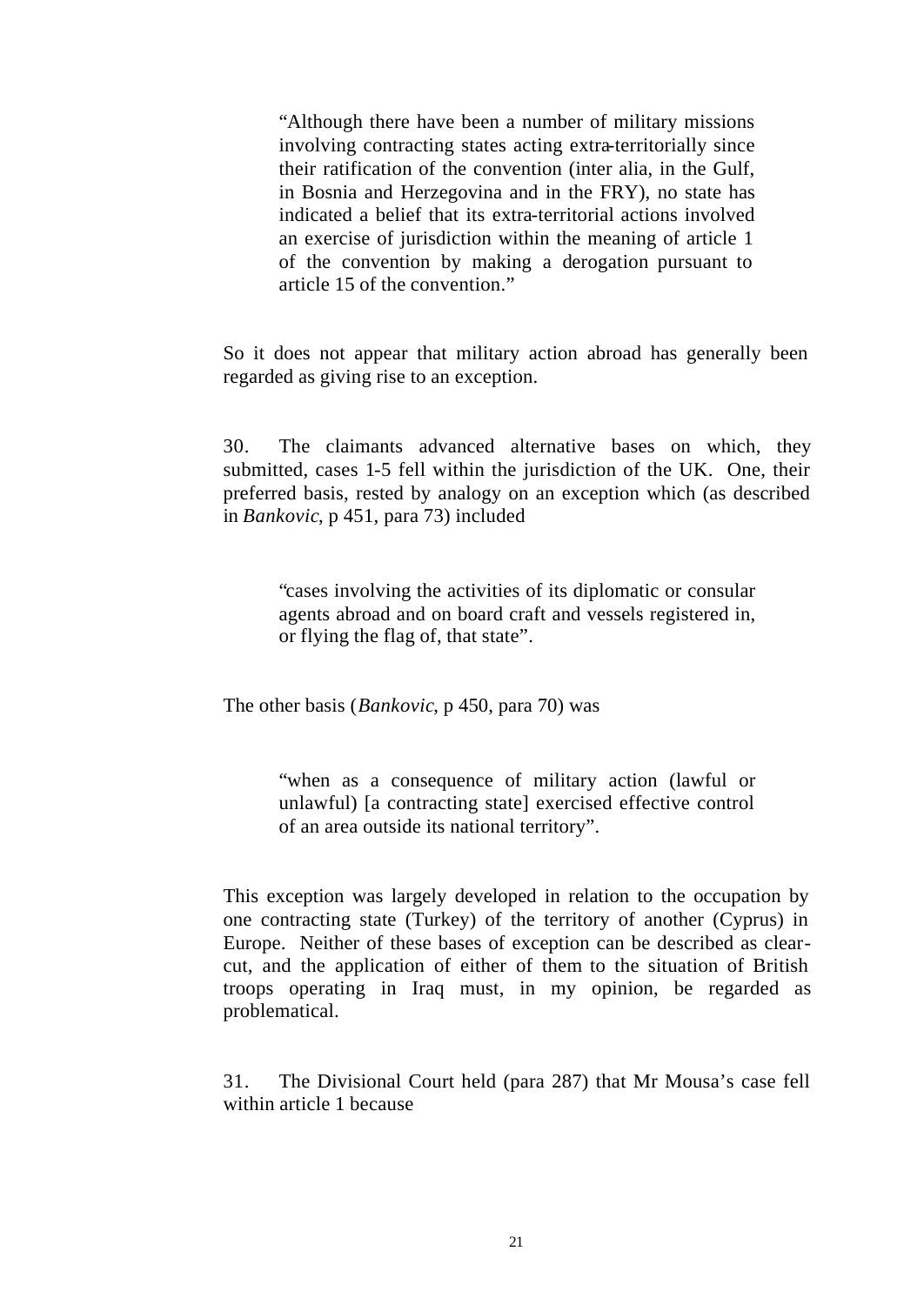> "Although there have been a number of military missions involving contracting states acting extra-territorially since their ratification of the convention (inter alia, in the Gulf, in Bosnia and Herzegovina and in the FRY), no state has indicated a belief that its extra-territorial actions involved an exercise of jurisdiction within the meaning of article 1 of the convention by making a derogation pursuant to article 15 of the convention."

So it does not appear that military action abroad has generally been regarded as giving rise to an exception.

30. The claimants advanced alternative bases on which, they submitted, cases 1-5 fell within the jurisdiction of the UK. One, their preferred basis, rested by analogy on an exception which (as described in *Bankovic*, p 451, para 73) included

> "cases involving the activities of its diplomatic or consular agents abroad and on board craft and vessels registered in, or flying the flag of, that state".

The other basis (*Bankovic*, p 450, para 70) was

> "when as a consequence of military action (lawful or unlawful) [a contracting state] exercised effective control of an area outside its national territory".

This exception was largely developed in relation to the occupation by one contracting state (Turkey) of the territory of another (Cyprus) in Europe. Neither of these bases of exception can be described as clear-cut, and the application of either of them to the situation of British troops operating in Iraq must, in my opinion, be regarded as problematical.

31. The Divisional Court held (para 287) that Mr Mousa's case fell within article 1 because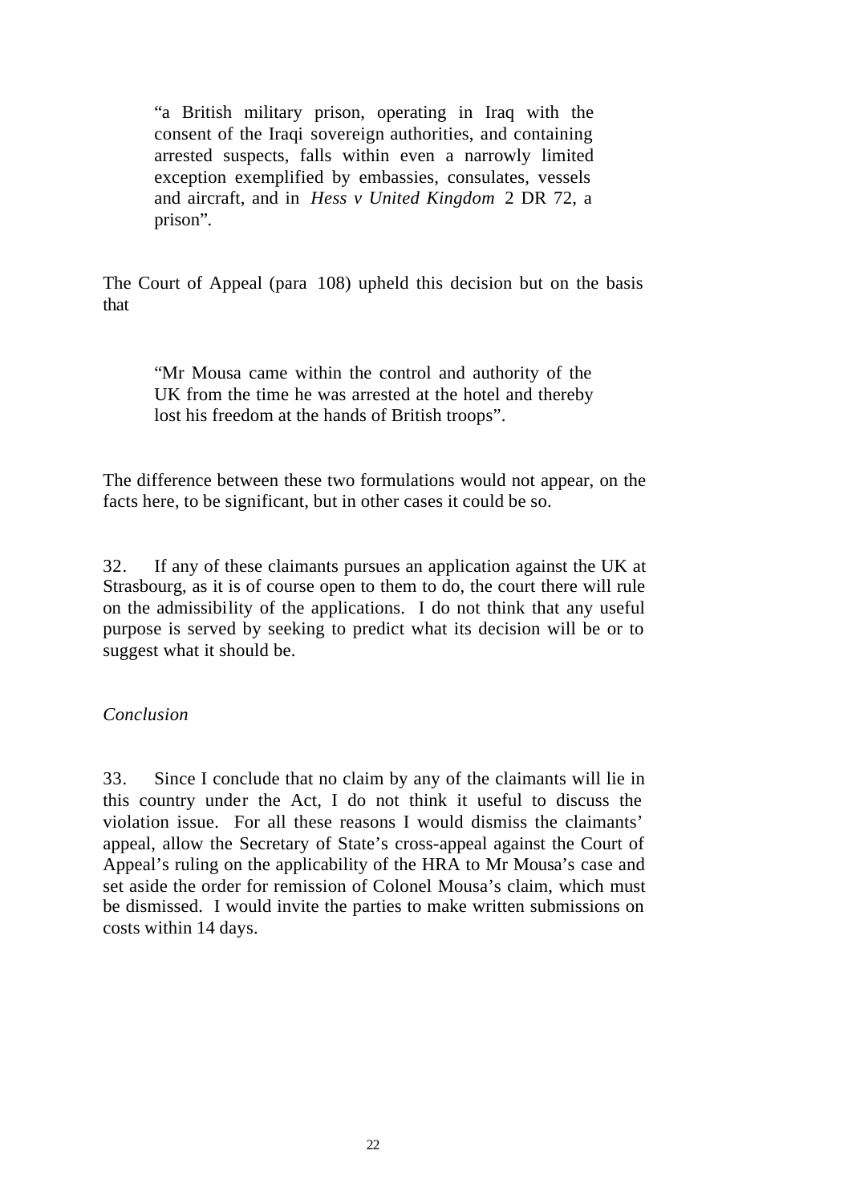> "a British military prison, operating in Iraq with the consent of the Iraqi sovereign authorities, and containing arrested suspects, falls within even a narrowly limited exception exemplified by embassies, consulates, vessels and aircraft, and in *Hess v United Kingdom* 2 DR 72, a prison".

The Court of Appeal (para 108) upheld this decision but on the basis that

> "Mr Mousa came within the control and authority of the UK from the time he was arrested at the hotel and thereby lost his freedom at the hands of British troops".

The difference between these two formulations would not appear, on the facts here, to be significant, but in other cases it could be so.

32. If any of these claimants pursues an application against the UK at Strasbourg, as it is of course open to them to do, the court there will rule on the admissibility of the applications. I do not think that any useful purpose is served by seeking to predict what its decision will be or to suggest what it should be.

*Conclusion*

33. Since I conclude that no claim by any of the claimants will lie in this country under the Act, I do not think it useful to discuss the violation issue. For all these reasons I would dismiss the claimants' appeal, allow the Secretary of State's cross-appeal against the Court of Appeal's ruling on the applicability of the HRA to Mr Mousa's case and set aside the order for remission of Colonel Mousa's claim, which must be dismissed. I would invite the parties to make written submissions on costs within 14 days.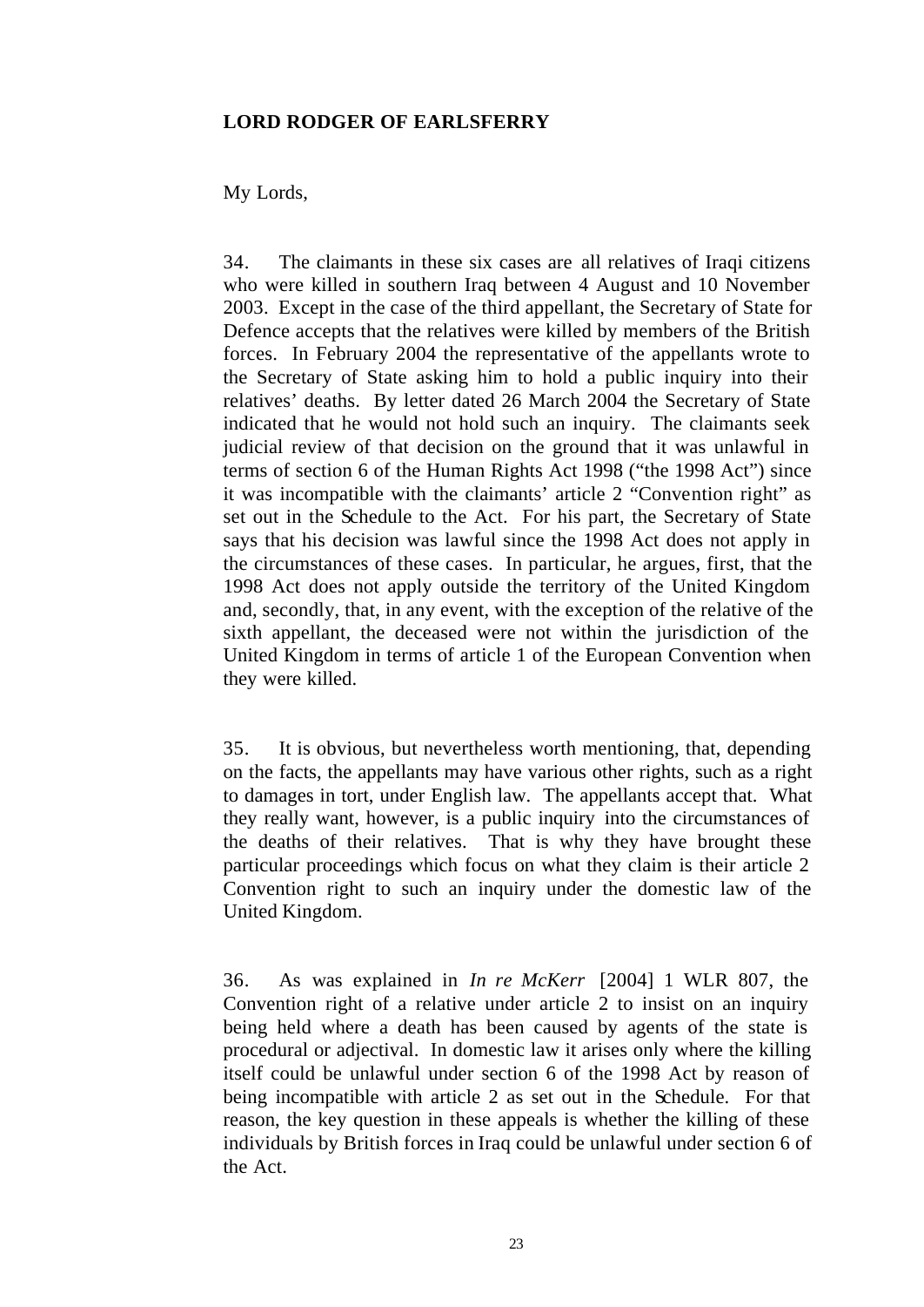**LORD RODGER OF EARLSFERRY**

My Lords,

34. The claimants in these six cases are all relatives of Iraqi citizens who were killed in southern Iraq between 4 August and 10 November 2003. Except in the case of the third appellant, the Secretary of State for Defence accepts that the relatives were killed by members of the British forces. In February 2004 the representative of the appellants wrote to the Secretary of State asking him to hold a public inquiry into their relatives' deaths. By letter dated 26 March 2004 the Secretary of State indicated that he would not hold such an inquiry. The claimants seek judicial review of that decision on the ground that it was unlawful in terms of section 6 of the Human Rights Act 1998 ("the 1998 Act") since it was incompatible with the claimants' article 2 "Convention right" as set out in the Schedule to the Act. For his part, the Secretary of State says that his decision was lawful since the 1998 Act does not apply in the circumstances of these cases. In particular, he argues, first, that the 1998 Act does not apply outside the territory of the United Kingdom and, secondly, that, in any event, with the exception of the relative of the sixth appellant, the deceased were not within the jurisdiction of the United Kingdom in terms of article 1 of the European Convention when they were killed.

35. It is obvious, but nevertheless worth mentioning, that, depending on the facts, the appellants may have various other rights, such as a right to damages in tort, under English law. The appellants accept that. What they really want, however, is a public inquiry into the circumstances of the deaths of their relatives. That is why they have brought these particular proceedings which focus on what they claim is their article 2 Convention right to such an inquiry under the domestic law of the United Kingdom.

36. As was explained in *In re McKerr* [2004] 1 WLR 807, the Convention right of a relative under article 2 to insist on an inquiry being held where a death has been caused by agents of the state is procedural or adjectival. In domestic law it arises only where the killing itself could be unlawful under section 6 of the 1998 Act by reason of being incompatible with article 2 as set out in the Schedule. For that reason, the key question in these appeals is whether the killing of these individuals by British forces in Iraq could be unlawful under section 6 of the Act.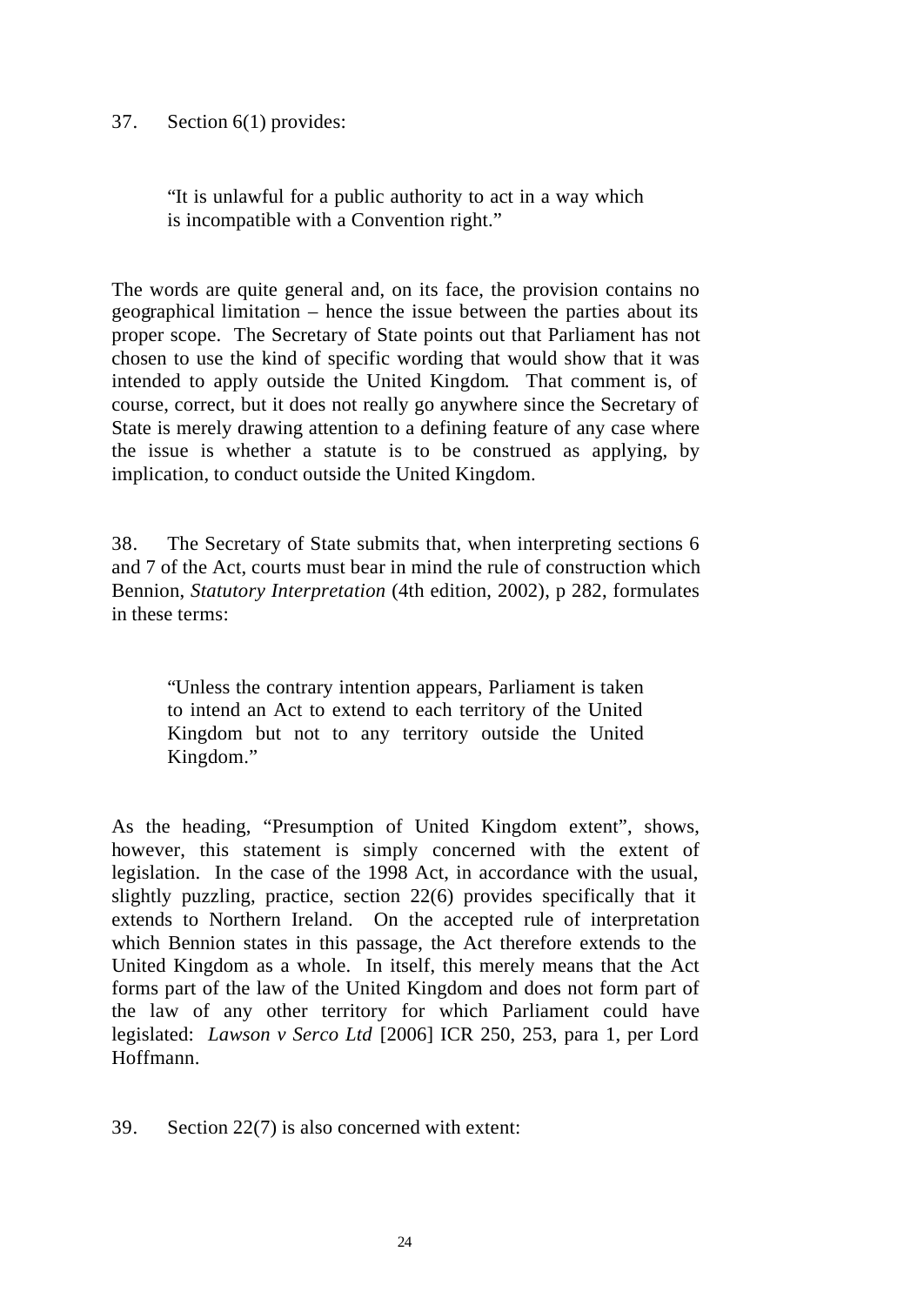37. Section 6(1) provides:

> "It is unlawful for a public authority to act in a way which is incompatible with a Convention right."

The words are quite general and, on its face, the provision contains no geographical limitation – hence the issue between the parties about its proper scope. The Secretary of State points out that Parliament has not chosen to use the kind of specific wording that would show that it was intended to apply outside the United Kingdom. That comment is, of course, correct, but it does not really go anywhere since the Secretary of State is merely drawing attention to a defining feature of any case where the issue is whether a statute is to be construed as applying, by implication, to conduct outside the United Kingdom.

38. The Secretary of State submits that, when interpreting sections 6 and 7 of the Act, courts must bear in mind the rule of construction which Bennion, *Statutory Interpretation* (4th edition, 2002), p 282, formulates in these terms:

> "Unless the contrary intention appears, Parliament is taken to intend an Act to extend to each territory of the United Kingdom but not to any territory outside the United Kingdom."

As the heading, "Presumption of United Kingdom extent", shows, however, this statement is simply concerned with the extent of legislation. In the case of the 1998 Act, in accordance with the usual, slightly puzzling, practice, section 22(6) provides specifically that it extends to Northern Ireland. On the accepted rule of interpretation which Bennion states in this passage, the Act therefore extends to the United Kingdom as a whole. In itself, this merely means that the Act forms part of the law of the United Kingdom and does not form part of the law of any other territory for which Parliament could have legislated: *Lawson v Serco Ltd* [2006] ICR 250, 253, para 1, per Lord Hoffmann.

39. Section 22(7) is also concerned with extent: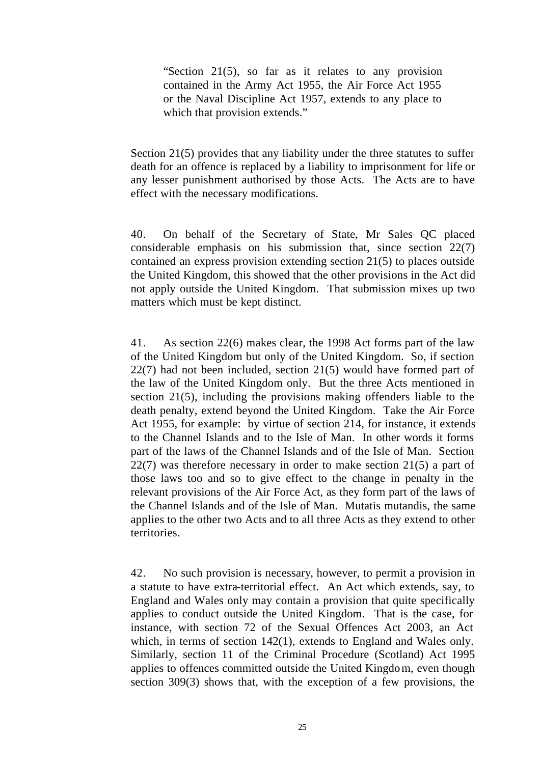> "Section 21(5), so far as it relates to any provision contained in the Army Act 1955, the Air Force Act 1955 or the Naval Discipline Act 1957, extends to any place to which that provision extends."

Section 21(5) provides that any liability under the three statutes to suffer death for an offence is replaced by a liability to imprisonment for life or any lesser punishment authorised by those Acts. The Acts are to have effect with the necessary modifications.

40. On behalf of the Secretary of State, Mr Sales QC placed considerable emphasis on his submission that, since section 22(7) contained an express provision extending section 21(5) to places outside the United Kingdom, this showed that the other provisions in the Act did not apply outside the United Kingdom. That submission mixes up two matters which must be kept distinct.

41. As section 22(6) makes clear, the 1998 Act forms part of the law of the United Kingdom but only of the United Kingdom. So, if section 22(7) had not been included, section 21(5) would have formed part of the law of the United Kingdom only. But the three Acts mentioned in section 21(5), including the provisions making offenders liable to the death penalty, extend beyond the United Kingdom. Take the Air Force Act 1955, for example: by virtue of section 214, for instance, it extends to the Channel Islands and to the Isle of Man. In other words it forms part of the laws of the Channel Islands and of the Isle of Man. Section 22(7) was therefore necessary in order to make section 21(5) a part of those laws too and so to give effect to the change in penalty in the relevant provisions of the Air Force Act, as they form part of the laws of the Channel Islands and of the Isle of Man. Mutatis mutandis, the same applies to the other two Acts and to all three Acts as they extend to other territories.

42. No such provision is necessary, however, to permit a provision in a statute to have extra-territorial effect. An Act which extends, say, to England and Wales only may contain a provision that quite specifically applies to conduct outside the United Kingdom. That is the case, for instance, with section 72 of the Sexual Offences Act 2003, an Act which, in terms of section 142(1), extends to England and Wales only. Similarly, section 11 of the Criminal Procedure (Scotland) Act 1995 applies to offences committed outside the United Kingdom, even though section 309(3) shows that, with the exception of a few provisions, the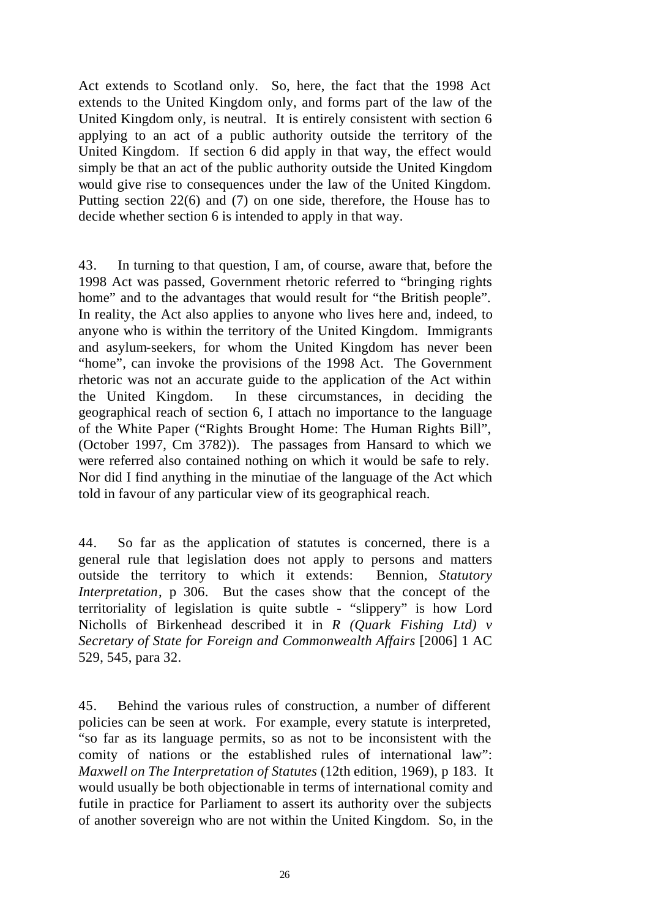Act extends to Scotland only. So, here, the fact that the 1998 Act extends to the United Kingdom only, and forms part of the law of the United Kingdom only, is neutral. It is entirely consistent with section 6 applying to an act of a public authority outside the territory of the United Kingdom. If section 6 did apply in that way, the effect would simply be that an act of the public authority outside the United Kingdom would give rise to consequences under the law of the United Kingdom. Putting section 22(6) and (7) on one side, therefore, the House has to decide whether section 6 is intended to apply in that way.

43. In turning to that question, I am, of course, aware that, before the 1998 Act was passed, Government rhetoric referred to "bringing rights home" and to the advantages that would result for "the British people". In reality, the Act also applies to anyone who lives here and, indeed, to anyone who is within the territory of the United Kingdom. Immigrants and asylum-seekers, for whom the United Kingdom has never been "home", can invoke the provisions of the 1998 Act. The Government rhetoric was not an accurate guide to the application of the Act within the United Kingdom. In these circumstances, in deciding the geographical reach of section 6, I attach no importance to the language of the White Paper ("Rights Brought Home: The Human Rights Bill", (October 1997, Cm 3782)). The passages from Hansard to which we were referred also contained nothing on which it would be safe to rely. Nor did I find anything in the minutiae of the language of the Act which told in favour of any particular view of its geographical reach.

44. So far as the application of statutes is concerned, there is a general rule that legislation does not apply to persons and matters outside the territory to which it extends: Bennion, *Statutory Interpretation*, p 306. But the cases show that the concept of the territoriality of legislation is quite subtle - "slippery" is how Lord Nicholls of Birkenhead described it in *R (Quark Fishing Ltd) v Secretary of State for Foreign and Commonwealth Affairs* [2006] 1 AC 529, 545, para 32.

45. Behind the various rules of construction, a number of different policies can be seen at work. For example, every statute is interpreted, "so far as its language permits, so as not to be inconsistent with the comity of nations or the established rules of international law": *Maxwell on The Interpretation of Statutes* (12th edition, 1969), p 183. It would usually be both objectionable in terms of international comity and futile in practice for Parliament to assert its authority over the subjects of another sovereign who are not within the United Kingdom. So, in the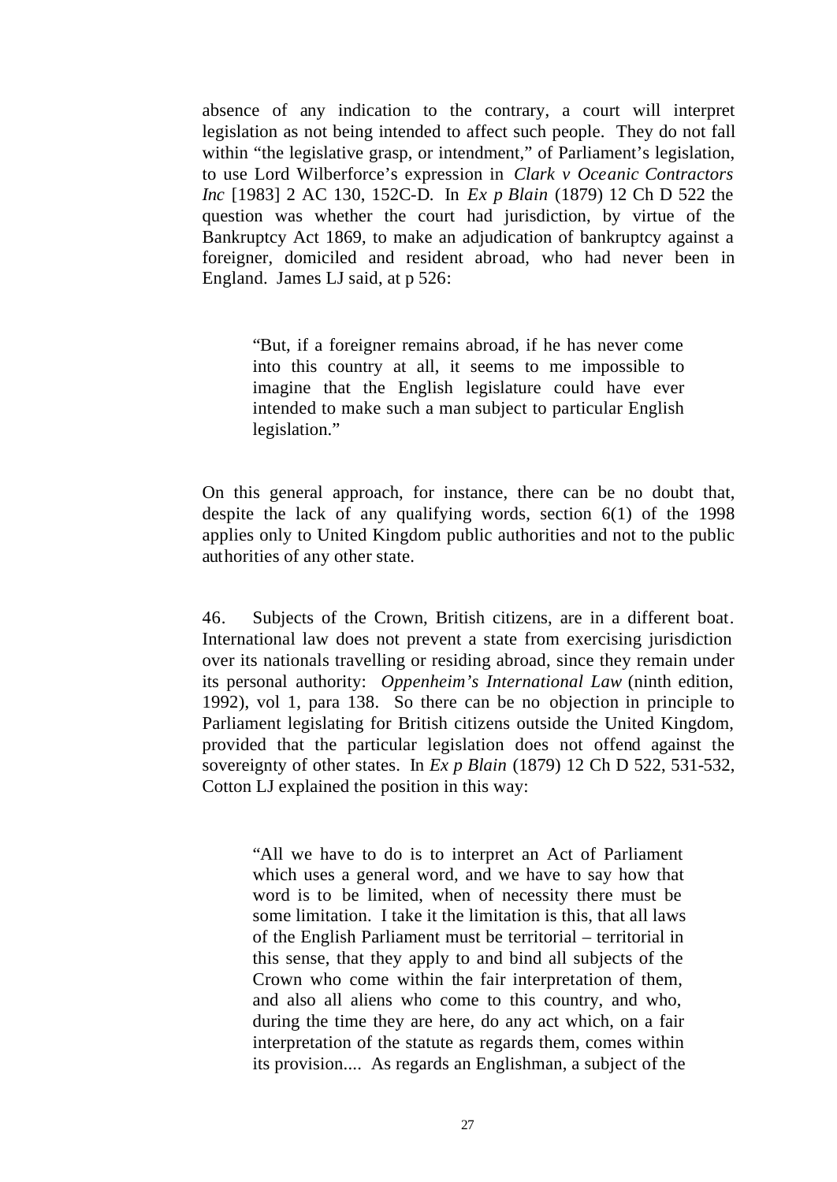absence of any indication to the contrary, a court will interpret legislation as not being intended to affect such people. They do not fall within "the legislative grasp, or intendment," of Parliament's legislation, to use Lord Wilberforce's expression in *Clark v Oceanic Contractors Inc* [1983] 2 AC 130, 152C-D. In *Ex p Blain* (1879) 12 Ch D 522 the question was whether the court had jurisdiction, by virtue of the Bankruptcy Act 1869, to make an adjudication of bankruptcy against a foreigner, domiciled and resident abroad, who had never been in England. James LJ said, at p 526:

> "But, if a foreigner remains abroad, if he has never come into this country at all, it seems to me impossible to imagine that the English legislature could have ever intended to make such a man subject to particular English legislation."

On this general approach, for instance, there can be no doubt that, despite the lack of any qualifying words, section 6(1) of the 1998 applies only to United Kingdom public authorities and not to the public authorities of any other state.

46. Subjects of the Crown, British citizens, are in a different boat. International law does not prevent a state from exercising jurisdiction over its nationals travelling or residing abroad, since they remain under its personal authority: *Oppenheim's International Law* (ninth edition, 1992), vol 1, para 138. So there can be no objection in principle to Parliament legislating for British citizens outside the United Kingdom, provided that the particular legislation does not offend against the sovereignty of other states. In *Ex p Blain* (1879) 12 Ch D 522, 531-532, Cotton LJ explained the position in this way:

> "All we have to do is to interpret an Act of Parliament which uses a general word, and we have to say how that word is to be limited, when of necessity there must be some limitation. I take it the limitation is this, that all laws of the English Parliament must be territorial – territorial in this sense, that they apply to and bind all subjects of the Crown who come within the fair interpretation of them, and also all aliens who come to this country, and who, during the time they are here, do any act which, on a fair interpretation of the statute as regards them, comes within its provision.... As regards an Englishman, a subject of the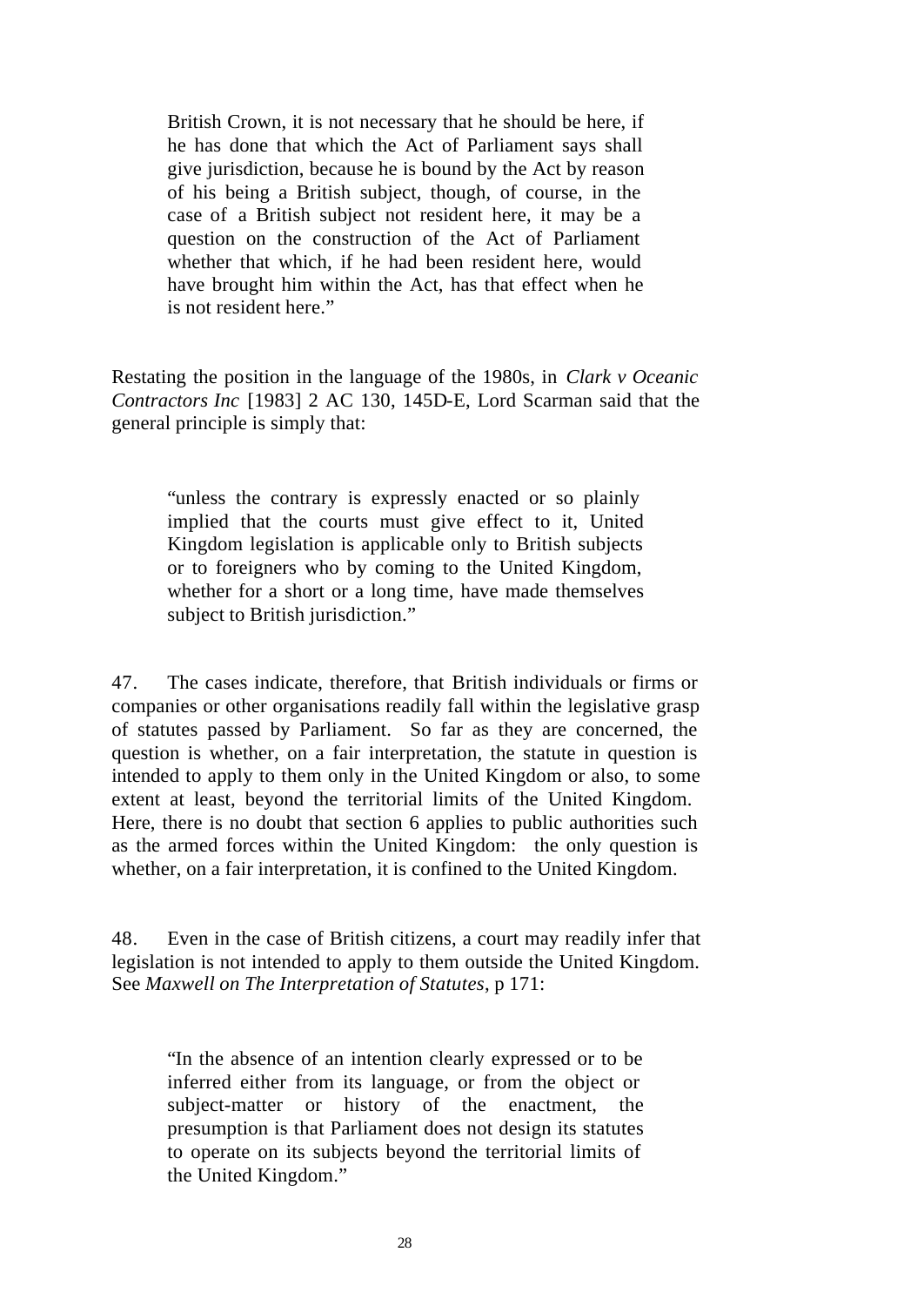> British Crown, it is not necessary that he should be here, if he has done that which the Act of Parliament says shall give jurisdiction, because he is bound by the Act by reason of his being a British subject, though, of course, in the case of a British subject not resident here, it may be a question on the construction of the Act of Parliament whether that which, if he had been resident here, would have brought him within the Act, has that effect when he is not resident here."

Restating the position in the language of the 1980s, in *Clark v Oceanic Contractors Inc* [1983] 2 AC 130, 145D-E, Lord Scarman said that the general principle is simply that:

> "unless the contrary is expressly enacted or so plainly implied that the courts must give effect to it, United Kingdom legislation is applicable only to British subjects or to foreigners who by coming to the United Kingdom, whether for a short or a long time, have made themselves subject to British jurisdiction."

47. The cases indicate, therefore, that British individuals or firms or companies or other organisations readily fall within the legislative grasp of statutes passed by Parliament. So far as they are concerned, the question is whether, on a fair interpretation, the statute in question is intended to apply to them only in the United Kingdom or also, to some extent at least, beyond the territorial limits of the United Kingdom. Here, there is no doubt that section 6 applies to public authorities such as the armed forces within the United Kingdom: the only question is whether, on a fair interpretation, it is confined to the United Kingdom.

48. Even in the case of British citizens, a court may readily infer that legislation is not intended to apply to them outside the United Kingdom. See *Maxwell on The Interpretation of Statutes*, p 171:

> "In the absence of an intention clearly expressed or to be inferred either from its language, or from the object or subject-matter or history of the enactment, the presumption is that Parliament does not design its statutes to operate on its subjects beyond the territorial limits of the United Kingdom."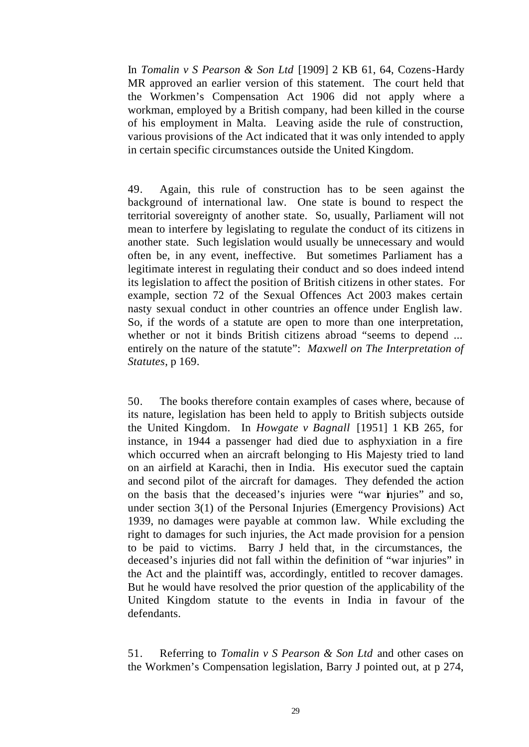In *Tomalin v S Pearson & Son Ltd* [1909] 2 KB 61, 64, Cozens-Hardy MR approved an earlier version of this statement. The court held that the Workmen's Compensation Act 1906 did not apply where a workman, employed by a British company, had been killed in the course of his employment in Malta. Leaving aside the rule of construction, various provisions of the Act indicated that it was only intended to apply in certain specific circumstances outside the United Kingdom.

49. Again, this rule of construction has to be seen against the background of international law. One state is bound to respect the territorial sovereignty of another state. So, usually, Parliament will not mean to interfere by legislating to regulate the conduct of its citizens in another state. Such legislation would usually be unnecessary and would often be, in any event, ineffective. But sometimes Parliament has a legitimate interest in regulating their conduct and so does indeed intend its legislation to affect the position of British citizens in other states. For example, section 72 of the Sexual Offences Act 2003 makes certain nasty sexual conduct in other countries an offence under English law. So, if the words of a statute are open to more than one interpretation, whether or not it binds British citizens abroad "seems to depend ... entirely on the nature of the statute": *Maxwell on The Interpretation of Statutes*, p 169.

50. The books therefore contain examples of cases where, because of its nature, legislation has been held to apply to British subjects outside the United Kingdom. In *Howgate v Bagnall* [1951] 1 KB 265, for instance, in 1944 a passenger had died due to asphyxiation in a fire which occurred when an aircraft belonging to His Majesty tried to land on an airfield at Karachi, then in India. His executor sued the captain and second pilot of the aircraft for damages. They defended the action on the basis that the deceased's injuries were "war injuries" and so, under section 3(1) of the Personal Injuries (Emergency Provisions) Act 1939, no damages were payable at common law. While excluding the right to damages for such injuries, the Act made provision for a pension to be paid to victims. Barry J held that, in the circumstances, the deceased's injuries did not fall within the definition of "war injuries" in the Act and the plaintiff was, accordingly, entitled to recover damages. But he would have resolved the prior question of the applicability of the United Kingdom statute to the events in India in favour of the defendants.

51. Referring to *Tomalin v S Pearson & Son Ltd* and other cases on the Workmen's Compensation legislation, Barry J pointed out, at p 274,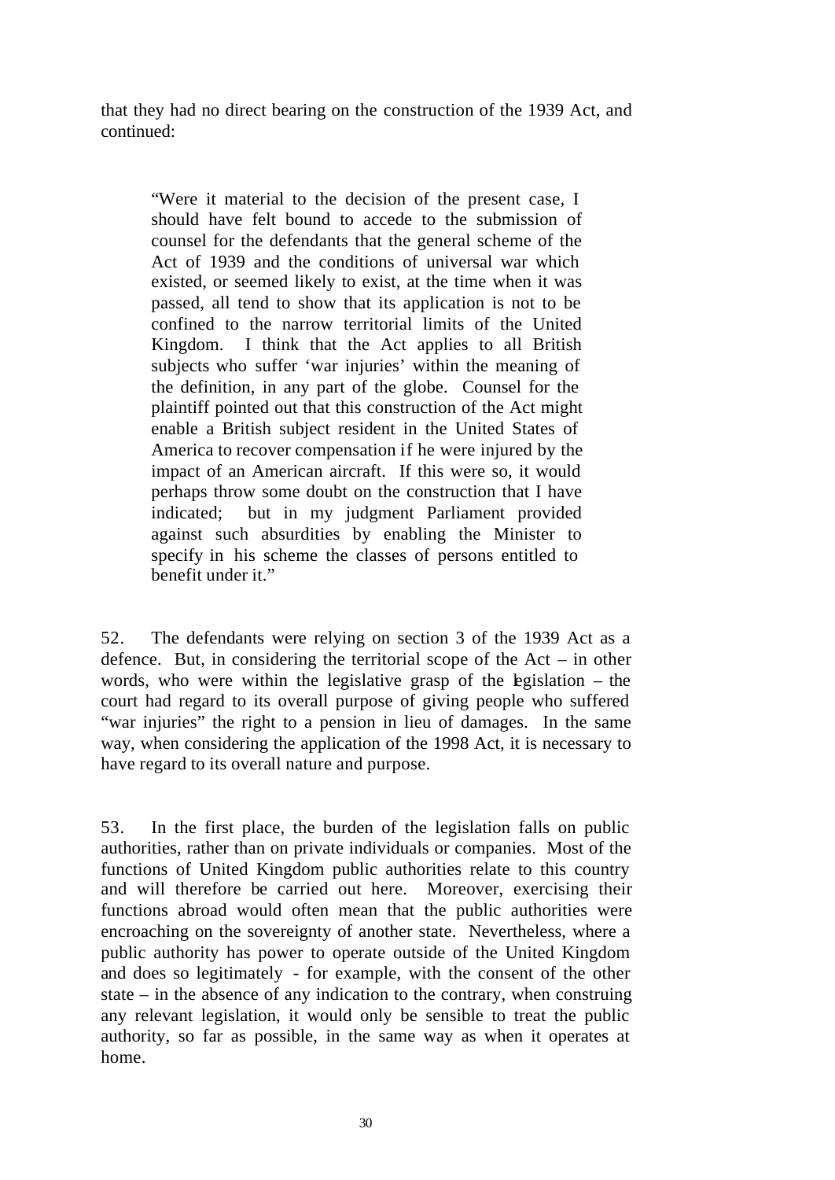that they had no direct bearing on the construction of the 1939 Act, and continued:

> "Were it material to the decision of the present case, I should have felt bound to accede to the submission of counsel for the defendants that the general scheme of the Act of 1939 and the conditions of universal war which existed, or seemed likely to exist, at the time when it was passed, all tend to show that its application is not to be confined to the narrow territorial limits of the United Kingdom. I think that the Act applies to all British subjects who suffer 'war injuries' within the meaning of the definition, in any part of the globe. Counsel for the plaintiff pointed out that this construction of the Act might enable a British subject resident in the United States of America to recover compensation if he were injured by the impact of an American aircraft. If this were so, it would perhaps throw some doubt on the construction that I have indicated; but in my judgment Parliament provided against such absurdities by enabling the Minister to specify in his scheme the classes of persons entitled to benefit under it."

52. The defendants were relying on section 3 of the 1939 Act as a defence. But, in considering the territorial scope of the Act – in other words, who were within the legislative grasp of the legislation – the court had regard to its overall purpose of giving people who suffered "war injuries" the right to a pension in lieu of damages. In the same way, when considering the application of the 1998 Act, it is necessary to have regard to its overall nature and purpose.

53. In the first place, the burden of the legislation falls on public authorities, rather than on private individuals or companies. Most of the functions of United Kingdom public authorities relate to this country and will therefore be carried out here. Moreover, exercising their functions abroad would often mean that the public authorities were encroaching on the sovereignty of another state. Nevertheless, where a public authority has power to operate outside of the United Kingdom and does so legitimately - for example, with the consent of the other state – in the absence of any indication to the contrary, when construing any relevant legislation, it would only be sensible to treat the public authority, so far as possible, in the same way as when it operates at home.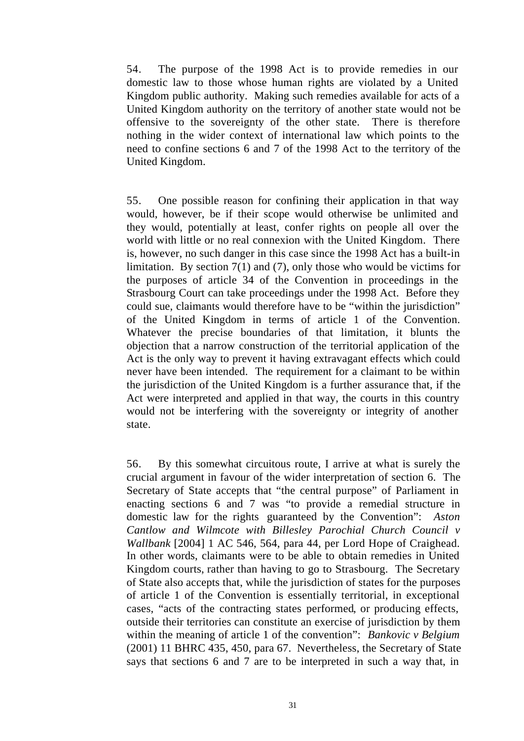54. The purpose of the 1998 Act is to provide remedies in our domestic law to those whose human rights are violated by a United Kingdom public authority. Making such remedies available for acts of a United Kingdom authority on the territory of another state would not be offensive to the sovereignty of the other state. There is therefore nothing in the wider context of international law which points to the need to confine sections 6 and 7 of the 1998 Act to the territory of the United Kingdom.

55. One possible reason for confining their application in that way would, however, be if their scope would otherwise be unlimited and they would, potentially at least, confer rights on people all over the world with little or no real connexion with the United Kingdom. There is, however, no such danger in this case since the 1998 Act has a built-in limitation. By section 7(1) and (7), only those who would be victims for the purposes of article 34 of the Convention in proceedings in the Strasbourg Court can take proceedings under the 1998 Act. Before they could sue, claimants would therefore have to be "within the jurisdiction" of the United Kingdom in terms of article 1 of the Convention. Whatever the precise boundaries of that limitation, it blunts the objection that a narrow construction of the territorial application of the Act is the only way to prevent it having extravagant effects which could never have been intended. The requirement for a claimant to be within the jurisdiction of the United Kingdom is a further assurance that, if the Act were interpreted and applied in that way, the courts in this country would not be interfering with the sovereignty or integrity of another state.

56. By this somewhat circuitous route, I arrive at what is surely the crucial argument in favour of the wider interpretation of section 6. The Secretary of State accepts that "the central purpose" of Parliament in enacting sections 6 and 7 was "to provide a remedial structure in domestic law for the rights guaranteed by the Convention": *Aston Cantlow and Wilmcote with Billesley Parochial Church Council v Wallbank* [2004] 1 AC 546, 564, para 44, per Lord Hope of Craighead. In other words, claimants were to be able to obtain remedies in United Kingdom courts, rather than having to go to Strasbourg. The Secretary of State also accepts that, while the jurisdiction of states for the purposes of article 1 of the Convention is essentially territorial, in exceptional cases, "acts of the contracting states performed, or producing effects, outside their territories can constitute an exercise of jurisdiction by them within the meaning of article 1 of the convention": *Bankovic v Belgium* (2001) 11 BHRC 435, 450, para 67. Nevertheless, the Secretary of State says that sections 6 and 7 are to be interpreted in such a way that, in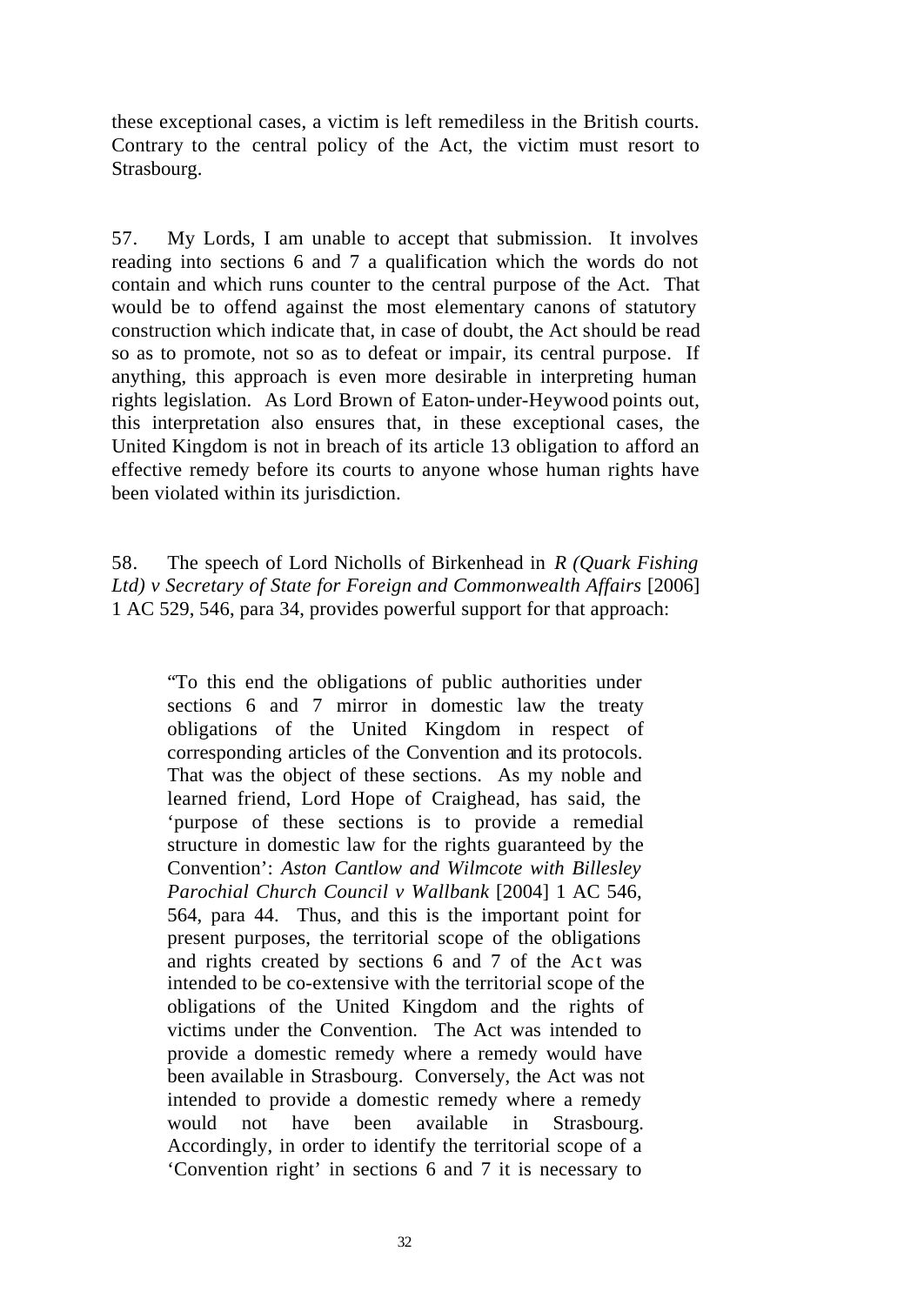these exceptional cases, a victim is left remediless in the British courts. Contrary to the central policy of the Act, the victim must resort to Strasbourg.

57. My Lords, I am unable to accept that submission. It involves reading into sections 6 and 7 a qualification which the words do not contain and which runs counter to the central purpose of the Act. That would be to offend against the most elementary canons of statutory construction which indicate that, in case of doubt, the Act should be read so as to promote, not so as to defeat or impair, its central purpose. If anything, this approach is even more desirable in interpreting human rights legislation. As Lord Brown of Eaton-under-Heywood points out, this interpretation also ensures that, in these exceptional cases, the United Kingdom is not in breach of its article 13 obligation to afford an effective remedy before its courts to anyone whose human rights have been violated within its jurisdiction.

58. The speech of Lord Nicholls of Birkenhead in *R (Quark Fishing Ltd) v Secretary of State for Foreign and Commonwealth Affairs* [2006] 1 AC 529, 546, para 34, provides powerful support for that approach:

> "To this end the obligations of public authorities under sections 6 and 7 mirror in domestic law the treaty obligations of the United Kingdom in respect of corresponding articles of the Convention and its protocols. That was the object of these sections. As my noble and learned friend, Lord Hope of Craighead, has said, the 'purpose of these sections is to provide a remedial structure in domestic law for the rights guaranteed by the Convention': *Aston Cantlow and Wilmcote with Billesley Parochial Church Council v Wallbank* [2004] 1 AC 546, 564, para 44. Thus, and this is the important point for present purposes, the territorial scope of the obligations and rights created by sections 6 and 7 of the Act was intended to be co-extensive with the territorial scope of the obligations of the United Kingdom and the rights of victims under the Convention. The Act was intended to provide a domestic remedy where a remedy would have been available in Strasbourg. Conversely, the Act was not intended to provide a domestic remedy where a remedy would not have been available in Strasbourg. Accordingly, in order to identify the territorial scope of a 'Convention right' in sections 6 and 7 it is necessary to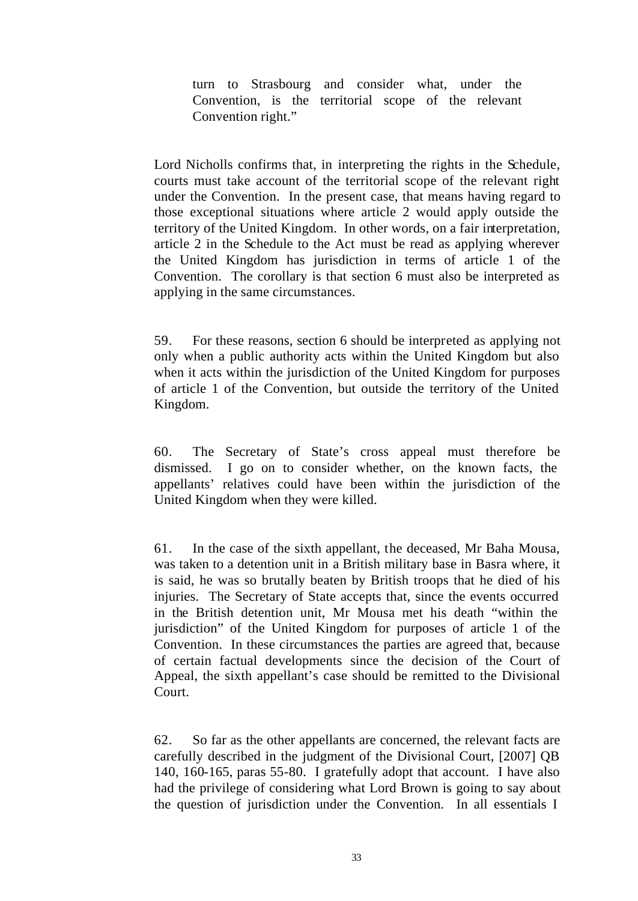> turn to Strasbourg and consider what, under the Convention, is the territorial scope of the relevant Convention right."

Lord Nicholls confirms that, in interpreting the rights in the Schedule, courts must take account of the territorial scope of the relevant right under the Convention. In the present case, that means having regard to those exceptional situations where article 2 would apply outside the territory of the United Kingdom. In other words, on a fair interpretation, article 2 in the Schedule to the Act must be read as applying wherever the United Kingdom has jurisdiction in terms of article 1 of the Convention. The corollary is that section 6 must also be interpreted as applying in the same circumstances.

59. For these reasons, section 6 should be interpreted as applying not only when a public authority acts within the United Kingdom but also when it acts within the jurisdiction of the United Kingdom for purposes of article 1 of the Convention, but outside the territory of the United Kingdom.

60. The Secretary of State's cross appeal must therefore be dismissed. I go on to consider whether, on the known facts, the appellants' relatives could have been within the jurisdiction of the United Kingdom when they were killed.

61. In the case of the sixth appellant, the deceased, Mr Baha Mousa, was taken to a detention unit in a British military base in Basra where, it is said, he was so brutally beaten by British troops that he died of his injuries. The Secretary of State accepts that, since the events occurred in the British detention unit, Mr Mousa met his death "within the jurisdiction" of the United Kingdom for purposes of article 1 of the Convention. In these circumstances the parties are agreed that, because of certain factual developments since the decision of the Court of Appeal, the sixth appellant's case should be remitted to the Divisional Court.

62. So far as the other appellants are concerned, the relevant facts are carefully described in the judgment of the Divisional Court, [2007] QB 140, 160-165, paras 55-80. I gratefully adopt that account. I have also had the privilege of considering what Lord Brown is going to say about the question of jurisdiction under the Convention. In all essentials I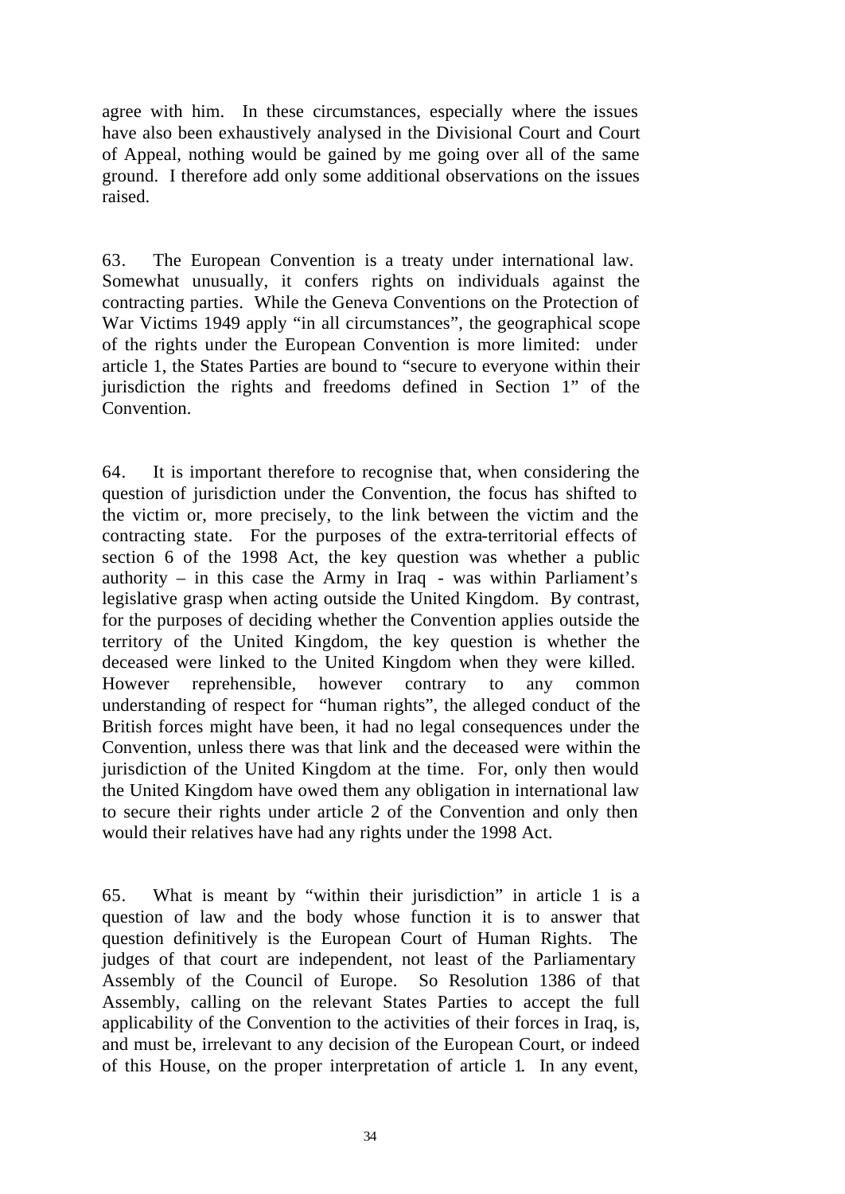agree with him. In these circumstances, especially where the issues have also been exhaustively analysed in the Divisional Court and Court of Appeal, nothing would be gained by me going over all of the same ground. I therefore add only some additional observations on the issues raised.

63. The European Convention is a treaty under international law. Somewhat unusually, it confers rights on individuals against the contracting parties. While the Geneva Conventions on the Protection of War Victims 1949 apply "in all circumstances", the geographical scope of the rights under the European Convention is more limited: under article 1, the States Parties are bound to "secure to everyone within their jurisdiction the rights and freedoms defined in Section 1" of the Convention.

64. It is important therefore to recognise that, when considering the question of jurisdiction under the Convention, the focus has shifted to the victim or, more precisely, to the link between the victim and the contracting state. For the purposes of the extra-territorial effects of section 6 of the 1998 Act, the key question was whether a public authority – in this case the Army in Iraq - was within Parliament's legislative grasp when acting outside the United Kingdom. By contrast, for the purposes of deciding whether the Convention applies outside the territory of the United Kingdom, the key question is whether the deceased were linked to the United Kingdom when they were killed. However reprehensible, however contrary to any common understanding of respect for "human rights", the alleged conduct of the British forces might have been, it had no legal consequences under the Convention, unless there was that link and the deceased were within the jurisdiction of the United Kingdom at the time. For, only then would the United Kingdom have owed them any obligation in international law to secure their rights under article 2 of the Convention and only then would their relatives have had any rights under the 1998 Act.

65. What is meant by "within their jurisdiction" in article 1 is a question of law and the body whose function it is to answer that question definitively is the European Court of Human Rights. The judges of that court are independent, not least of the Parliamentary Assembly of the Council of Europe. So Resolution 1386 of that Assembly, calling on the relevant States Parties to accept the full applicability of the Convention to the activities of their forces in Iraq, is, and must be, irrelevant to any decision of the European Court, or indeed of this House, on the proper interpretation of article 1. In any event,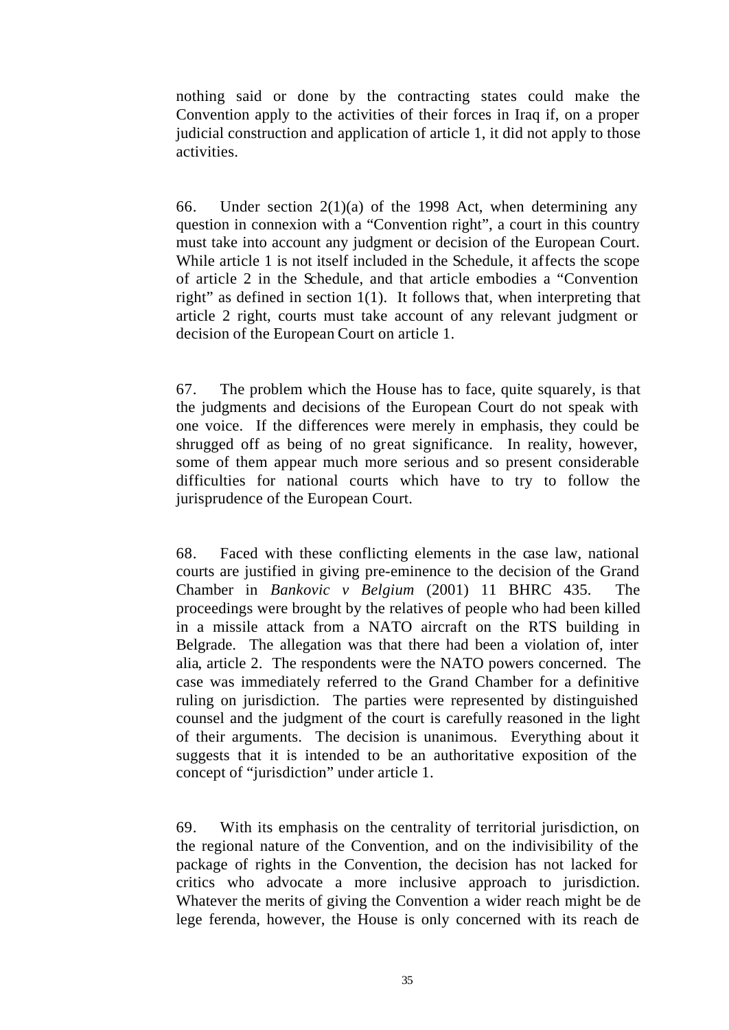nothing said or done by the contracting states could make the Convention apply to the activities of their forces in Iraq if, on a proper judicial construction and application of article 1, it did not apply to those activities.

66. Under section 2(1)(a) of the 1998 Act, when determining any question in connexion with a "Convention right", a court in this country must take into account any judgment or decision of the European Court. While article 1 is not itself included in the Schedule, it affects the scope of article 2 in the Schedule, and that article embodies a "Convention right" as defined in section 1(1). It follows that, when interpreting that article 2 right, courts must take account of any relevant judgment or decision of the European Court on article 1.

67. The problem which the House has to face, quite squarely, is that the judgments and decisions of the European Court do not speak with one voice. If the differences were merely in emphasis, they could be shrugged off as being of no great significance. In reality, however, some of them appear much more serious and so present considerable difficulties for national courts which have to try to follow the jurisprudence of the European Court.

68. Faced with these conflicting elements in the case law, national courts are justified in giving pre-eminence to the decision of the Grand Chamber in *Bankovic v Belgium* (2001) 11 BHRC 435. The proceedings were brought by the relatives of people who had been killed in a missile attack from a NATO aircraft on the RTS building in Belgrade. The allegation was that there had been a violation of, inter alia, article 2. The respondents were the NATO powers concerned. The case was immediately referred to the Grand Chamber for a definitive ruling on jurisdiction. The parties were represented by distinguished counsel and the judgment of the court is carefully reasoned in the light of their arguments. The decision is unanimous. Everything about it suggests that it is intended to be an authoritative exposition of the concept of "jurisdiction" under article 1.

69. With its emphasis on the centrality of territorial jurisdiction, on the regional nature of the Convention, and on the indivisibility of the package of rights in the Convention, the decision has not lacked for critics who advocate a more inclusive approach to jurisdiction. Whatever the merits of giving the Convention a wider reach might be de lege ferenda, however, the House is only concerned with its reach de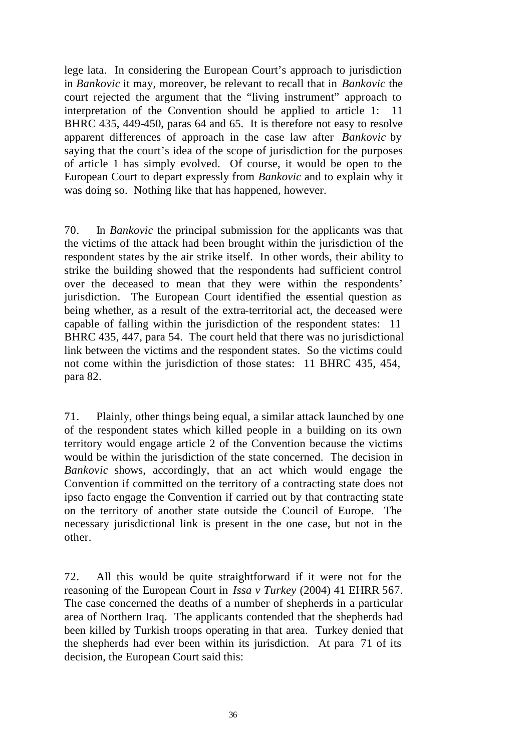lege lata. In considering the European Court's approach to jurisdiction in *Bankovic* it may, moreover, be relevant to recall that in *Bankovic* the court rejected the argument that the "living instrument" approach to interpretation of the Convention should be applied to article 1: 11 BHRC 435, 449-450, paras 64 and 65. It is therefore not easy to resolve apparent differences of approach in the case law after *Bankovic* by saying that the court's idea of the scope of jurisdiction for the purposes of article 1 has simply evolved. Of course, it would be open to the European Court to depart expressly from *Bankovic* and to explain why it was doing so. Nothing like that has happened, however.

70. In *Bankovic* the principal submission for the applicants was that the victims of the attack had been brought within the jurisdiction of the respondent states by the air strike itself. In other words, their ability to strike the building showed that the respondents had sufficient control over the deceased to mean that they were within the respondents' jurisdiction. The European Court identified the essential question as being whether, as a result of the extra-territorial act, the deceased were capable of falling within the jurisdiction of the respondent states: 11 BHRC 435, 447, para 54. The court held that there was no jurisdictional link between the victims and the respondent states. So the victims could not come within the jurisdiction of those states: 11 BHRC 435, 454, para 82.

71. Plainly, other things being equal, a similar attack launched by one of the respondent states which killed people in a building on its own territory would engage article 2 of the Convention because the victims would be within the jurisdiction of the state concerned. The decision in *Bankovic* shows, accordingly, that an act which would engage the Convention if committed on the territory of a contracting state does not ipso facto engage the Convention if carried out by that contracting state on the territory of another state outside the Council of Europe. The necessary jurisdictional link is present in the one case, but not in the other.

72. All this would be quite straightforward if it were not for the reasoning of the European Court in *Issa v Turkey* (2004) 41 EHRR 567. The case concerned the deaths of a number of shepherds in a particular area of Northern Iraq. The applicants contended that the shepherds had been killed by Turkish troops operating in that area. Turkey denied that the shepherds had ever been within its jurisdiction. At para 71 of its decision, the European Court said this: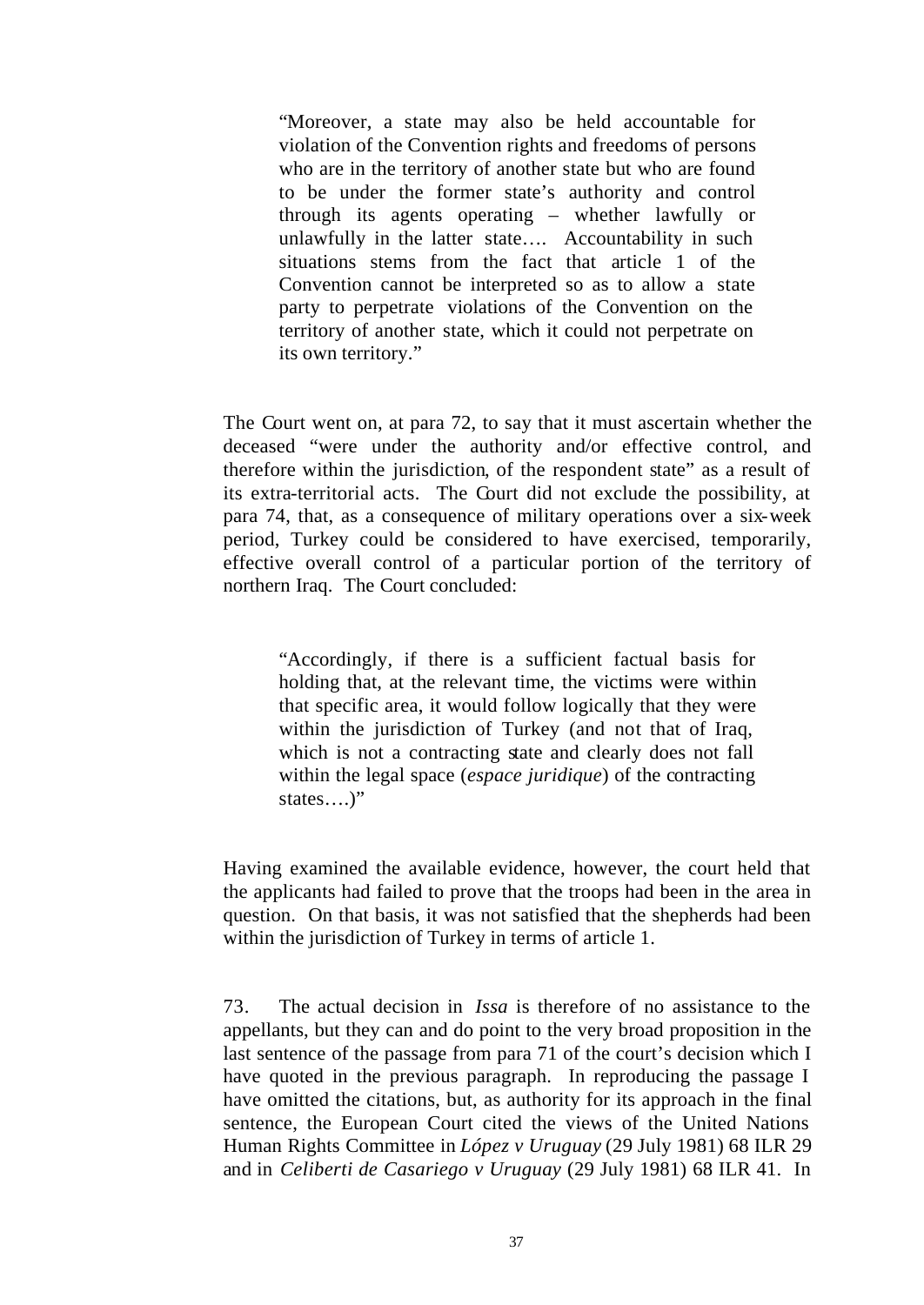> "Moreover, a state may also be held accountable for violation of the Convention rights and freedoms of persons who are in the territory of another state but who are found to be under the former state's authority and control through its agents operating – whether lawfully or unlawfully in the latter state…. Accountability in such situations stems from the fact that article 1 of the Convention cannot be interpreted so as to allow a state party to perpetrate violations of the Convention on the territory of another state, which it could not perpetrate on its own territory."

The Court went on, at para 72, to say that it must ascertain whether the deceased "were under the authority and/or effective control, and therefore within the jurisdiction, of the respondent state" as a result of its extra-territorial acts. The Court did not exclude the possibility, at para 74, that, as a consequence of military operations over a six-week period, Turkey could be considered to have exercised, temporarily, effective overall control of a particular portion of the territory of northern Iraq. The Court concluded:

> "Accordingly, if there is a sufficient factual basis for holding that, at the relevant time, the victims were within that specific area, it would follow logically that they were within the jurisdiction of Turkey (and not that of Iraq, which is not a contracting state and clearly does not fall within the legal space (*espace juridique*) of the contracting states….)"

Having examined the available evidence, however, the court held that the applicants had failed to prove that the troops had been in the area in question. On that basis, it was not satisfied that the shepherds had been within the jurisdiction of Turkey in terms of article 1.

73. The actual decision in *Issa* is therefore of no assistance to the appellants, but they can and do point to the very broad proposition in the last sentence of the passage from para 71 of the court's decision which I have quoted in the previous paragraph. In reproducing the passage I have omitted the citations, but, as authority for its approach in the final sentence, the European Court cited the views of the United Nations Human Rights Committee in *López v Uruguay* (29 July 1981) 68 ILR 29 and in *Celiberti de Casariego v Uruguay* (29 July 1981) 68 ILR 41. In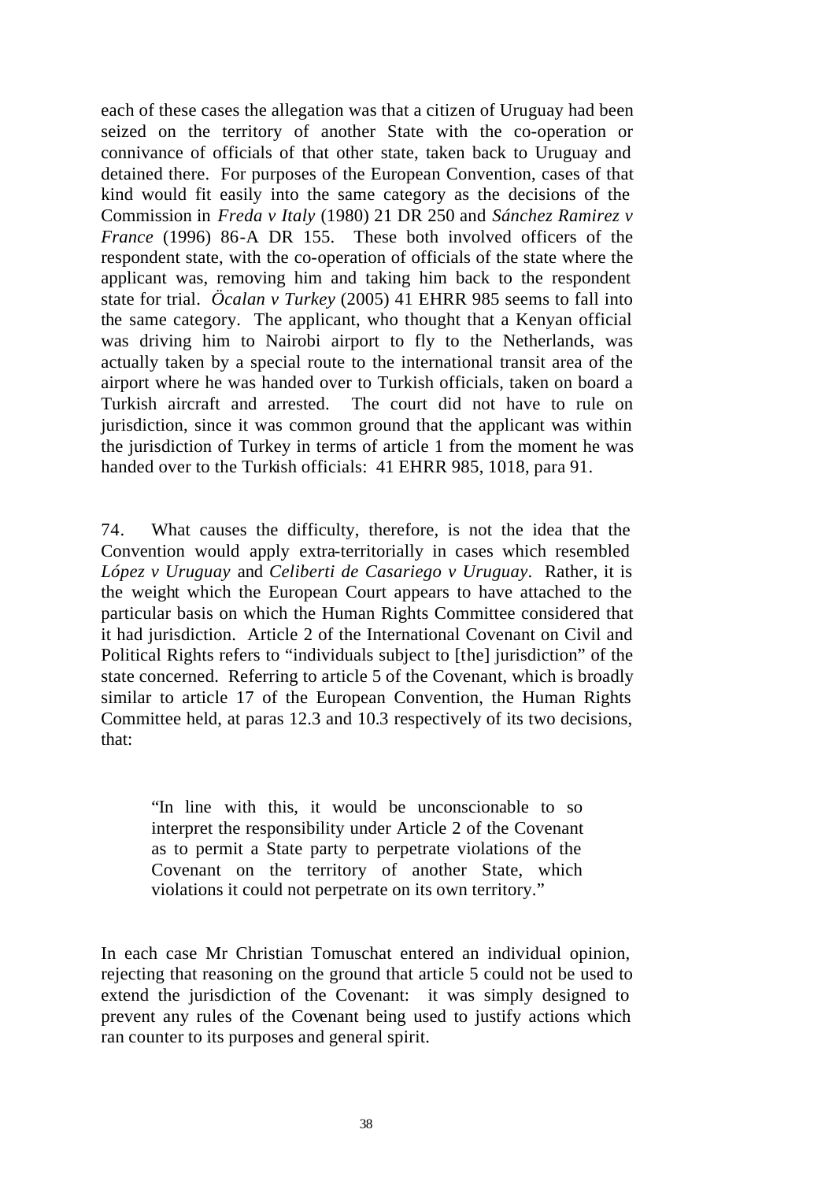each of these cases the allegation was that a citizen of Uruguay had been seized on the territory of another State with the co-operation or connivance of officials of that other state, taken back to Uruguay and detained there. For purposes of the European Convention, cases of that kind would fit easily into the same category as the decisions of the Commission in *Freda v Italy* (1980) 21 DR 250 and *Sánchez Ramirez v France* (1996) 86-A DR 155. These both involved officers of the respondent state, with the co-operation of officials of the state where the applicant was, removing him and taking him back to the respondent state for trial. *Öcalan v Turkey* (2005) 41 EHRR 985 seems to fall into the same category. The applicant, who thought that a Kenyan official was driving him to Nairobi airport to fly to the Netherlands, was actually taken by a special route to the international transit area of the airport where he was handed over to Turkish officials, taken on board a Turkish aircraft and arrested. The court did not have to rule on jurisdiction, since it was common ground that the applicant was within the jurisdiction of Turkey in terms of article 1 from the moment he was handed over to the Turkish officials: 41 EHRR 985, 1018, para 91.

74. What causes the difficulty, therefore, is not the idea that the Convention would apply extra-territorially in cases which resembled *López v Uruguay* and *Celiberti de Casariego v Uruguay*. Rather, it is the weight which the European Court appears to have attached to the particular basis on which the Human Rights Committee considered that it had jurisdiction. Article 2 of the International Covenant on Civil and Political Rights refers to "individuals subject to [the] jurisdiction" of the state concerned. Referring to article 5 of the Covenant, which is broadly similar to article 17 of the European Convention, the Human Rights Committee held, at paras 12.3 and 10.3 respectively of its two decisions, that:

> "In line with this, it would be unconscionable to so interpret the responsibility under Article 2 of the Covenant as to permit a State party to perpetrate violations of the Covenant on the territory of another State, which violations it could not perpetrate on its own territory."

In each case Mr Christian Tomuschat entered an individual opinion, rejecting that reasoning on the ground that article 5 could not be used to extend the jurisdiction of the Covenant: it was simply designed to prevent any rules of the Covenant being used to justify actions which ran counter to its purposes and general spirit.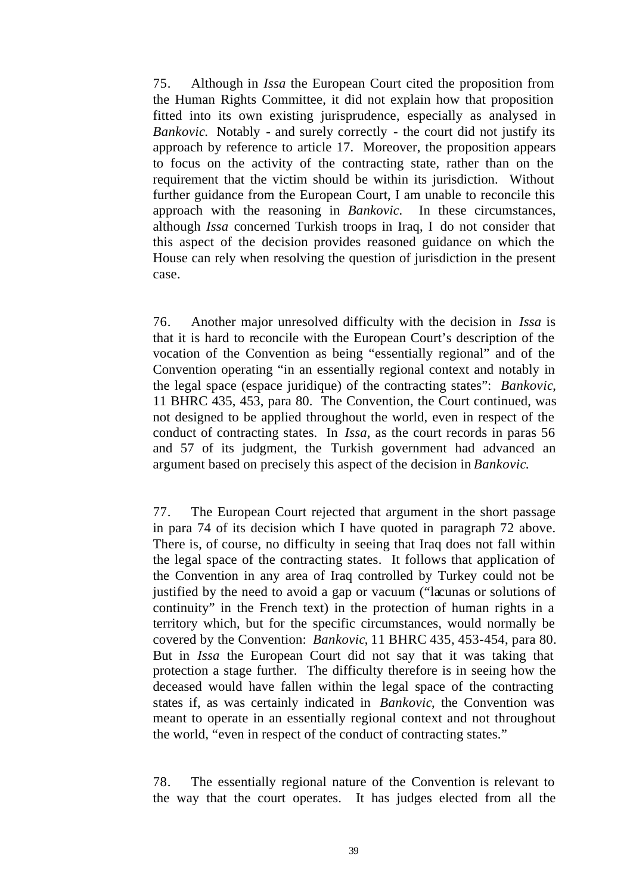75. Although in *Issa* the European Court cited the proposition from the Human Rights Committee, it did not explain how that proposition fitted into its own existing jurisprudence, especially as analysed in *Bankovic.* Notably - and surely correctly - the court did not justify its approach by reference to article 17. Moreover, the proposition appears to focus on the activity of the contracting state, rather than on the requirement that the victim should be within its jurisdiction. Without further guidance from the European Court, I am unable to reconcile this approach with the reasoning in *Bankovic.* In these circumstances, although *Issa* concerned Turkish troops in Iraq, I do not consider that this aspect of the decision provides reasoned guidance on which the House can rely when resolving the question of jurisdiction in the present case.

76. Another major unresolved difficulty with the decision in *Issa* is that it is hard to reconcile with the European Court's description of the vocation of the Convention as being "essentially regional" and of the Convention operating "in an essentially regional context and notably in the legal space (espace juridique) of the contracting states": *Bankovic*, 11 BHRC 435, 453, para 80. The Convention, the Court continued, was not designed to be applied throughout the world, even in respect of the conduct of contracting states. In *Issa*, as the court records in paras 56 and 57 of its judgment, the Turkish government had advanced an argument based on precisely this aspect of the decision in *Bankovic.*

77. The European Court rejected that argument in the short passage in para 74 of its decision which I have quoted in paragraph 72 above. There is, of course, no difficulty in seeing that Iraq does not fall within the legal space of the contracting states. It follows that application of the Convention in any area of Iraq controlled by Turkey could not be justified by the need to avoid a gap or vacuum ("lacunas or solutions of continuity" in the French text) in the protection of human rights in a territory which, but for the specific circumstances, would normally be covered by the Convention: *Bankovic*, 11 BHRC 435, 453-454, para 80. But in *Issa* the European Court did not say that it was taking that protection a stage further. The difficulty therefore is in seeing how the deceased would have fallen within the legal space of the contracting states if, as was certainly indicated in *Bankovic*, the Convention was meant to operate in an essentially regional context and not throughout the world, "even in respect of the conduct of contracting states."

78. The essentially regional nature of the Convention is relevant to the way that the court operates. It has judges elected from all the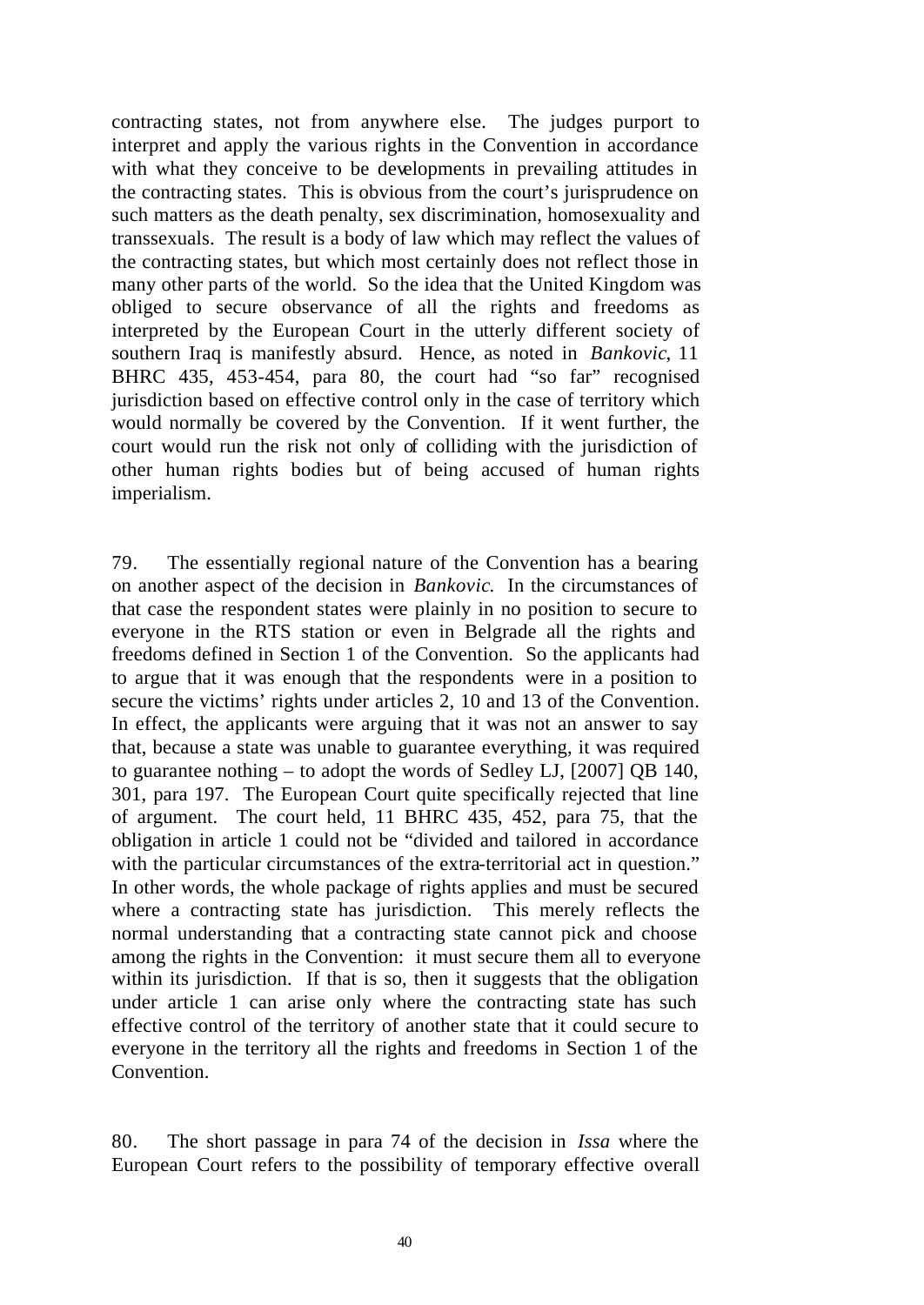contracting states, not from anywhere else. The judges purport to interpret and apply the various rights in the Convention in accordance with what they conceive to be developments in prevailing attitudes in the contracting states. This is obvious from the court's jurisprudence on such matters as the death penalty, sex discrimination, homosexuality and transsexuals. The result is a body of law which may reflect the values of the contracting states, but which most certainly does not reflect those in many other parts of the world. So the idea that the United Kingdom was obliged to secure observance of all the rights and freedoms as interpreted by the European Court in the utterly different society of southern Iraq is manifestly absurd. Hence, as noted in *Bankovic*, 11 BHRC 435, 453-454, para 80, the court had "so far" recognised jurisdiction based on effective control only in the case of territory which would normally be covered by the Convention. If it went further, the court would run the risk not only of colliding with the jurisdiction of other human rights bodies but of being accused of human rights imperialism.

79. The essentially regional nature of the Convention has a bearing on another aspect of the decision in *Bankovic*. In the circumstances of that case the respondent states were plainly in no position to secure to everyone in the RTS station or even in Belgrade all the rights and freedoms defined in Section 1 of the Convention. So the applicants had to argue that it was enough that the respondents were in a position to secure the victims' rights under articles 2, 10 and 13 of the Convention. In effect, the applicants were arguing that it was not an answer to say that, because a state was unable to guarantee everything, it was required to guarantee nothing – to adopt the words of Sedley LJ, [2007] QB 140, 301, para 197. The European Court quite specifically rejected that line of argument. The court held, 11 BHRC 435, 452, para 75, that the obligation in article 1 could not be "divided and tailored in accordance with the particular circumstances of the extra-territorial act in question." In other words, the whole package of rights applies and must be secured where a contracting state has jurisdiction. This merely reflects the normal understanding that a contracting state cannot pick and choose among the rights in the Convention: it must secure them all to everyone within its jurisdiction. If that is so, then it suggests that the obligation under article 1 can arise only where the contracting state has such effective control of the territory of another state that it could secure to everyone in the territory all the rights and freedoms in Section 1 of the Convention.

80. The short passage in para 74 of the decision in *Issa* where the European Court refers to the possibility of temporary effective overall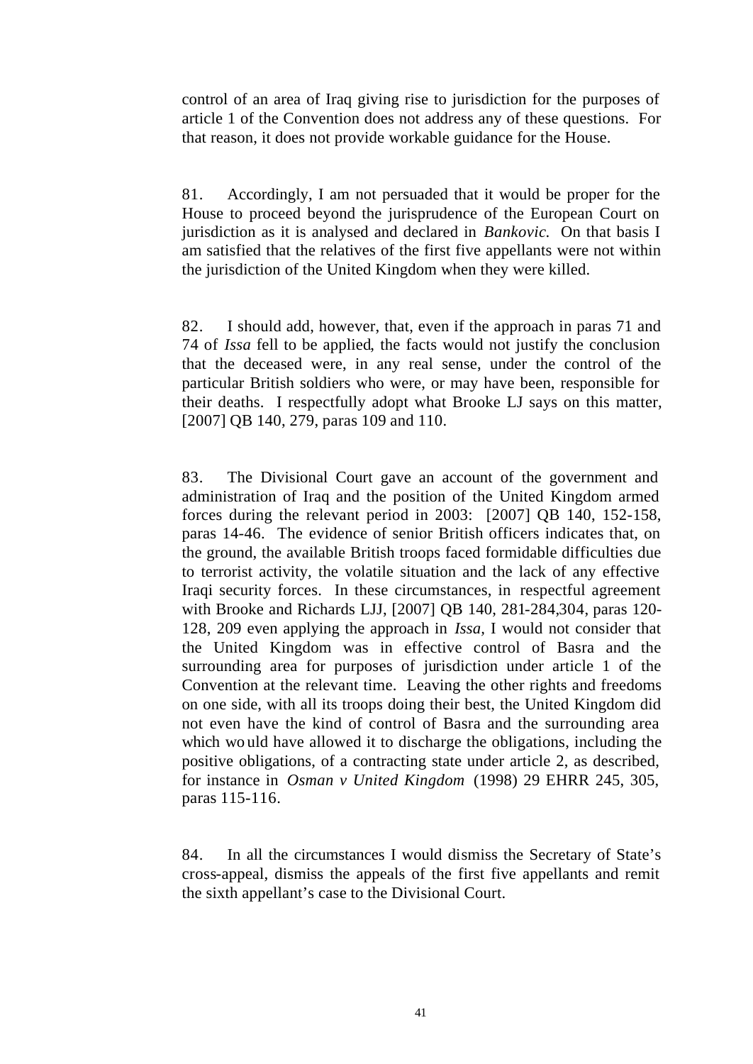control of an area of Iraq giving rise to jurisdiction for the purposes of article 1 of the Convention does not address any of these questions. For that reason, it does not provide workable guidance for the House.

81. Accordingly, I am not persuaded that it would be proper for the House to proceed beyond the jurisprudence of the European Court on jurisdiction as it is analysed and declared in *Bankovic.* On that basis I am satisfied that the relatives of the first five appellants were not within the jurisdiction of the United Kingdom when they were killed.

82. I should add, however, that, even if the approach in paras 71 and 74 of *Issa* fell to be applied, the facts would not justify the conclusion that the deceased were, in any real sense, under the control of the particular British soldiers who were, or may have been, responsible for their deaths. I respectfully adopt what Brooke LJ says on this matter, [2007] QB 140, 279, paras 109 and 110.

83. The Divisional Court gave an account of the government and administration of Iraq and the position of the United Kingdom armed forces during the relevant period in 2003: [2007] QB 140, 152-158, paras 14-46. The evidence of senior British officers indicates that, on the ground, the available British troops faced formidable difficulties due to terrorist activity, the volatile situation and the lack of any effective Iraqi security forces. In these circumstances, in respectful agreement with Brooke and Richards LJJ, [2007] QB 140, 281-284,304, paras 120-128, 209 even applying the approach in *Issa,* I would not consider that the United Kingdom was in effective control of Basra and the surrounding area for purposes of jurisdiction under article 1 of the Convention at the relevant time. Leaving the other rights and freedoms on one side, with all its troops doing their best, the United Kingdom did not even have the kind of control of Basra and the surrounding area which would have allowed it to discharge the obligations, including the positive obligations, of a contracting state under article 2, as described, for instance in *Osman v United Kingdom* (1998) 29 EHRR 245, 305, paras 115-116.

84. In all the circumstances I would dismiss the Secretary of State's cross-appeal, dismiss the appeals of the first five appellants and remit the sixth appellant's case to the Divisional Court.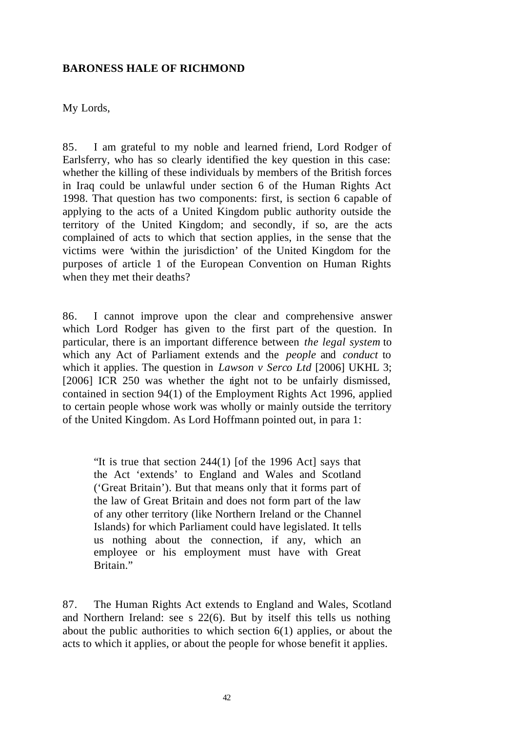**BARONESS HALE OF RICHMOND**

My Lords,

85. I am grateful to my noble and learned friend, Lord Rodger of Earlsferry, who has so clearly identified the key question in this case: whether the killing of these individuals by members of the British forces in Iraq could be unlawful under section 6 of the Human Rights Act 1998. That question has two components: first, is section 6 capable of applying to the acts of a United Kingdom public authority outside the territory of the United Kingdom; and secondly, if so, are the acts complained of acts to which that section applies, in the sense that the victims were 'within the jurisdiction' of the United Kingdom for the purposes of article 1 of the European Convention on Human Rights when they met their deaths?

86. I cannot improve upon the clear and comprehensive answer which Lord Rodger has given to the first part of the question. In particular, there is an important difference between *the legal system* to which any Act of Parliament extends and the *people* and *conduct* to which it applies. The question in *Lawson v Serco Ltd* [2006] UKHL 3; [2006] ICR 250 was whether the right not to be unfairly dismissed, contained in section 94(1) of the Employment Rights Act 1996, applied to certain people whose work was wholly or mainly outside the territory of the United Kingdom. As Lord Hoffmann pointed out, in para 1:

> "It is true that section 244(1) [of the 1996 Act] says that the Act 'extends' to England and Wales and Scotland ('Great Britain'). But that means only that it forms part of the law of Great Britain and does not form part of the law of any other territory (like Northern Ireland or the Channel Islands) for which Parliament could have legislated. It tells us nothing about the connection, if any, which an employee or his employment must have with Great Britain."

87. The Human Rights Act extends to England and Wales, Scotland and Northern Ireland: see s 22(6). But by itself this tells us nothing about the public authorities to which section 6(1) applies, or about the acts to which it applies, or about the people for whose benefit it applies.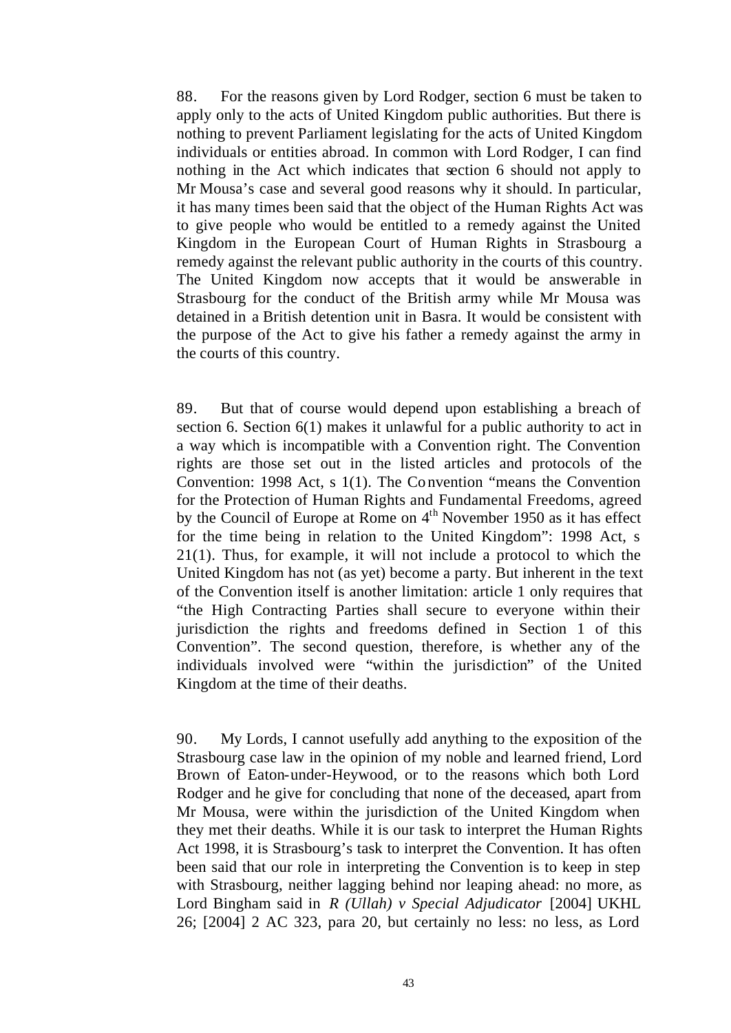88. For the reasons given by Lord Rodger, section 6 must be taken to apply only to the acts of United Kingdom public authorities. But there is nothing to prevent Parliament legislating for the acts of United Kingdom individuals or entities abroad. In common with Lord Rodger, I can find nothing in the Act which indicates that section 6 should not apply to Mr Mousa's case and several good reasons why it should. In particular, it has many times been said that the object of the Human Rights Act was to give people who would be entitled to a remedy against the United Kingdom in the European Court of Human Rights in Strasbourg a remedy against the relevant public authority in the courts of this country. The United Kingdom now accepts that it would be answerable in Strasbourg for the conduct of the British army while Mr Mousa was detained in a British detention unit in Basra. It would be consistent with the purpose of the Act to give his father a remedy against the army in the courts of this country.

89. But that of course would depend upon establishing a breach of section 6. Section 6(1) makes it unlawful for a public authority to act in a way which is incompatible with a Convention right. The Convention rights are those set out in the listed articles and protocols of the Convention: 1998 Act, s 1(1). The Convention "means the Convention for the Protection of Human Rights and Fundamental Freedoms, agreed by the Council of Europe at Rome on 4th November 1950 as it has effect for the time being in relation to the United Kingdom": 1998 Act, s 21(1). Thus, for example, it will not include a protocol to which the United Kingdom has not (as yet) become a party. But inherent in the text of the Convention itself is another limitation: article 1 only requires that "the High Contracting Parties shall secure to everyone within their jurisdiction the rights and freedoms defined in Section 1 of this Convention". The second question, therefore, is whether any of the individuals involved were "within the jurisdiction" of the United Kingdom at the time of their deaths.

90. My Lords, I cannot usefully add anything to the exposition of the Strasbourg case law in the opinion of my noble and learned friend, Lord Brown of Eaton-under-Heywood, or to the reasons which both Lord Rodger and he give for concluding that none of the deceased, apart from Mr Mousa, were within the jurisdiction of the United Kingdom when they met their deaths. While it is our task to interpret the Human Rights Act 1998, it is Strasbourg's task to interpret the Convention. It has often been said that our role in interpreting the Convention is to keep in step with Strasbourg, neither lagging behind nor leaping ahead: no more, as Lord Bingham said in *R (Ullah) v Special Adjudicator* [2004] UKHL 26; [2004] 2 AC 323, para 20, but certainly no less: no less, as Lord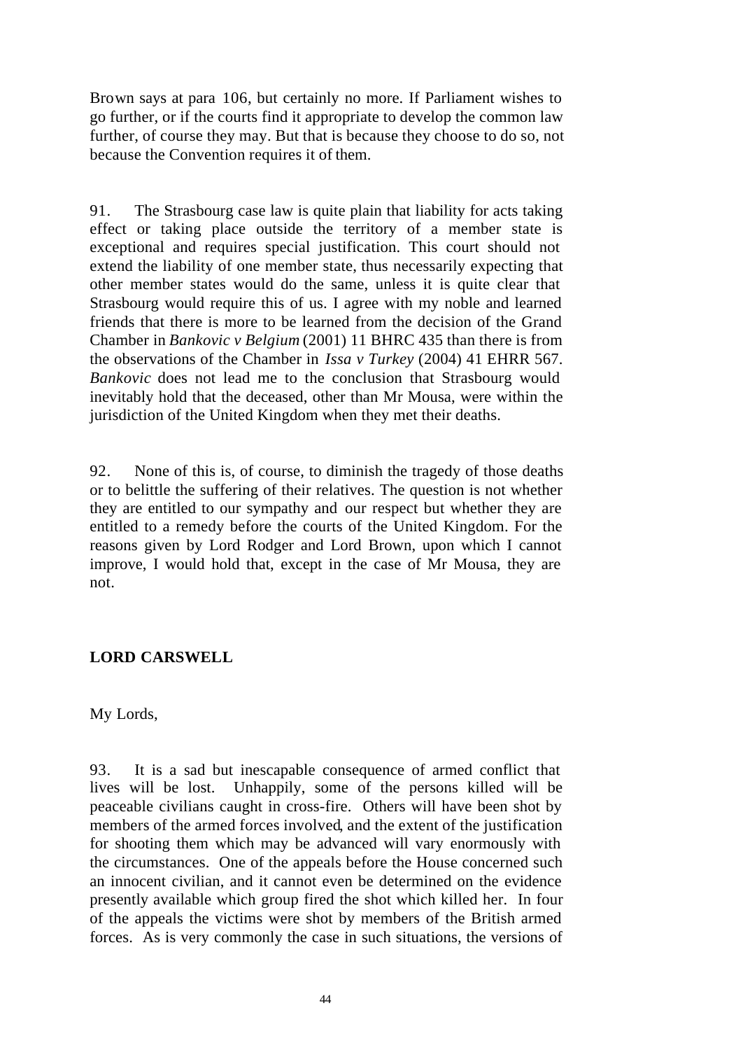Brown says at para 106, but certainly no more. If Parliament wishes to go further, or if the courts find it appropriate to develop the common law further, of course they may. But that is because they choose to do so, not because the Convention requires it of them.

91. The Strasbourg case law is quite plain that liability for acts taking effect or taking place outside the territory of a member state is exceptional and requires special justification. This court should not extend the liability of one member state, thus necessarily expecting that other member states would do the same, unless it is quite clear that Strasbourg would require this of us. I agree with my noble and learned friends that there is more to be learned from the decision of the Grand Chamber in *Bankovic v Belgium* (2001) 11 BHRC 435 than there is from the observations of the Chamber in *Issa v Turkey* (2004) 41 EHRR 567. *Bankovic* does not lead me to the conclusion that Strasbourg would inevitably hold that the deceased, other than Mr Mousa, were within the jurisdiction of the United Kingdom when they met their deaths.

92. None of this is, of course, to diminish the tragedy of those deaths or to belittle the suffering of their relatives. The question is not whether they are entitled to our sympathy and our respect but whether they are entitled to a remedy before the courts of the United Kingdom. For the reasons given by Lord Rodger and Lord Brown, upon which I cannot improve, I would hold that, except in the case of Mr Mousa, they are not.

**LORD CARSWELL**

My Lords,

93. It is a sad but inescapable consequence of armed conflict that lives will be lost. Unhappily, some of the persons killed will be peaceable civilians caught in cross-fire. Others will have been shot by members of the armed forces involved, and the extent of the justification for shooting them which may be advanced will vary enormously with the circumstances. One of the appeals before the House concerned such an innocent civilian, and it cannot even be determined on the evidence presently available which group fired the shot which killed her. In four of the appeals the victims were shot by members of the British armed forces. As is very commonly the case in such situations, the versions of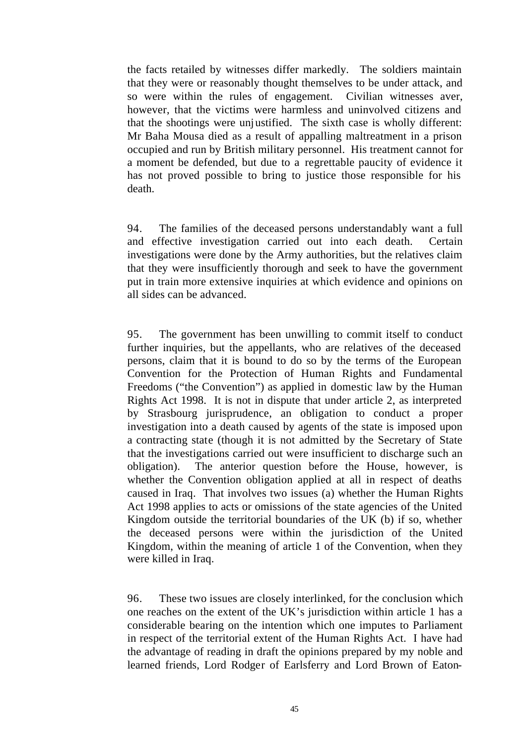the facts retailed by witnesses differ markedly. The soldiers maintain that they were or reasonably thought themselves to be under attack, and so were within the rules of engagement. Civilian witnesses aver, however, that the victims were harmless and uninvolved citizens and that the shootings were unjustified. The sixth case is wholly different: Mr Baha Mousa died as a result of appalling maltreatment in a prison occupied and run by British military personnel. His treatment cannot for a moment be defended, but due to a regrettable paucity of evidence it has not proved possible to bring to justice those responsible for his death.

94. The families of the deceased persons understandably want a full and effective investigation carried out into each death. Certain investigations were done by the Army authorities, but the relatives claim that they were insufficiently thorough and seek to have the government put in train more extensive inquiries at which evidence and opinions on all sides can be advanced.

95. The government has been unwilling to commit itself to conduct further inquiries, but the appellants, who are relatives of the deceased persons, claim that it is bound to do so by the terms of the European Convention for the Protection of Human Rights and Fundamental Freedoms ("the Convention") as applied in domestic law by the Human Rights Act 1998. It is not in dispute that under article 2, as interpreted by Strasbourg jurisprudence, an obligation to conduct a proper investigation into a death caused by agents of the state is imposed upon a contracting state (though it is not admitted by the Secretary of State that the investigations carried out were insufficient to discharge such an obligation). The anterior question before the House, however, is whether the Convention obligation applied at all in respect of deaths caused in Iraq. That involves two issues (a) whether the Human Rights Act 1998 applies to acts or omissions of the state agencies of the United Kingdom outside the territorial boundaries of the UK (b) if so, whether the deceased persons were within the jurisdiction of the United Kingdom, within the meaning of article 1 of the Convention, when they were killed in Iraq.

96. These two issues are closely interlinked, for the conclusion which one reaches on the extent of the UK's jurisdiction within article 1 has a considerable bearing on the intention which one imputes to Parliament in respect of the territorial extent of the Human Rights Act. I have had the advantage of reading in draft the opinions prepared by my noble and learned friends, Lord Rodger of Earlsferry and Lord Brown of Eaton-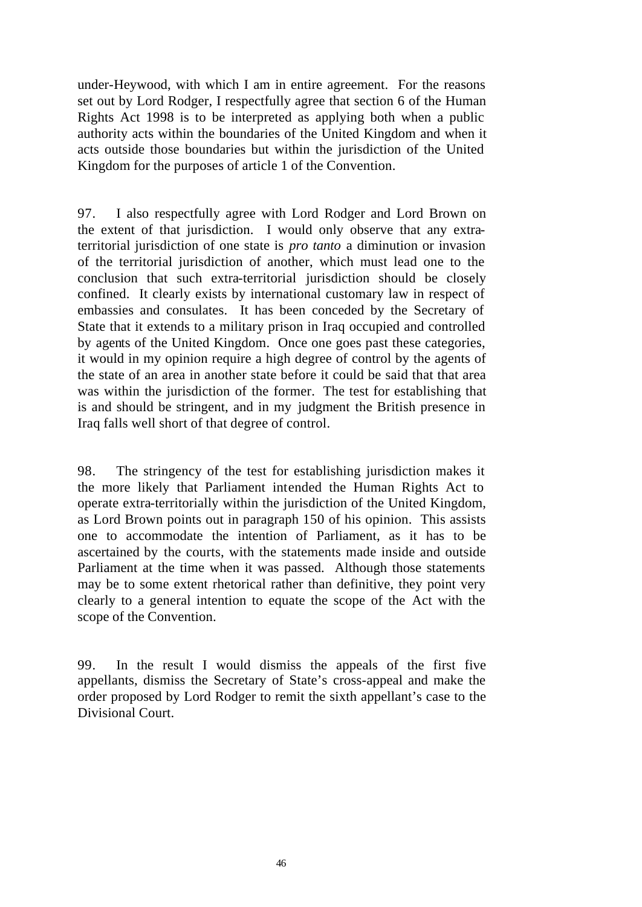under-Heywood, with which I am in entire agreement. For the reasons set out by Lord Rodger, I respectfully agree that section 6 of the Human Rights Act 1998 is to be interpreted as applying both when a public authority acts within the boundaries of the United Kingdom and when it acts outside those boundaries but within the jurisdiction of the United Kingdom for the purposes of article 1 of the Convention.

97. I also respectfully agree with Lord Rodger and Lord Brown on the extent of that jurisdiction. I would only observe that any extra-territorial jurisdiction of one state is *pro tanto* a diminution or invasion of the territorial jurisdiction of another, which must lead one to the conclusion that such extra-territorial jurisdiction should be closely confined. It clearly exists by international customary law in respect of embassies and consulates. It has been conceded by the Secretary of State that it extends to a military prison in Iraq occupied and controlled by agents of the United Kingdom. Once one goes past these categories, it would in my opinion require a high degree of control by the agents of the state of an area in another state before it could be said that that area was within the jurisdiction of the former. The test for establishing that is and should be stringent, and in my judgment the British presence in Iraq falls well short of that degree of control.

98. The stringency of the test for establishing jurisdiction makes it the more likely that Parliament intended the Human Rights Act to operate extra-territorially within the jurisdiction of the United Kingdom, as Lord Brown points out in paragraph 150 of his opinion. This assists one to accommodate the intention of Parliament, as it has to be ascertained by the courts, with the statements made inside and outside Parliament at the time when it was passed. Although those statements may be to some extent rhetorical rather than definitive, they point very clearly to a general intention to equate the scope of the Act with the scope of the Convention.

99. In the result I would dismiss the appeals of the first five appellants, dismiss the Secretary of State's cross-appeal and make the order proposed by Lord Rodger to remit the sixth appellant's case to the Divisional Court.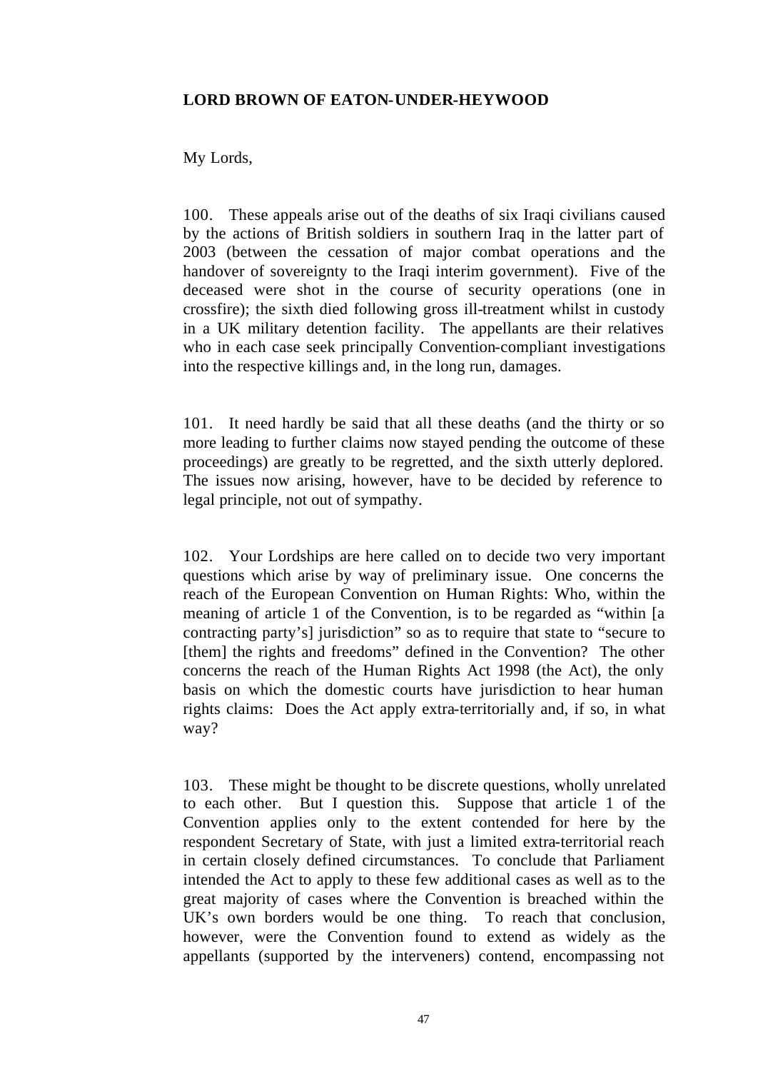**LORD BROWN OF EATON-UNDER-HEYWOOD**

My Lords,

100. These appeals arise out of the deaths of six Iraqi civilians caused by the actions of British soldiers in southern Iraq in the latter part of 2003 (between the cessation of major combat operations and the handover of sovereignty to the Iraqi interim government). Five of the deceased were shot in the course of security operations (one in crossfire); the sixth died following gross ill-treatment whilst in custody in a UK military detention facility. The appellants are their relatives who in each case seek principally Convention-compliant investigations into the respective killings and, in the long run, damages.

101. It need hardly be said that all these deaths (and the thirty or so more leading to further claims now stayed pending the outcome of these proceedings) are greatly to be regretted, and the sixth utterly deplored. The issues now arising, however, have to be decided by reference to legal principle, not out of sympathy.

102. Your Lordships are here called on to decide two very important questions which arise by way of preliminary issue. One concerns the reach of the European Convention on Human Rights: Who, within the meaning of article 1 of the Convention, is to be regarded as "within [a contracting party's] jurisdiction" so as to require that state to "secure to [them] the rights and freedoms" defined in the Convention? The other concerns the reach of the Human Rights Act 1998 (the Act), the only basis on which the domestic courts have jurisdiction to hear human rights claims: Does the Act apply extra-territorially and, if so, in what way?

103. These might be thought to be discrete questions, wholly unrelated to each other. But I question this. Suppose that article 1 of the Convention applies only to the extent contended for here by the respondent Secretary of State, with just a limited extra-territorial reach in certain closely defined circumstances. To conclude that Parliament intended the Act to apply to these few additional cases as well as to the great majority of cases where the Convention is breached within the UK's own borders would be one thing. To reach that conclusion, however, were the Convention found to extend as widely as the appellants (supported by the interveners) contend, encompassing not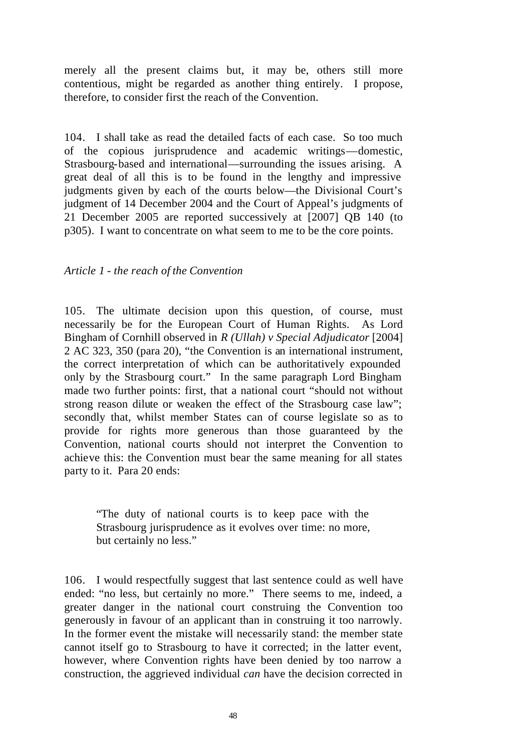merely all the present claims but, it may be, others still more contentious, might be regarded as another thing entirely. I propose, therefore, to consider first the reach of the Convention.

104. I shall take as read the detailed facts of each case. So too much of the copious jurisprudence and academic writings—domestic, Strasbourg-based and international—surrounding the issues arising. A great deal of all this is to be found in the lengthy and impressive judgments given by each of the courts below—the Divisional Court's judgment of 14 December 2004 and the Court of Appeal's judgments of 21 December 2005 are reported successively at [2007] QB 140 (to p305). I want to concentrate on what seem to me to be the core points.

*Article 1 - the reach of the Convention*

105. The ultimate decision upon this question, of course, must necessarily be for the European Court of Human Rights. As Lord Bingham of Cornhill observed in *R (Ullah) v Special Adjudicator* [2004] 2 AC 323, 350 (para 20), "the Convention is an international instrument, the correct interpretation of which can be authoritatively expounded only by the Strasbourg court." In the same paragraph Lord Bingham made two further points: first, that a national court "should not without strong reason dilute or weaken the effect of the Strasbourg case law"; secondly that, whilst member States can of course legislate so as to provide for rights more generous than those guaranteed by the Convention, national courts should not interpret the Convention to achieve this: the Convention must bear the same meaning for all states party to it. Para 20 ends:

> "The duty of national courts is to keep pace with the Strasbourg jurisprudence as it evolves over time: no more, but certainly no less."

106. I would respectfully suggest that last sentence could as well have ended: "no less, but certainly no more." There seems to me, indeed, a greater danger in the national court construing the Convention too generously in favour of an applicant than in construing it too narrowly. In the former event the mistake will necessarily stand: the member state cannot itself go to Strasbourg to have it corrected; in the latter event, however, where Convention rights have been denied by too narrow a construction, the aggrieved individual *can* have the decision corrected in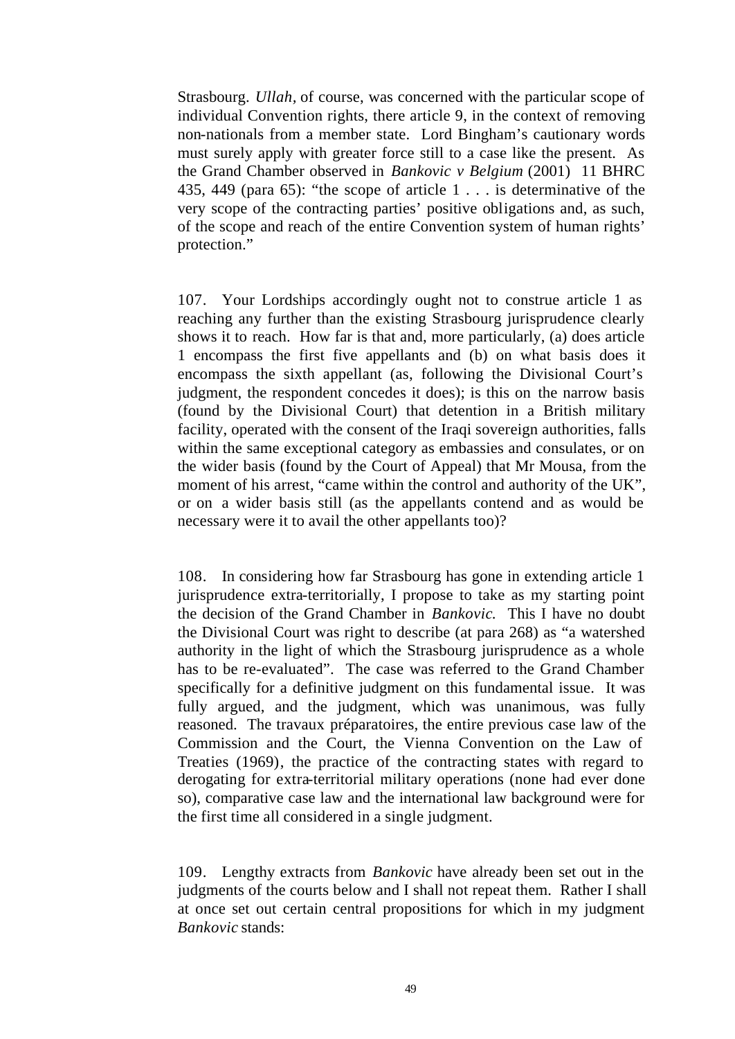Strasbourg. *Ullah*, of course, was concerned with the particular scope of individual Convention rights, there article 9, in the context of removing non-nationals from a member state. Lord Bingham's cautionary words must surely apply with greater force still to a case like the present. As the Grand Chamber observed in *Bankovic v Belgium* (2001) 11 BHRC 435, 449 (para 65): "the scope of article 1 . . . is determinative of the very scope of the contracting parties' positive obligations and, as such, of the scope and reach of the entire Convention system of human rights' protection."

107. Your Lordships accordingly ought not to construe article 1 as reaching any further than the existing Strasbourg jurisprudence clearly shows it to reach. How far is that and, more particularly, (a) does article 1 encompass the first five appellants and (b) on what basis does it encompass the sixth appellant (as, following the Divisional Court's judgment, the respondent concedes it does); is this on the narrow basis (found by the Divisional Court) that detention in a British military facility, operated with the consent of the Iraqi sovereign authorities, falls within the same exceptional category as embassies and consulates, or on the wider basis (found by the Court of Appeal) that Mr Mousa, from the moment of his arrest, "came within the control and authority of the UK", or on a wider basis still (as the appellants contend and as would be necessary were it to avail the other appellants too)?

108. In considering how far Strasbourg has gone in extending article 1 jurisprudence extra-territorially, I propose to take as my starting point the decision of the Grand Chamber in *Bankovic*. This I have no doubt the Divisional Court was right to describe (at para 268) as "a watershed authority in the light of which the Strasbourg jurisprudence as a whole has to be re-evaluated". The case was referred to the Grand Chamber specifically for a definitive judgment on this fundamental issue. It was fully argued, and the judgment, which was unanimous, was fully reasoned. The travaux préparatoires, the entire previous case law of the Commission and the Court, the Vienna Convention on the Law of Treaties (1969), the practice of the contracting states with regard to derogating for extra-territorial military operations (none had ever done so), comparative case law and the international law background were for the first time all considered in a single judgment.

109. Lengthy extracts from *Bankovic* have already been set out in the judgments of the courts below and I shall not repeat them. Rather I shall at once set out certain central propositions for which in my judgment *Bankovic* stands: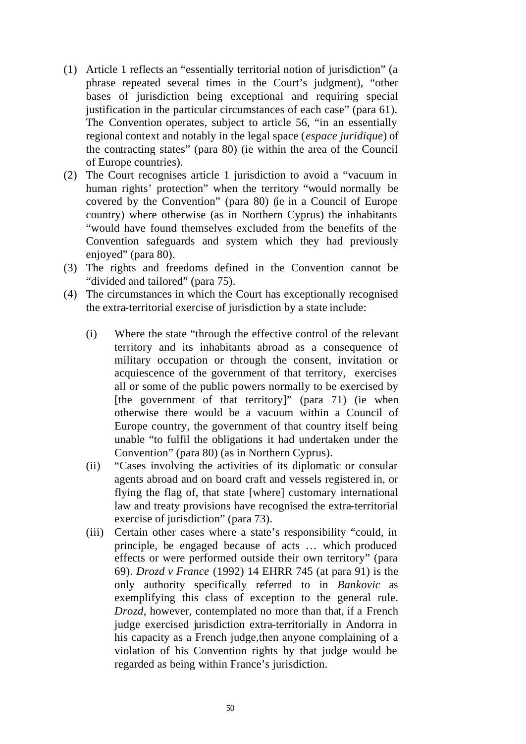(1) Article 1 reflects an "essentially territorial notion of jurisdiction" (a phrase repeated several times in the Court's judgment), "other bases of jurisdiction being exceptional and requiring special justification in the particular circumstances of each case" (para 61). The Convention operates, subject to article 56, "in an essentially regional context and notably in the legal space (*espace juridique*) of the contracting states" (para 80) (ie within the area of the Council of Europe countries).

(2) The Court recognises article 1 jurisdiction to avoid a "vacuum in human rights' protection" when the territory "would normally be covered by the Convention" (para 80) (ie in a Council of Europe country) where otherwise (as in Northern Cyprus) the inhabitants "would have found themselves excluded from the benefits of the Convention safeguards and system which they had previously enjoyed" (para 80).

(3) The rights and freedoms defined in the Convention cannot be "divided and tailored" (para 75).

(4) The circumstances in which the Court has exceptionally recognised the extra-territorial exercise of jurisdiction by a state include:

   (i) Where the state "through the effective control of the relevant territory and its inhabitants abroad as a consequence of military occupation or through the consent, invitation or acquiescence of the government of that territory, exercises all or some of the public powers normally to be exercised by [the government of that territory]" (para 71) (ie when otherwise there would be a vacuum within a Council of Europe country, the government of that country itself being unable "to fulfil the obligations it had undertaken under the Convention" (para 80) (as in Northern Cyprus).

   (ii) "Cases involving the activities of its diplomatic or consular agents abroad and on board craft and vessels registered in, or flying the flag of, that state [where] customary international law and treaty provisions have recognised the extra-territorial exercise of jurisdiction" (para 73).

   (iii) Certain other cases where a state's responsibility "could, in principle, be engaged because of acts … which produced effects or were performed outside their own territory" (para 69). *Drozd v France* (1992) 14 EHRR 745 (at para 91) is the only authority specifically referred to in *Bankovic* as exemplifying this class of exception to the general rule. *Drozd*, however, contemplated no more than that, if a French judge exercised jurisdiction extra-territorially in Andorra in his capacity as a French judge,then anyone complaining of a violation of his Convention rights by that judge would be regarded as being within France's jurisdiction.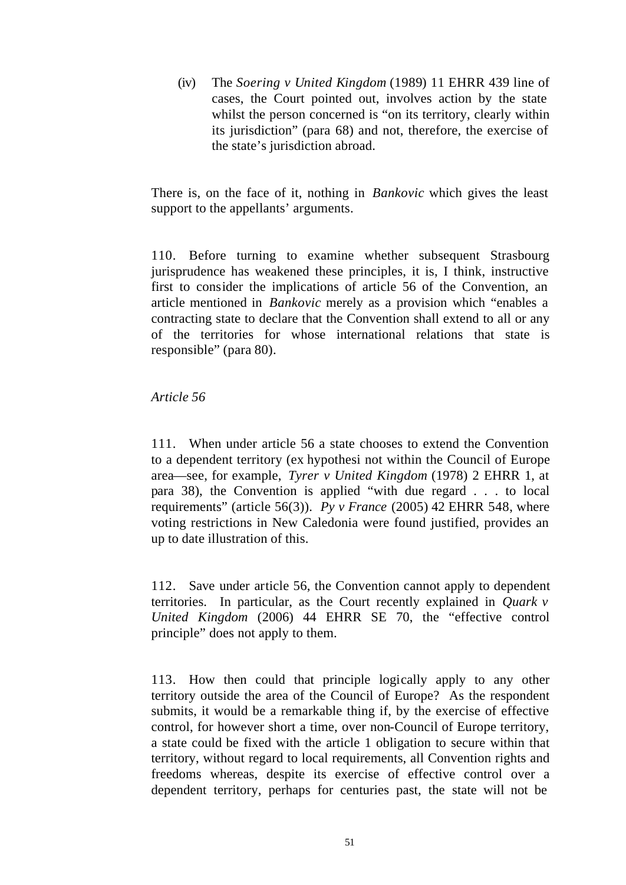(iv) The *Soering v United Kingdom* (1989) 11 EHRR 439 line of cases, the Court pointed out, involves action by the state whilst the person concerned is "on its territory, clearly within its jurisdiction" (para 68) and not, therefore, the exercise of the state's jurisdiction abroad.

There is, on the face of it, nothing in *Bankovic* which gives the least support to the appellants' arguments.

110. Before turning to examine whether subsequent Strasbourg jurisprudence has weakened these principles, it is, I think, instructive first to consider the implications of article 56 of the Convention, an article mentioned in *Bankovic* merely as a provision which "enables a contracting state to declare that the Convention shall extend to all or any of the territories for whose international relations that state is responsible" (para 80).

*Article 56*

111. When under article 56 a state chooses to extend the Convention to a dependent territory (ex hypothesi not within the Council of Europe area—see, for example, *Tyrer v United Kingdom* (1978) 2 EHRR 1, at para 38), the Convention is applied "with due regard . . . to local requirements" (article 56(3)). *Py v France* (2005) 42 EHRR 548, where voting restrictions in New Caledonia were found justified, provides an up to date illustration of this.

112. Save under article 56, the Convention cannot apply to dependent territories. In particular, as the Court recently explained in *Quark v United Kingdom* (2006) 44 EHRR SE 70, the "effective control principle" does not apply to them.

113. How then could that principle logically apply to any other territory outside the area of the Council of Europe? As the respondent submits, it would be a remarkable thing if, by the exercise of effective control, for however short a time, over non-Council of Europe territory, a state could be fixed with the article 1 obligation to secure within that territory, without regard to local requirements, all Convention rights and freedoms whereas, despite its exercise of effective control over a dependent territory, perhaps for centuries past, the state will not be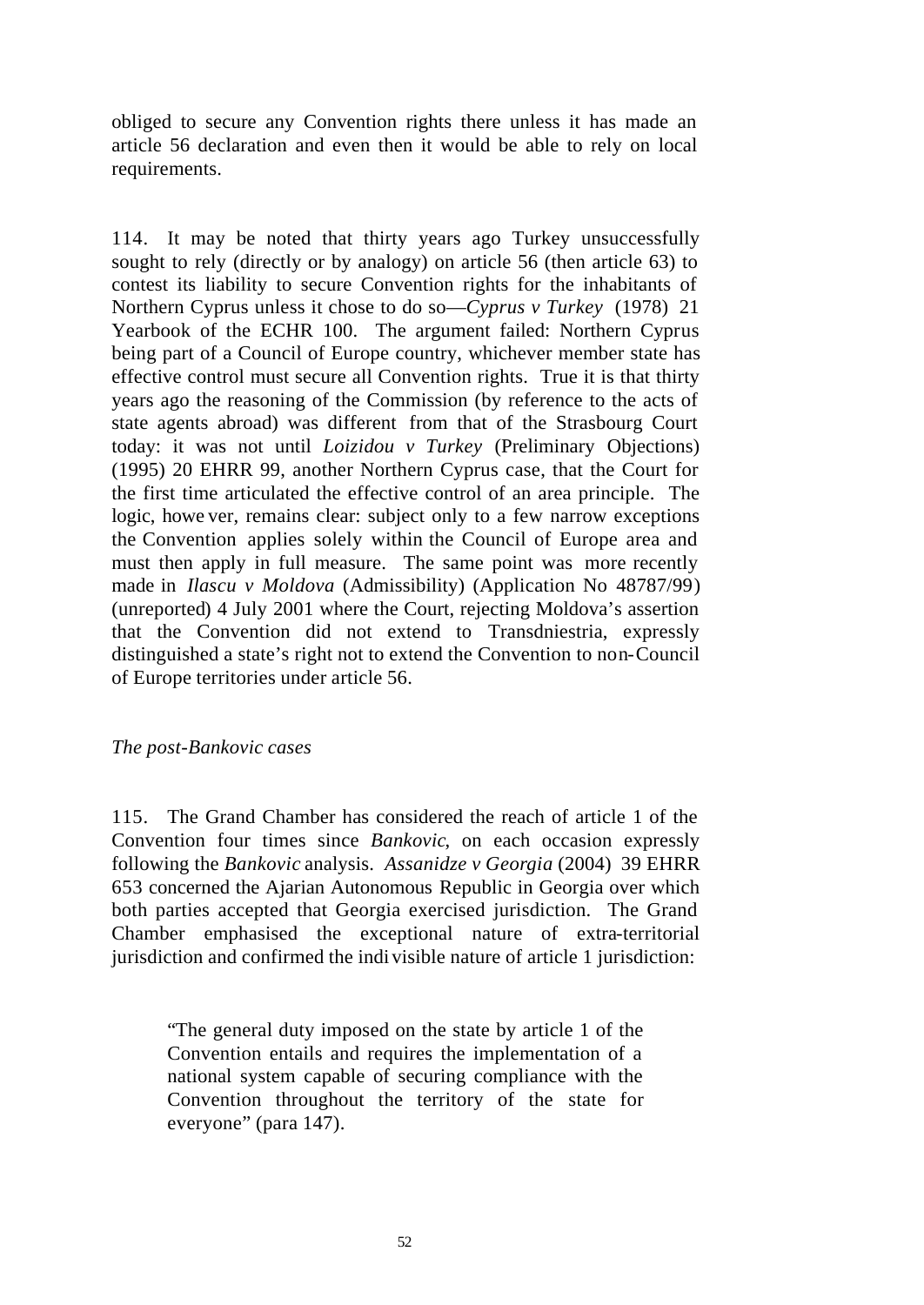obliged to secure any Convention rights there unless it has made an article 56 declaration and even then it would be able to rely on local requirements.

114. It may be noted that thirty years ago Turkey unsuccessfully sought to rely (directly or by analogy) on article 56 (then article 63) to contest its liability to secure Convention rights for the inhabitants of Northern Cyprus unless it chose to do so—*Cyprus v Turkey* (1978) 21 Yearbook of the ECHR 100. The argument failed: Northern Cyprus being part of a Council of Europe country, whichever member state has effective control must secure all Convention rights. True it is that thirty years ago the reasoning of the Commission (by reference to the acts of state agents abroad) was different from that of the Strasbourg Court today: it was not until *Loizidou v Turkey* (Preliminary Objections) (1995) 20 EHRR 99, another Northern Cyprus case, that the Court for the first time articulated the effective control of an area principle. The logic, however, remains clear: subject only to a few narrow exceptions the Convention applies solely within the Council of Europe area and must then apply in full measure. The same point was more recently made in *Ilascu v Moldova* (Admissibility) (Application No 48787/99) (unreported) 4 July 2001 where the Court, rejecting Moldova's assertion that the Convention did not extend to Transdniestria, expressly distinguished a state's right not to extend the Convention to non-Council of Europe territories under article 56.

*The post-Bankovic cases*

115. The Grand Chamber has considered the reach of article 1 of the Convention four times since *Bankovic*, on each occasion expressly following the *Bankovic* analysis. *Assanidze v Georgia* (2004) 39 EHRR 653 concerned the Ajarian Autonomous Republic in Georgia over which both parties accepted that Georgia exercised jurisdiction. The Grand Chamber emphasised the exceptional nature of extra-territorial jurisdiction and confirmed the indivisible nature of article 1 jurisdiction:

> "The general duty imposed on the state by article 1 of the Convention entails and requires the implementation of a national system capable of securing compliance with the Convention throughout the territory of the state for everyone" (para 147).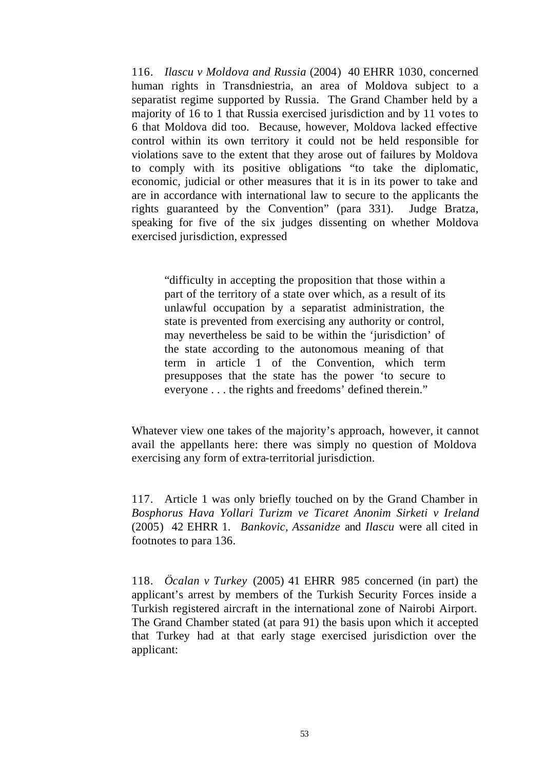116. *Ilascu v Moldova and Russia* (2004) 40 EHRR 1030, concerned human rights in Transdniestria, an area of Moldova subject to a separatist regime supported by Russia. The Grand Chamber held by a majority of 16 to 1 that Russia exercised jurisdiction and by 11 votes to 6 that Moldova did too. Because, however, Moldova lacked effective control within its own territory it could not be held responsible for violations save to the extent that they arose out of failures by Moldova to comply with its positive obligations "to take the diplomatic, economic, judicial or other measures that it is in its power to take and are in accordance with international law to secure to the applicants the rights guaranteed by the Convention" (para 331). Judge Bratza, speaking for five of the six judges dissenting on whether Moldova exercised jurisdiction, expressed

> "difficulty in accepting the proposition that those within a part of the territory of a state over which, as a result of its unlawful occupation by a separatist administration, the state is prevented from exercising any authority or control, may nevertheless be said to be within the 'jurisdiction' of the state according to the autonomous meaning of that term in article 1 of the Convention, which term presupposes that the state has the power 'to secure to everyone . . . the rights and freedoms' defined therein."

Whatever view one takes of the majority's approach, however, it cannot avail the appellants here: there was simply no question of Moldova exercising any form of extra-territorial jurisdiction.

117. Article 1 was only briefly touched on by the Grand Chamber in *Bosphorus Hava Yollari Turizm ve Ticaret Anonim Sirketi v Ireland* (2005) 42 EHRR 1. *Bankovic*, *Assanidze* and *Ilascu* were all cited in footnotes to para 136.

118. *Öcalan v Turkey* (2005) 41 EHRR 985 concerned (in part) the applicant's arrest by members of the Turkish Security Forces inside a Turkish registered aircraft in the international zone of Nairobi Airport. The Grand Chamber stated (at para 91) the basis upon which it accepted that Turkey had at that early stage exercised jurisdiction over the applicant: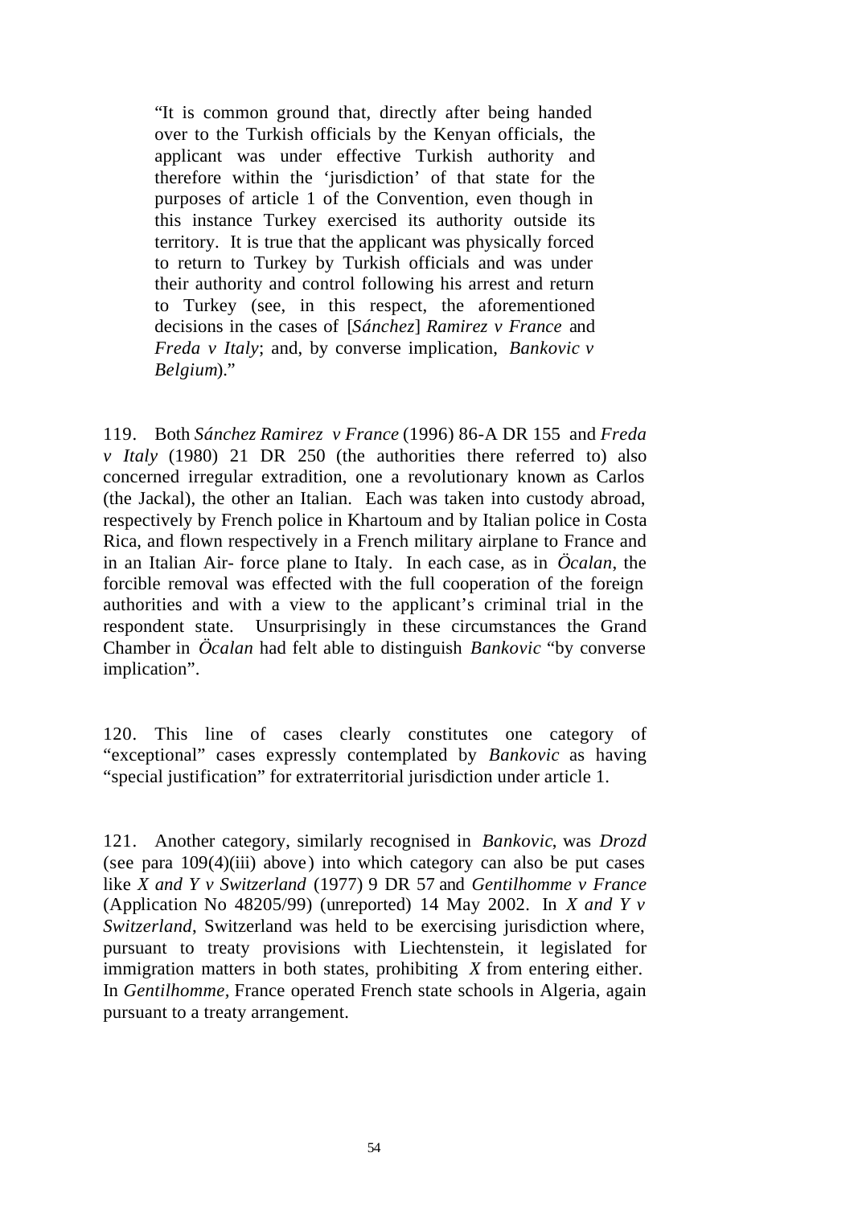> "It is common ground that, directly after being handed over to the Turkish officials by the Kenyan officials, the applicant was under effective Turkish authority and therefore within the 'jurisdiction' of that state for the purposes of article 1 of the Convention, even though in this instance Turkey exercised its authority outside its territory. It is true that the applicant was physically forced to return to Turkey by Turkish officials and was under their authority and control following his arrest and return to Turkey (see, in this respect, the aforementioned decisions in the cases of [*Sánchez*] *Ramirez v France* and *Freda v Italy*; and, by converse implication, *Bankovic v Belgium*)."

119. Both *Sánchez Ramirez v France* (1996) 86-A DR 155 and *Freda v Italy* (1980) 21 DR 250 (the authorities there referred to) also concerned irregular extradition, one a revolutionary known as Carlos (the Jackal), the other an Italian. Each was taken into custody abroad, respectively by French police in Khartoum and by Italian police in Costa Rica, and flown respectively in a French military airplane to France and in an Italian Air- force plane to Italy. In each case, as in *Öcalan*, the forcible removal was effected with the full cooperation of the foreign authorities and with a view to the applicant's criminal trial in the respondent state. Unsurprisingly in these circumstances the Grand Chamber in *Öcalan* had felt able to distinguish *Bankovic* "by converse implication".

120. This line of cases clearly constitutes one category of "exceptional" cases expressly contemplated by *Bankovic* as having "special justification" for extraterritorial jurisdiction under article 1.

121. Another category, similarly recognised in *Bankovic*, was *Drozd* (see para 109(4)(iii) above) into which category can also be put cases like *X and Y v Switzerland* (1977) 9 DR 57 and *Gentilhomme v France* (Application No 48205/99) (unreported) 14 May 2002. In *X and Y v Switzerland*, Switzerland was held to be exercising jurisdiction where, pursuant to treaty provisions with Liechtenstein, it legislated for immigration matters in both states, prohibiting *X* from entering either. In *Gentilhomme*, France operated French state schools in Algeria, again pursuant to a treaty arrangement.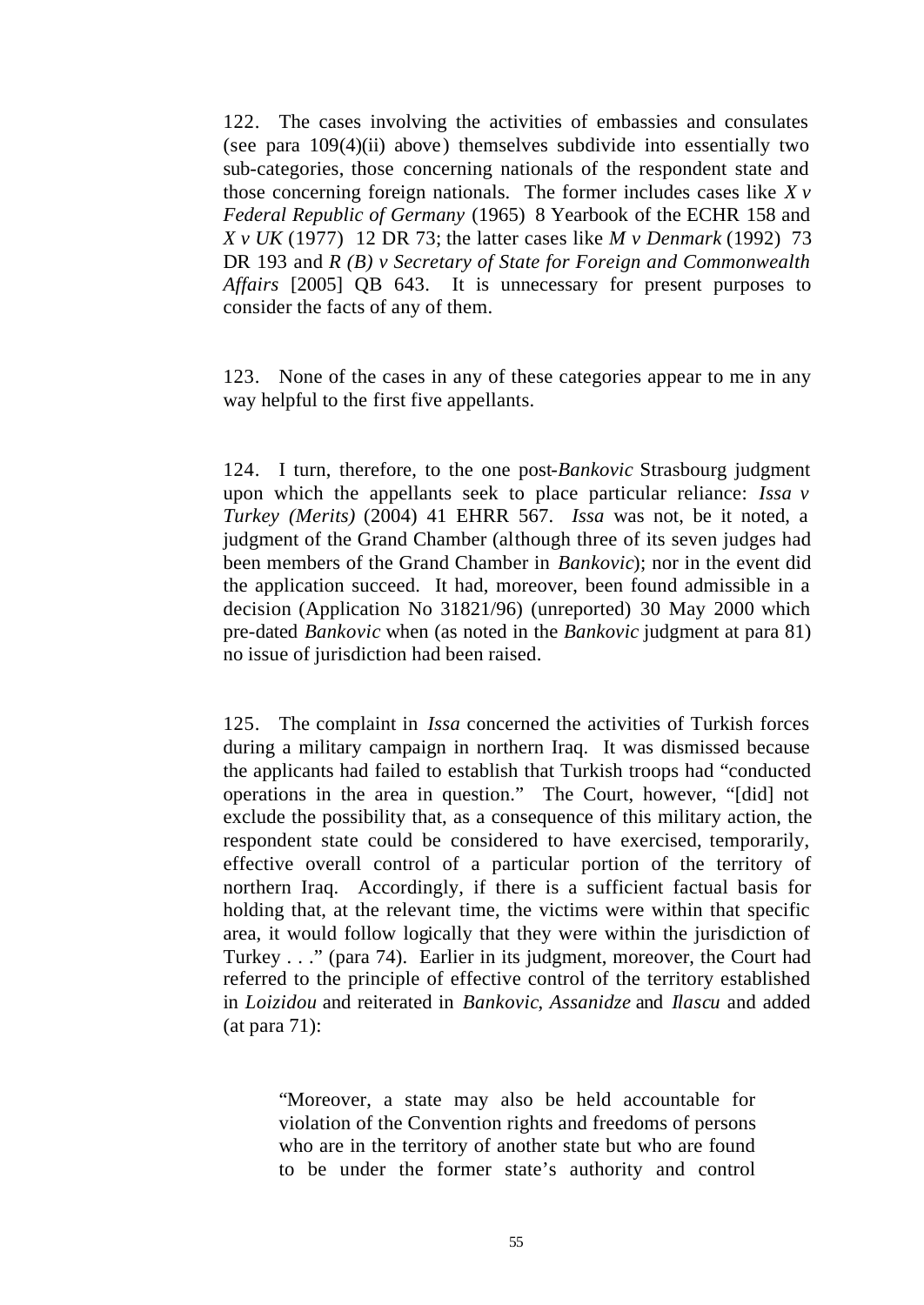122. The cases involving the activities of embassies and consulates (see para 109(4)(ii) above) themselves subdivide into essentially two sub-categories, those concerning nationals of the respondent state and those concerning foreign nationals. The former includes cases like *X v Federal Republic of Germany* (1965) 8 Yearbook of the ECHR 158 and *X v UK* (1977) 12 DR 73; the latter cases like *M v Denmark* (1992) 73 DR 193 and *R (B) v Secretary of State for Foreign and Commonwealth Affairs* [2005] QB 643. It is unnecessary for present purposes to consider the facts of any of them.

123. None of the cases in any of these categories appear to me in any way helpful to the first five appellants.

124. I turn, therefore, to the one post-*Bankovic* Strasbourg judgment upon which the appellants seek to place particular reliance: *Issa v Turkey (Merits)* (2004) 41 EHRR 567. *Issa* was not, be it noted, a judgment of the Grand Chamber (although three of its seven judges had been members of the Grand Chamber in *Bankovic*); nor in the event did the application succeed. It had, moreover, been found admissible in a decision (Application No 31821/96) (unreported) 30 May 2000 which pre-dated *Bankovic* when (as noted in the *Bankovic* judgment at para 81) no issue of jurisdiction had been raised.

125. The complaint in *Issa* concerned the activities of Turkish forces during a military campaign in northern Iraq. It was dismissed because the applicants had failed to establish that Turkish troops had "conducted operations in the area in question." The Court, however, "[did] not exclude the possibility that, as a consequence of this military action, the respondent state could be considered to have exercised, temporarily, effective overall control of a particular portion of the territory of northern Iraq. Accordingly, if there is a sufficient factual basis for holding that, at the relevant time, the victims were within that specific area, it would follow logically that they were within the jurisdiction of Turkey . . ." (para 74). Earlier in its judgment, moreover, the Court had referred to the principle of effective control of the territory established in *Loizidou* and reiterated in *Bankovic*, *Assanidze* and *Ilascu* and added (at para 71):

> "Moreover, a state may also be held accountable for violation of the Convention rights and freedoms of persons who are in the territory of another state but who are found to be under the former state's authority and control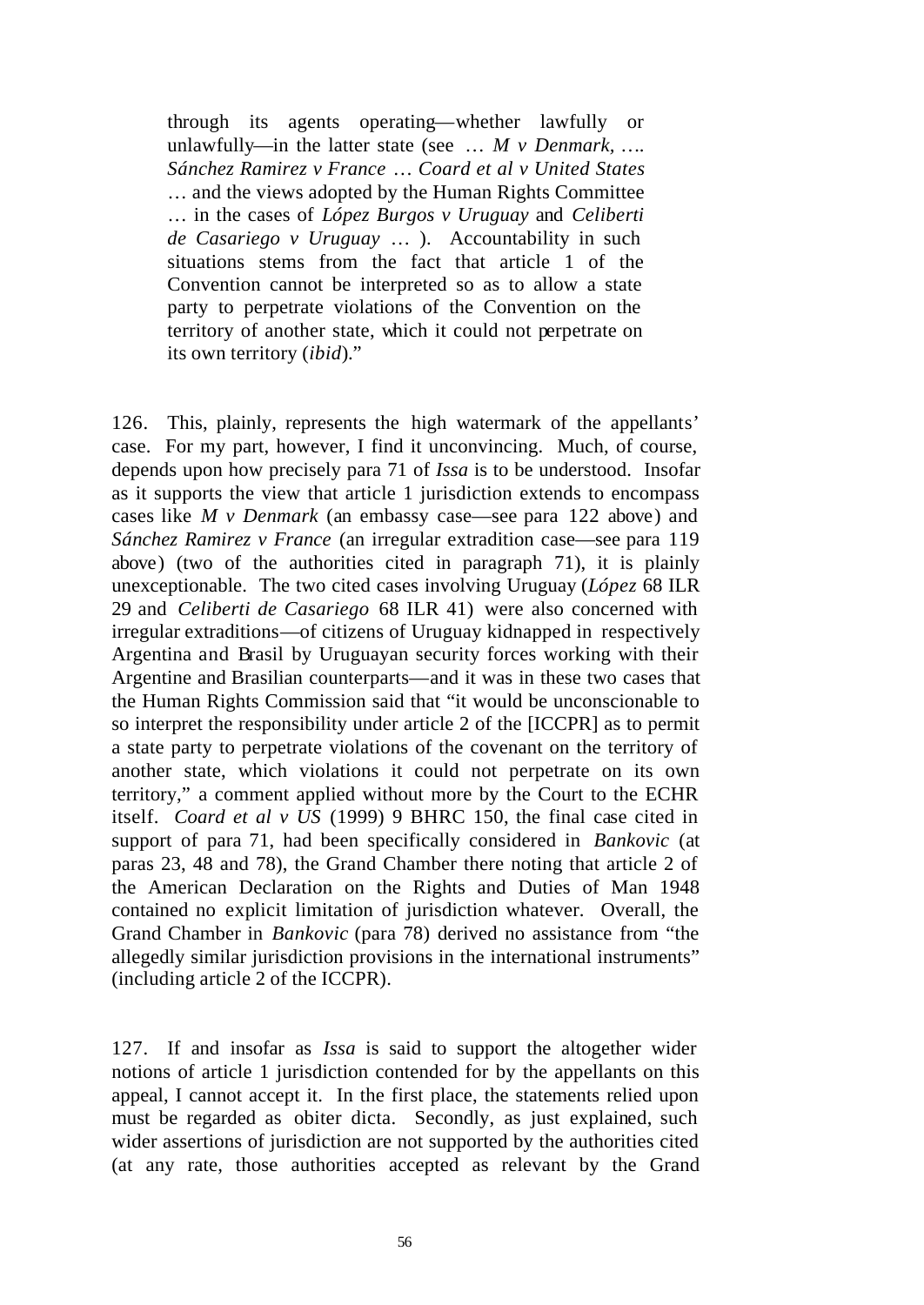> through its agents operating—whether lawfully or unlawfully—in the latter state (see … *M v Denmark*, …. *Sánchez Ramirez v France* … *Coard et al v United States* … and the views adopted by the Human Rights Committee … in the cases of *López Burgos v Uruguay* and *Celiberti de Casariego v Uruguay* … ). Accountability in such situations stems from the fact that article 1 of the Convention cannot be interpreted so as to allow a state party to perpetrate violations of the Convention on the territory of another state, which it could not perpetrate on its own territory (*ibid*)."

126. This, plainly, represents the high watermark of the appellants' case. For my part, however, I find it unconvincing. Much, of course, depends upon how precisely para 71 of *Issa* is to be understood. Insofar as it supports the view that article 1 jurisdiction extends to encompass cases like *M v Denmark* (an embassy case—see para 122 above) and *Sánchez Ramirez v France* (an irregular extradition case—see para 119 above) (two of the authorities cited in paragraph 71), it is plainly unexceptionable. The two cited cases involving Uruguay (*López* 68 ILR 29 and *Celiberti de Casariego* 68 ILR 41) were also concerned with irregular extraditions—of citizens of Uruguay kidnapped in respectively Argentina and Brasil by Uruguayan security forces working with their Argentine and Brasilian counterparts—and it was in these two cases that the Human Rights Commission said that "it would be unconscionable to so interpret the responsibility under article 2 of the [ICCPR] as to permit a state party to perpetrate violations of the covenant on the territory of another state, which violations it could not perpetrate on its own territory," a comment applied without more by the Court to the ECHR itself. *Coard et al v US* (1999) 9 BHRC 150, the final case cited in support of para 71, had been specifically considered in *Bankovic* (at paras 23, 48 and 78), the Grand Chamber there noting that article 2 of the American Declaration on the Rights and Duties of Man 1948 contained no explicit limitation of jurisdiction whatever. Overall, the Grand Chamber in *Bankovic* (para 78) derived no assistance from "the allegedly similar jurisdiction provisions in the international instruments" (including article 2 of the ICCPR).

127. If and insofar as *Issa* is said to support the altogether wider notions of article 1 jurisdiction contended for by the appellants on this appeal, I cannot accept it. In the first place, the statements relied upon must be regarded as obiter dicta. Secondly, as just explained, such wider assertions of jurisdiction are not supported by the authorities cited (at any rate, those authorities accepted as relevant by the Grand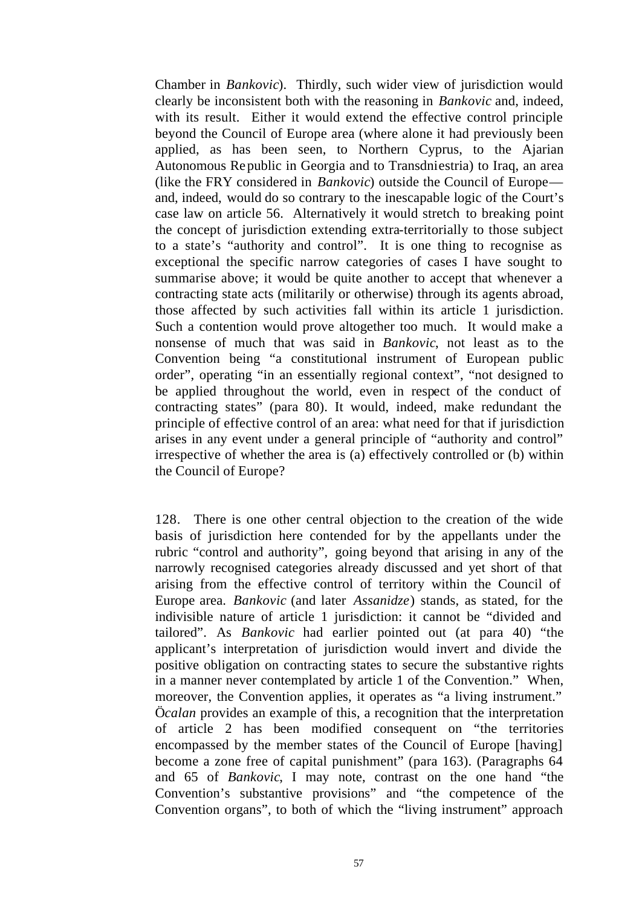Chamber in *Bankovic*). Thirdly, such wider view of jurisdiction would clearly be inconsistent both with the reasoning in *Bankovic* and, indeed, with its result. Either it would extend the effective control principle beyond the Council of Europe area (where alone it had previously been applied, as has been seen, to Northern Cyprus, to the Ajarian Autonomous Republic in Georgia and to Transdniestria) to Iraq, an area (like the FRY considered in *Bankovic*) outside the Council of Europe—and, indeed, would do so contrary to the inescapable logic of the Court's case law on article 56. Alternatively it would stretch to breaking point the concept of jurisdiction extending extra-territorially to those subject to a state's "authority and control". It is one thing to recognise as exceptional the specific narrow categories of cases I have sought to summarise above; it would be quite another to accept that whenever a contracting state acts (militarily or otherwise) through its agents abroad, those affected by such activities fall within its article 1 jurisdiction. Such a contention would prove altogether too much. It would make a nonsense of much that was said in *Bankovic*, not least as to the Convention being "a constitutional instrument of European public order", operating "in an essentially regional context", "not designed to be applied throughout the world, even in respect of the conduct of contracting states" (para 80). It would, indeed, make redundant the principle of effective control of an area: what need for that if jurisdiction arises in any event under a general principle of "authority and control" irrespective of whether the area is (a) effectively controlled or (b) within the Council of Europe?

128. There is one other central objection to the creation of the wide basis of jurisdiction here contended for by the appellants under the rubric "control and authority", going beyond that arising in any of the narrowly recognised categories already discussed and yet short of that arising from the effective control of territory within the Council of Europe area. *Bankovic* (and later *Assanidze*) stands, as stated, for the indivisible nature of article 1 jurisdiction: it cannot be "divided and tailored". As *Bankovic* had earlier pointed out (at para 40) "the applicant's interpretation of jurisdiction would invert and divide the positive obligation on contracting states to secure the substantive rights in a manner never contemplated by article 1 of the Convention." When, moreover, the Convention applies, it operates as "a living instrument." *Öcalan* provides an example of this, a recognition that the interpretation of article 2 has been modified consequent on "the territories encompassed by the member states of the Council of Europe [having] become a zone free of capital punishment" (para 163). (Paragraphs 64 and 65 of *Bankovic*, I may note, contrast on the one hand "the Convention's substantive provisions" and "the competence of the Convention organs", to both of which the "living instrument" approach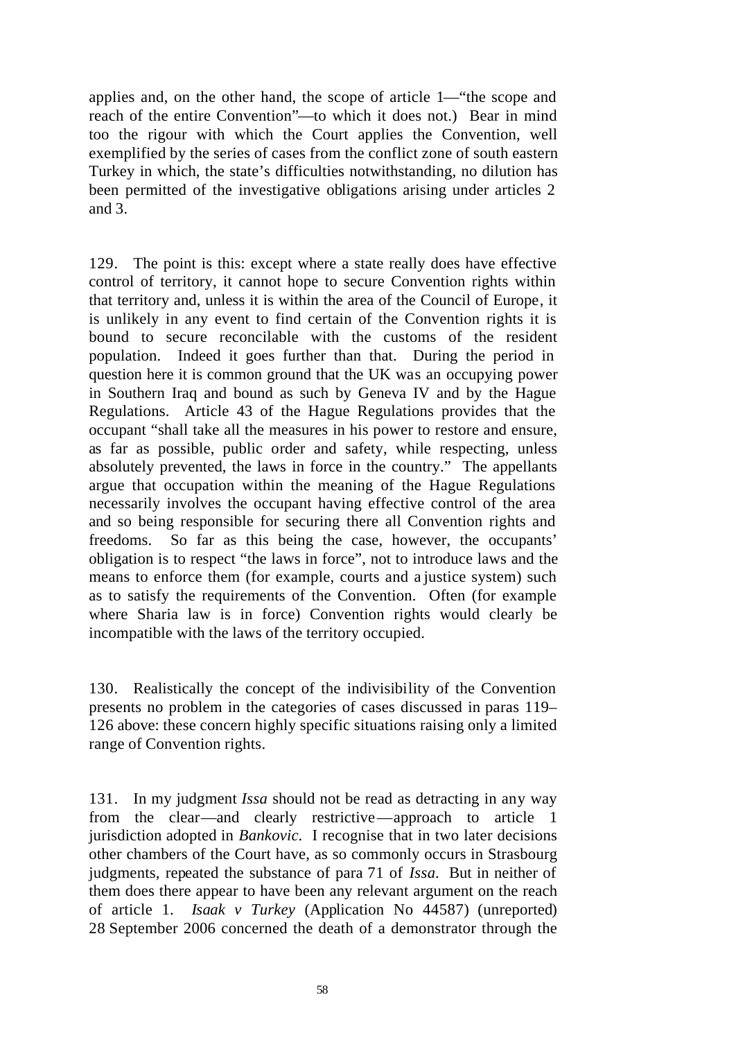applies and, on the other hand, the scope of article 1—"the scope and reach of the entire Convention"—to which it does not.) Bear in mind too the rigour with which the Court applies the Convention, well exemplified by the series of cases from the conflict zone of south eastern Turkey in which, the state's difficulties notwithstanding, no dilution has been permitted of the investigative obligations arising under articles 2 and 3.

129. The point is this: except where a state really does have effective control of territory, it cannot hope to secure Convention rights within that territory and, unless it is within the area of the Council of Europe, it is unlikely in any event to find certain of the Convention rights it is bound to secure reconcilable with the customs of the resident population. Indeed it goes further than that. During the period in question here it is common ground that the UK was an occupying power in Southern Iraq and bound as such by Geneva IV and by the Hague Regulations. Article 43 of the Hague Regulations provides that the occupant "shall take all the measures in his power to restore and ensure, as far as possible, public order and safety, while respecting, unless absolutely prevented, the laws in force in the country." The appellants argue that occupation within the meaning of the Hague Regulations necessarily involves the occupant having effective control of the area and so being responsible for securing there all Convention rights and freedoms. So far as this being the case, however, the occupants' obligation is to respect "the laws in force", not to introduce laws and the means to enforce them (for example, courts and a justice system) such as to satisfy the requirements of the Convention. Often (for example where Sharia law is in force) Convention rights would clearly be incompatible with the laws of the territory occupied.

130. Realistically the concept of the indivisibility of the Convention presents no problem in the categories of cases discussed in paras 119–126 above: these concern highly specific situations raising only a limited range of Convention rights.

131. In my judgment *Issa* should not be read as detracting in any way from the clear—and clearly restrictive—approach to article 1 jurisdiction adopted in *Bankovic*. I recognise that in two later decisions other chambers of the Court have, as so commonly occurs in Strasbourg judgments, repeated the substance of para 71 of *Issa*. But in neither of them does there appear to have been any relevant argument on the reach of article 1. *Isaak v Turkey* (Application No 44587) (unreported) 28 September 2006 concerned the death of a demonstrator through the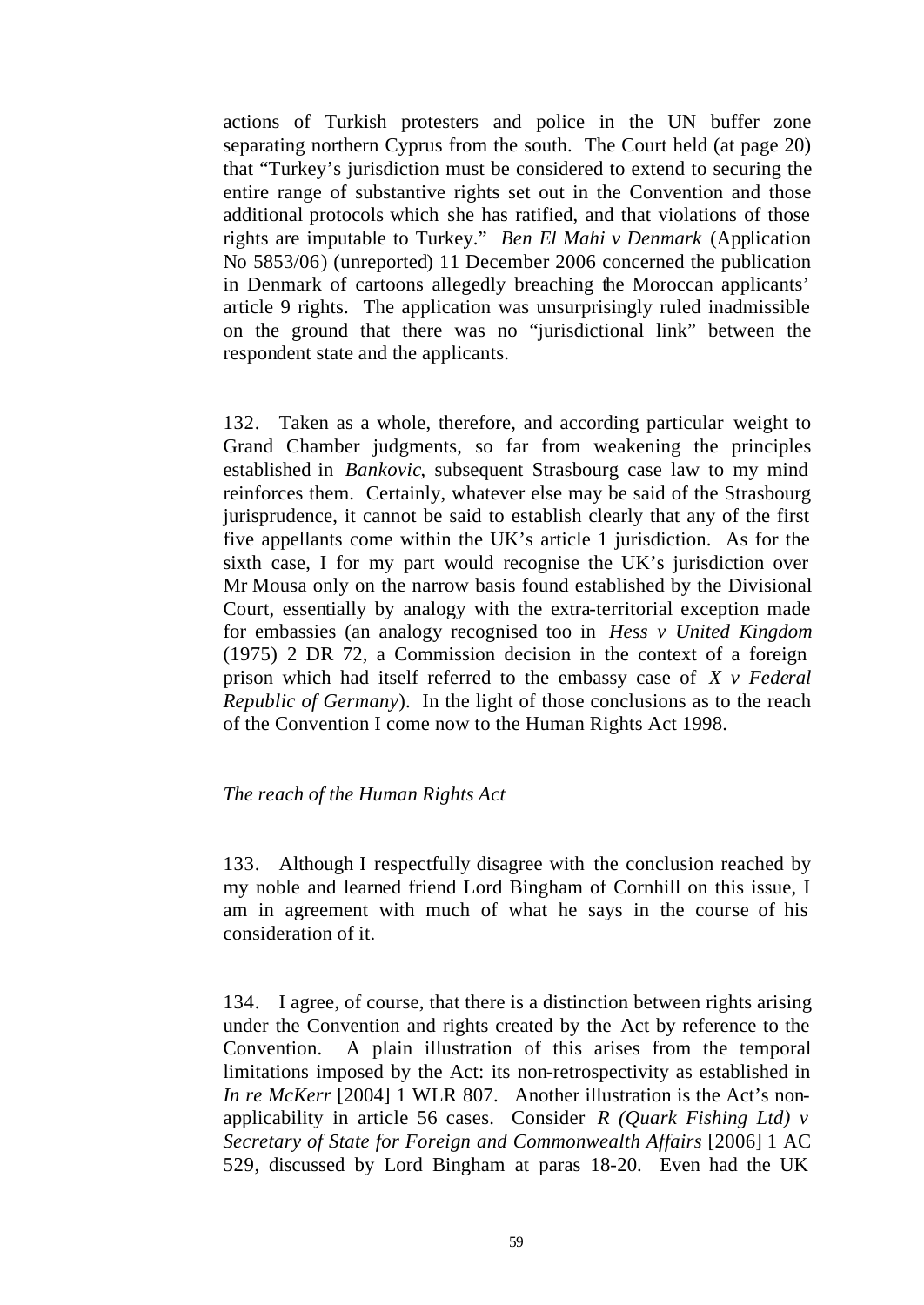actions of Turkish protesters and police in the UN buffer zone separating northern Cyprus from the south. The Court held (at page 20) that "Turkey's jurisdiction must be considered to extend to securing the entire range of substantive rights set out in the Convention and those additional protocols which she has ratified, and that violations of those rights are imputable to Turkey." *Ben El Mahi v Denmark* (Application No 5853/06) (unreported) 11 December 2006 concerned the publication in Denmark of cartoons allegedly breaching the Moroccan applicants' article 9 rights. The application was unsurprisingly ruled inadmissible on the ground that there was no "jurisdictional link" between the respondent state and the applicants.

132. Taken as a whole, therefore, and according particular weight to Grand Chamber judgments, so far from weakening the principles established in *Bankovic*, subsequent Strasbourg case law to my mind reinforces them. Certainly, whatever else may be said of the Strasbourg jurisprudence, it cannot be said to establish clearly that any of the first five appellants come within the UK's article 1 jurisdiction. As for the sixth case, I for my part would recognise the UK's jurisdiction over Mr Mousa only on the narrow basis found established by the Divisional Court, essentially by analogy with the extra-territorial exception made for embassies (an analogy recognised too in *Hess v United Kingdom* (1975) 2 DR 72, a Commission decision in the context of a foreign prison which had itself referred to the embassy case of *X v Federal Republic of Germany*). In the light of those conclusions as to the reach of the Convention I come now to the Human Rights Act 1998.

*The reach of the Human Rights Act*

133. Although I respectfully disagree with the conclusion reached by my noble and learned friend Lord Bingham of Cornhill on this issue, I am in agreement with much of what he says in the course of his consideration of it.

134. I agree, of course, that there is a distinction between rights arising under the Convention and rights created by the Act by reference to the Convention. A plain illustration of this arises from the temporal limitations imposed by the Act: its non-retrospectivity as established in *In re McKerr* [2004] 1 WLR 807. Another illustration is the Act's non-applicability in article 56 cases. Consider *R (Quark Fishing Ltd) v Secretary of State for Foreign and Commonwealth Affairs* [2006] 1 AC 529, discussed by Lord Bingham at paras 18-20. Even had the UK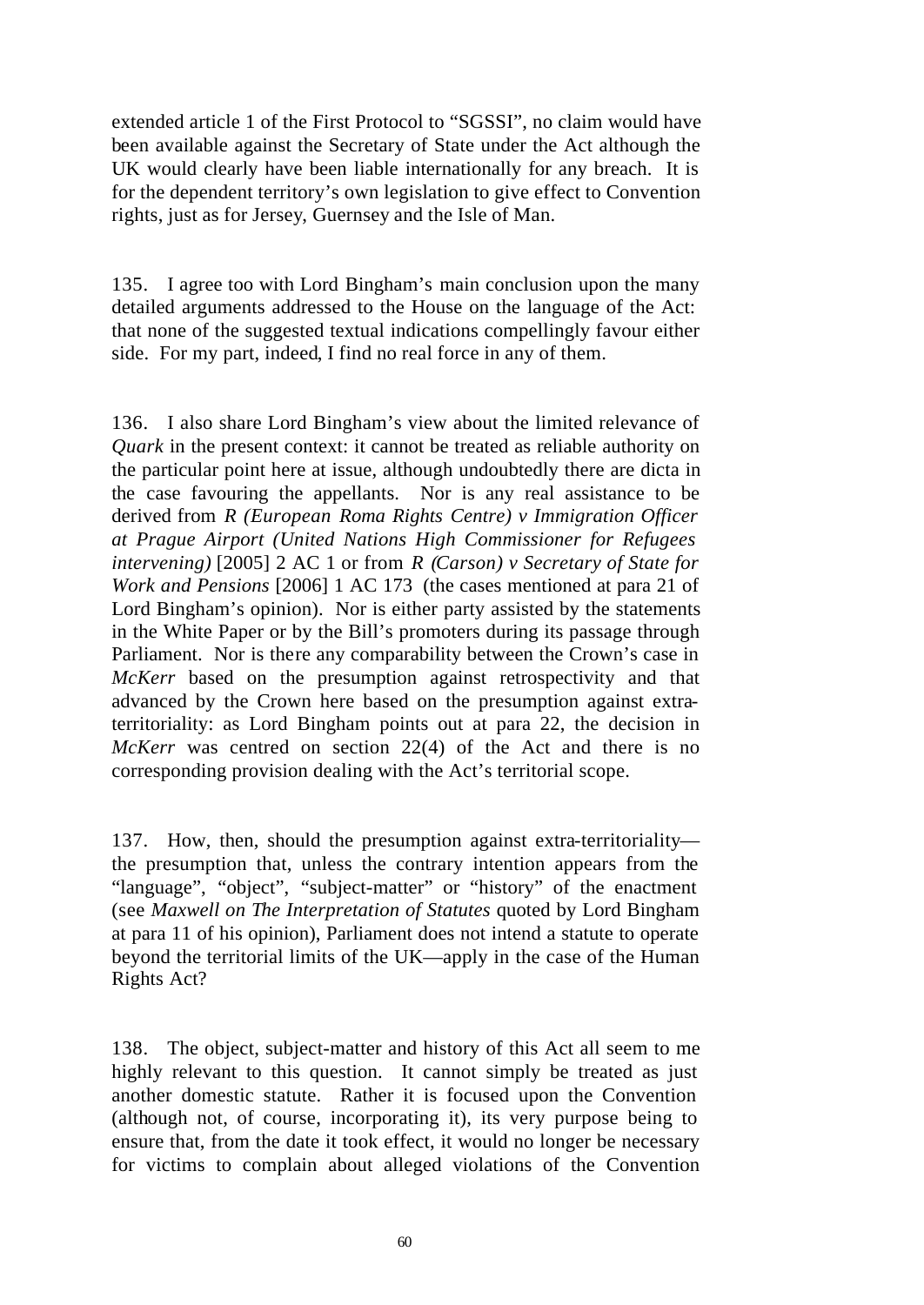extended article 1 of the First Protocol to "SGSSI", no claim would have been available against the Secretary of State under the Act although the UK would clearly have been liable internationally for any breach. It is for the dependent territory's own legislation to give effect to Convention rights, just as for Jersey, Guernsey and the Isle of Man.

135. I agree too with Lord Bingham's main conclusion upon the many detailed arguments addressed to the House on the language of the Act: that none of the suggested textual indications compellingly favour either side. For my part, indeed, I find no real force in any of them.

136. I also share Lord Bingham's view about the limited relevance of *Quark* in the present context: it cannot be treated as reliable authority on the particular point here at issue, although undoubtedly there are dicta in the case favouring the appellants. Nor is any real assistance to be derived from *R (European Roma Rights Centre) v Immigration Officer at Prague Airport (United Nations High Commissioner for Refugees intervening)* [2005] 2 AC 1 or from *R (Carson) v Secretary of State for Work and Pensions* [2006] 1 AC 173 (the cases mentioned at para 21 of Lord Bingham's opinion). Nor is either party assisted by the statements in the White Paper or by the Bill's promoters during its passage through Parliament. Nor is there any comparability between the Crown's case in *McKerr* based on the presumption against retrospectivity and that advanced by the Crown here based on the presumption against extra-territoriality: as Lord Bingham points out at para 22, the decision in *McKerr* was centred on section 22(4) of the Act and there is no corresponding provision dealing with the Act's territorial scope.

137. How, then, should the presumption against extra-territoriality—the presumption that, unless the contrary intention appears from the "language", "object", "subject-matter" or "history" of the enactment (see *Maxwell on The Interpretation of Statutes* quoted by Lord Bingham at para 11 of his opinion), Parliament does not intend a statute to operate beyond the territorial limits of the UK—apply in the case of the Human Rights Act?

138. The object, subject-matter and history of this Act all seem to me highly relevant to this question. It cannot simply be treated as just another domestic statute. Rather it is focused upon the Convention (although not, of course, incorporating it), its very purpose being to ensure that, from the date it took effect, it would no longer be necessary for victims to complain about alleged violations of the Convention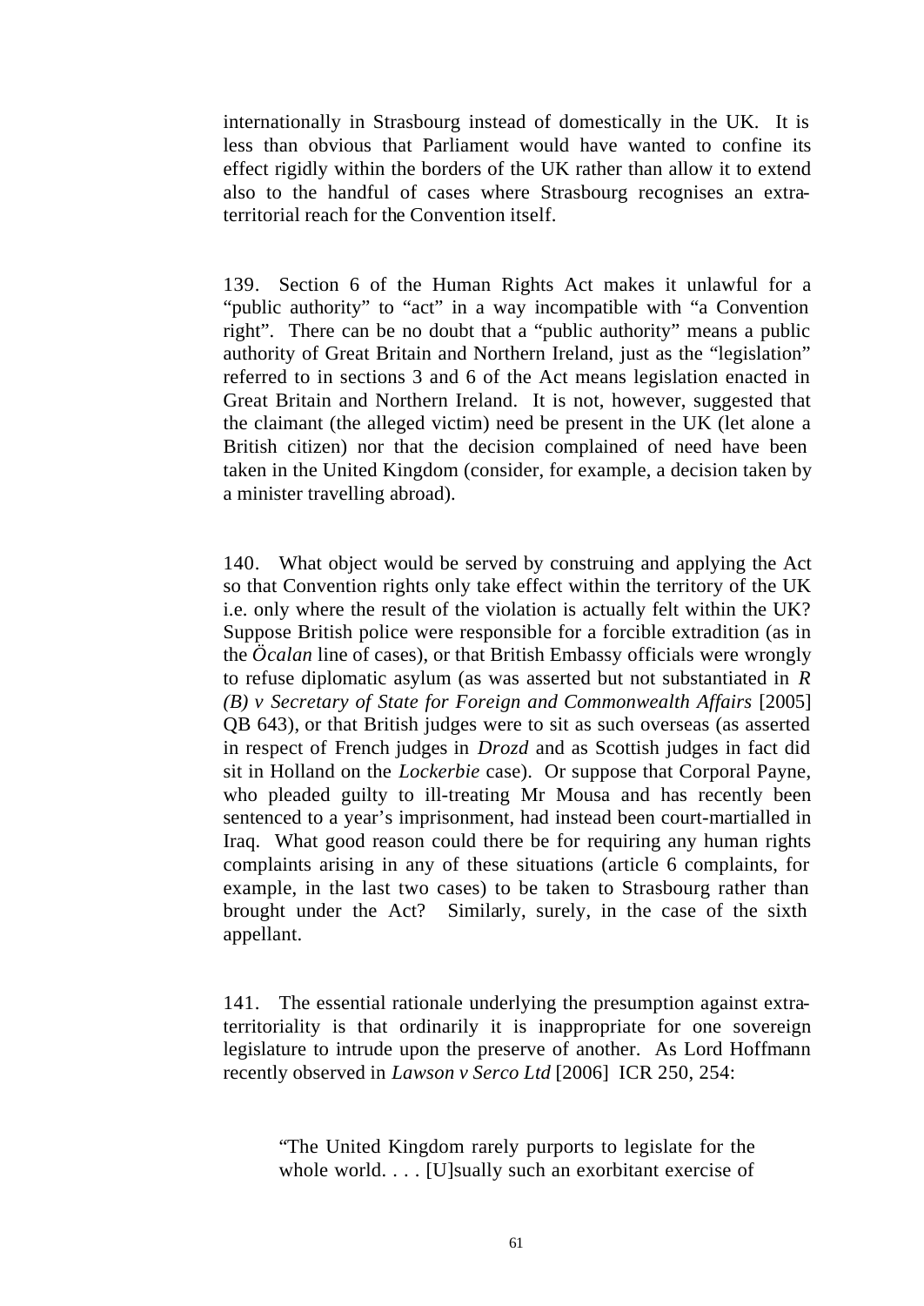internationally in Strasbourg instead of domestically in the UK. It is less than obvious that Parliament would have wanted to confine its effect rigidly within the borders of the UK rather than allow it to extend also to the handful of cases where Strasbourg recognises an extra-territorial reach for the Convention itself.

139. Section 6 of the Human Rights Act makes it unlawful for a "public authority" to "act" in a way incompatible with "a Convention right". There can be no doubt that a "public authority" means a public authority of Great Britain and Northern Ireland, just as the "legislation" referred to in sections 3 and 6 of the Act means legislation enacted in Great Britain and Northern Ireland. It is not, however, suggested that the claimant (the alleged victim) need be present in the UK (let alone a British citizen) nor that the decision complained of need have been taken in the United Kingdom (consider, for example, a decision taken by a minister travelling abroad).

140. What object would be served by construing and applying the Act so that Convention rights only take effect within the territory of the UK i.e. only where the result of the violation is actually felt within the UK? Suppose British police were responsible for a forcible extradition (as in the *Öcalan* line of cases), or that British Embassy officials were wrongly to refuse diplomatic asylum (as was asserted but not substantiated in *R (B) v Secretary of State for Foreign and Commonwealth Affairs* [2005] QB 643), or that British judges were to sit as such overseas (as asserted in respect of French judges in *Drozd* and as Scottish judges in fact did sit in Holland on the *Lockerbie* case). Or suppose that Corporal Payne, who pleaded guilty to ill-treating Mr Mousa and has recently been sentenced to a year's imprisonment, had instead been court-martialled in Iraq. What good reason could there be for requiring any human rights complaints arising in any of these situations (article 6 complaints, for example, in the last two cases) to be taken to Strasbourg rather than brought under the Act? Similarly, surely, in the case of the sixth appellant.

141. The essential rationale underlying the presumption against extra-territoriality is that ordinarily it is inappropriate for one sovereign legislature to intrude upon the preserve of another. As Lord Hoffmann recently observed in *Lawson v Serco Ltd* [2006] ICR 250, 254:

> "The United Kingdom rarely purports to legislate for the whole world. . . . [U]sually such an exorbitant exercise of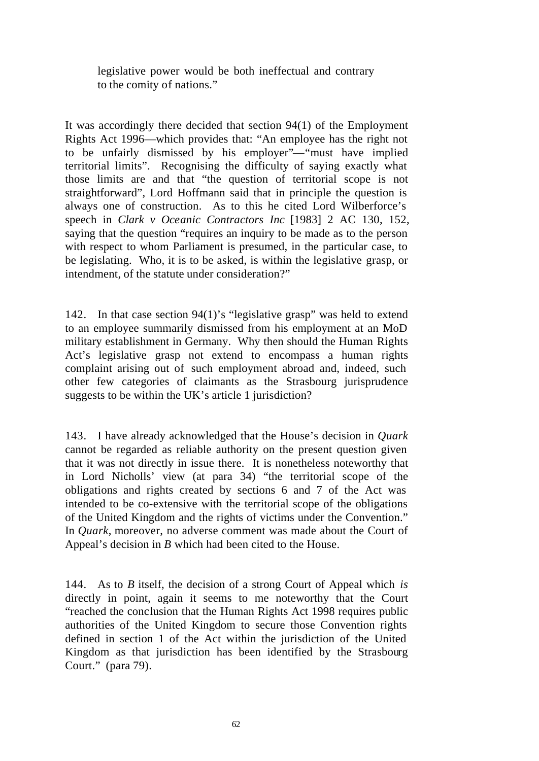> legislative power would be both ineffectual and contrary to the comity of nations."

It was accordingly there decided that section 94(1) of the Employment Rights Act 1996—which provides that: "An employee has the right not to be unfairly dismissed by his employer"—"must have implied territorial limits". Recognising the difficulty of saying exactly what those limits are and that "the question of territorial scope is not straightforward", Lord Hoffmann said that in principle the question is always one of construction. As to this he cited Lord Wilberforce's speech in *Clark v Oceanic Contractors Inc* [1983] 2 AC 130, 152, saying that the question "requires an inquiry to be made as to the person with respect to whom Parliament is presumed, in the particular case, to be legislating. Who, it is to be asked, is within the legislative grasp, or intendment, of the statute under consideration?"

142. In that case section 94(1)'s "legislative grasp" was held to extend to an employee summarily dismissed from his employment at an MoD military establishment in Germany. Why then should the Human Rights Act's legislative grasp not extend to encompass a human rights complaint arising out of such employment abroad and, indeed, such other few categories of claimants as the Strasbourg jurisprudence suggests to be within the UK's article 1 jurisdiction?

143. I have already acknowledged that the House's decision in *Quark* cannot be regarded as reliable authority on the present question given that it was not directly in issue there. It is nonetheless noteworthy that in Lord Nicholls' view (at para 34) "the territorial scope of the obligations and rights created by sections 6 and 7 of the Act was intended to be co-extensive with the territorial scope of the obligations of the United Kingdom and the rights of victims under the Convention." In *Quark*, moreover, no adverse comment was made about the Court of Appeal's decision in *B* which had been cited to the House.

144. As to *B* itself, the decision of a strong Court of Appeal which *is* directly in point, again it seems to me noteworthy that the Court "reached the conclusion that the Human Rights Act 1998 requires public authorities of the United Kingdom to secure those Convention rights defined in section 1 of the Act within the jurisdiction of the United Kingdom as that jurisdiction has been identified by the Strasbourg Court." (para 79).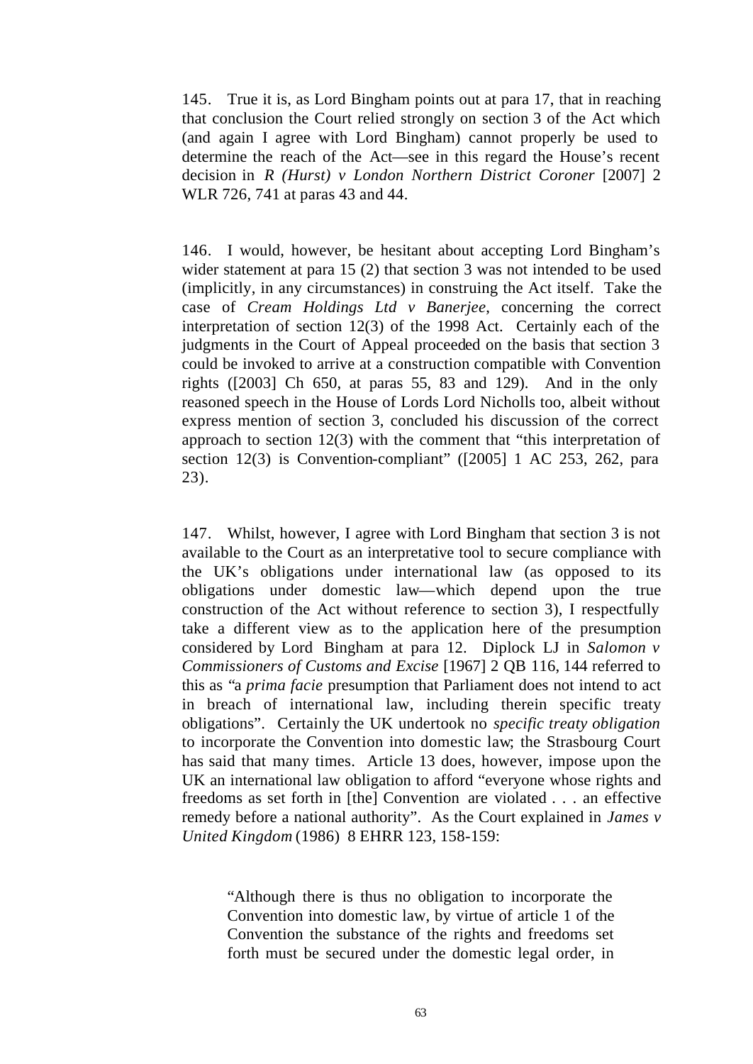145. True it is, as Lord Bingham points out at para 17, that in reaching that conclusion the Court relied strongly on section 3 of the Act which (and again I agree with Lord Bingham) cannot properly be used to determine the reach of the Act—see in this regard the House's recent decision in *R (Hurst) v London Northern District Coroner* [2007] 2 WLR 726, 741 at paras 43 and 44.

146. I would, however, be hesitant about accepting Lord Bingham's wider statement at para 15 (2) that section 3 was not intended to be used (implicitly, in any circumstances) in construing the Act itself. Take the case of *Cream Holdings Ltd v Banerjee*, concerning the correct interpretation of section 12(3) of the 1998 Act. Certainly each of the judgments in the Court of Appeal proceeded on the basis that section 3 could be invoked to arrive at a construction compatible with Convention rights ([2003] Ch 650, at paras 55, 83 and 129). And in the only reasoned speech in the House of Lords Lord Nicholls too, albeit without express mention of section 3, concluded his discussion of the correct approach to section 12(3) with the comment that "this interpretation of section 12(3) is Convention-compliant" ([2005] 1 AC 253, 262, para 23).

147. Whilst, however, I agree with Lord Bingham that section 3 is not available to the Court as an interpretative tool to secure compliance with the UK's obligations under international law (as opposed to its obligations under domestic law—which depend upon the true construction of the Act without reference to section 3), I respectfully take a different view as to the application here of the presumption considered by Lord Bingham at para 12. Diplock LJ in *Salomon v Commissioners of Customs and Excise* [1967] 2 QB 116, 144 referred to this as "a *prima facie* presumption that Parliament does not intend to act in breach of international law, including therein specific treaty obligations". Certainly the UK undertook no *specific treaty obligation* to incorporate the Convention into domestic law; the Strasbourg Court has said that many times. Article 13 does, however, impose upon the UK an international law obligation to afford "everyone whose rights and freedoms as set forth in [the] Convention are violated . . . an effective remedy before a national authority". As the Court explained in *James v United Kingdom* (1986) 8 EHRR 123, 158-159:

> "Although there is thus no obligation to incorporate the Convention into domestic law, by virtue of article 1 of the Convention the substance of the rights and freedoms set forth must be secured under the domestic legal order, in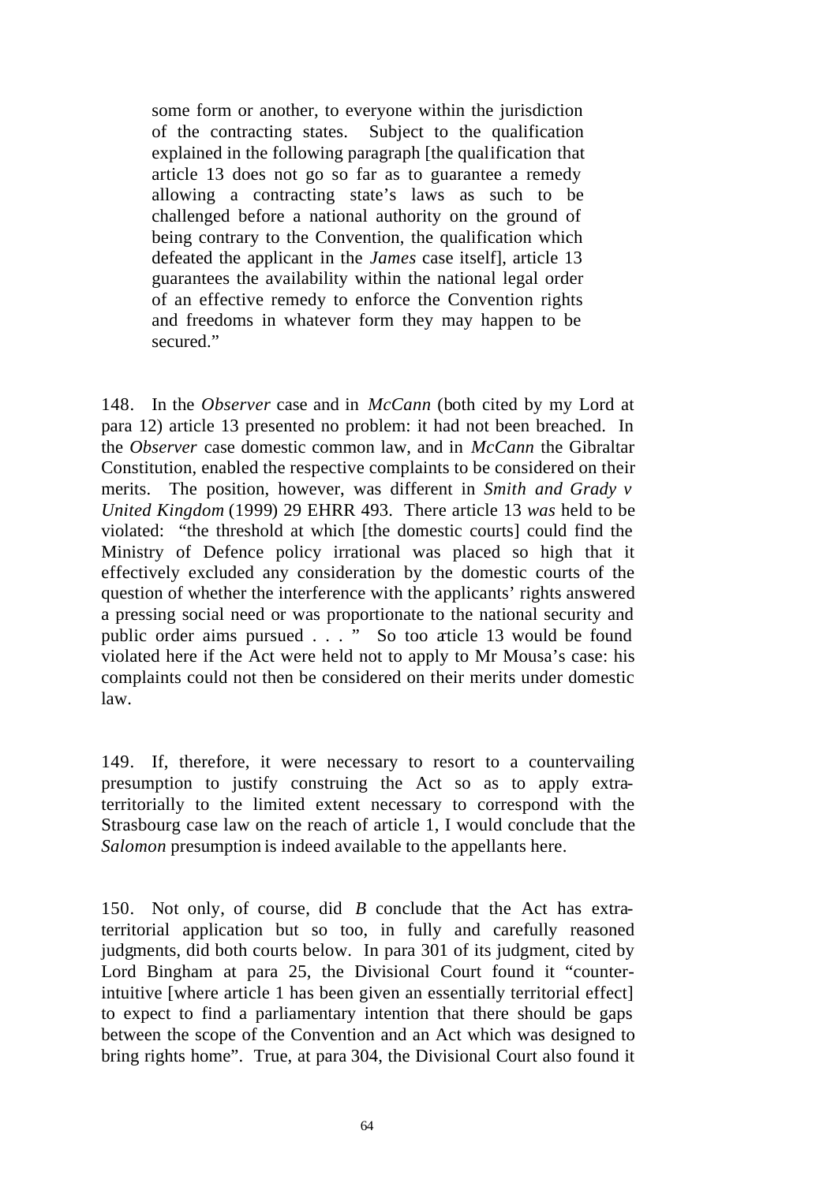> some form or another, to everyone within the jurisdiction of the contracting states. Subject to the qualification explained in the following paragraph [the qualification that article 13 does not go so far as to guarantee a remedy allowing a contracting state's laws as such to be challenged before a national authority on the ground of being contrary to the Convention, the qualification which defeated the applicant in the *James* case itself], article 13 guarantees the availability within the national legal order of an effective remedy to enforce the Convention rights and freedoms in whatever form they may happen to be secured."

148. In the *Observer* case and in *McCann* (both cited by my Lord at para 12) article 13 presented no problem: it had not been breached. In the *Observer* case domestic common law, and in *McCann* the Gibraltar Constitution, enabled the respective complaints to be considered on their merits. The position, however, was different in *Smith and Grady v United Kingdom* (1999) 29 EHRR 493. There article 13 *was* held to be violated: "the threshold at which [the domestic courts] could find the Ministry of Defence policy irrational was placed so high that it effectively excluded any consideration by the domestic courts of the question of whether the interference with the applicants' rights answered a pressing social need or was proportionate to the national security and public order aims pursued . . . " So too article 13 would be found violated here if the Act were held not to apply to Mr Mousa's case: his complaints could not then be considered on their merits under domestic law.

149. If, therefore, it were necessary to resort to a countervailing presumption to justify construing the Act so as to apply extra-territorially to the limited extent necessary to correspond with the Strasbourg case law on the reach of article 1, I would conclude that the *Salomon* presumption is indeed available to the appellants here.

150. Not only, of course, did *B* conclude that the Act has extra-territorial application but so too, in fully and carefully reasoned judgments, did both courts below. In para 301 of its judgment, cited by Lord Bingham at para 25, the Divisional Court found it "counter-intuitive [where article 1 has been given an essentially territorial effect] to expect to find a parliamentary intention that there should be gaps between the scope of the Convention and an Act which was designed to bring rights home". True, at para 304, the Divisional Court also found it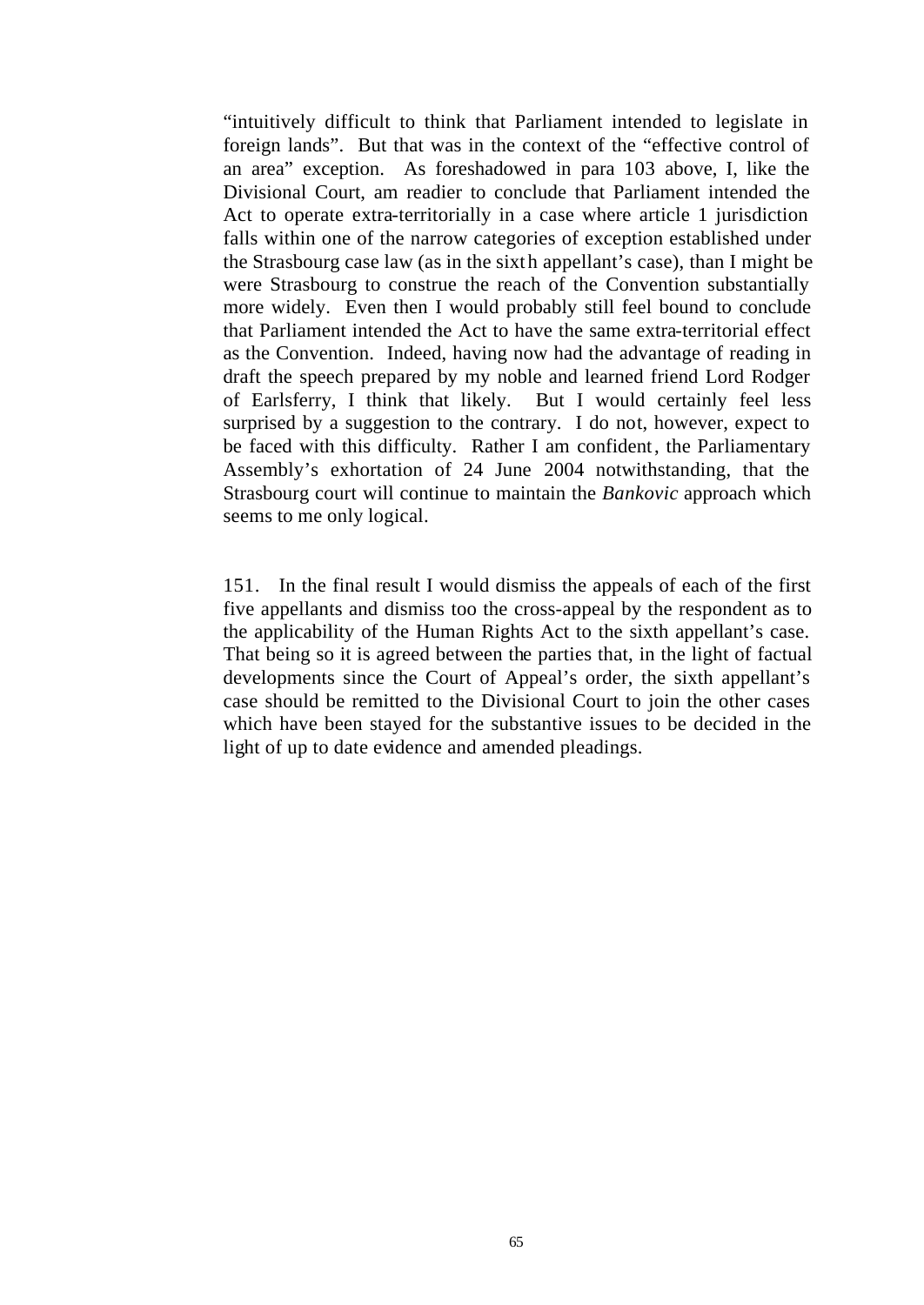"intuitively difficult to think that Parliament intended to legislate in foreign lands". But that was in the context of the "effective control of an area" exception. As foreshadowed in para 103 above, I, like the Divisional Court, am readier to conclude that Parliament intended the Act to operate extra-territorially in a case where article 1 jurisdiction falls within one of the narrow categories of exception established under the Strasbourg case law (as in the sixth appellant's case), than I might be were Strasbourg to construe the reach of the Convention substantially more widely. Even then I would probably still feel bound to conclude that Parliament intended the Act to have the same extra-territorial effect as the Convention. Indeed, having now had the advantage of reading in draft the speech prepared by my noble and learned friend Lord Rodger of Earlsferry, I think that likely. But I would certainly feel less surprised by a suggestion to the contrary. I do not, however, expect to be faced with this difficulty. Rather I am confident, the Parliamentary Assembly's exhortation of 24 June 2004 notwithstanding, that the Strasbourg court will continue to maintain the *Bankovic* approach which seems to me only logical.

151. In the final result I would dismiss the appeals of each of the first five appellants and dismiss too the cross-appeal by the respondent as to the applicability of the Human Rights Act to the sixth appellant's case. That being so it is agreed between the parties that, in the light of factual developments since the Court of Appeal's order, the sixth appellant's case should be remitted to the Divisional Court to join the other cases which have been stayed for the substantive issues to be decided in the light of up to date evidence and amended pleadings.